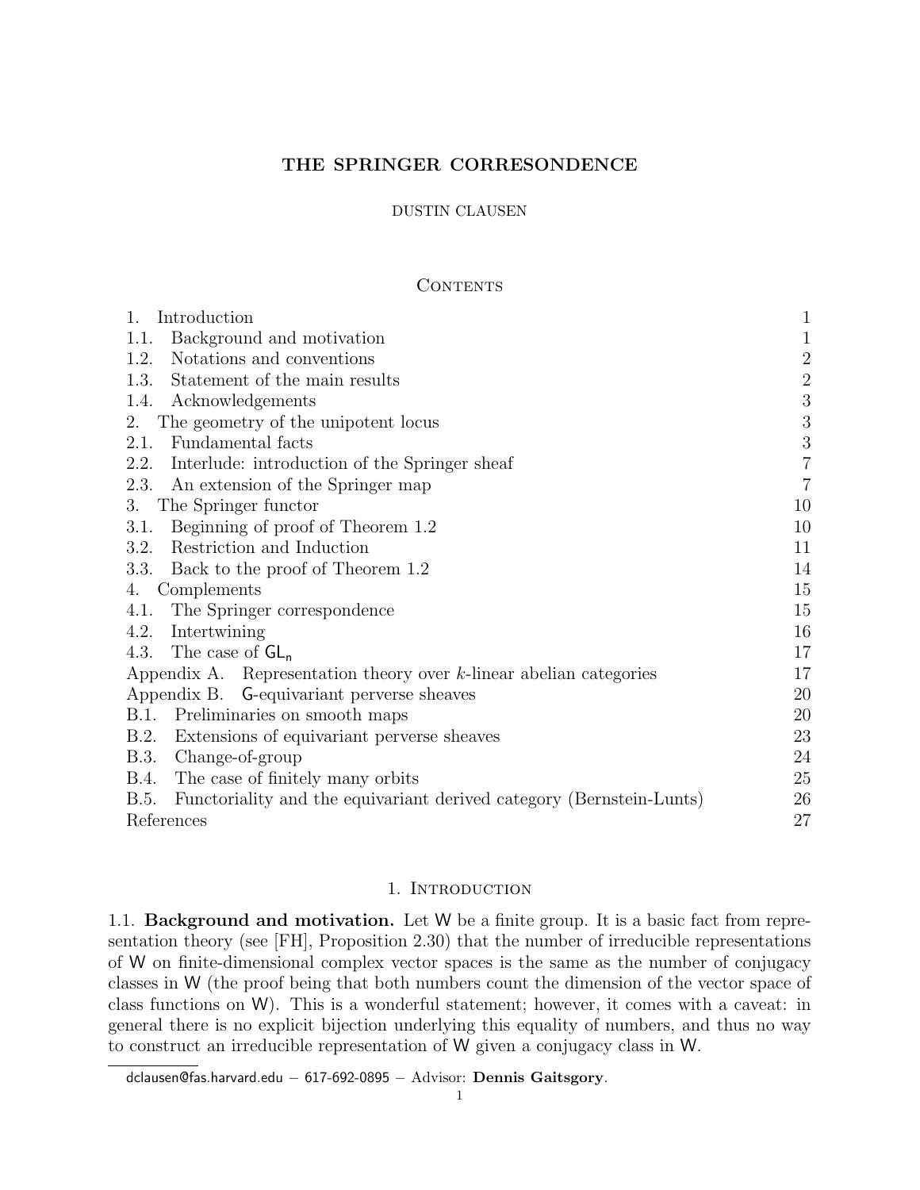# THE SPRINGER CORRESONDENCE

DUSTIN CLAUSEN

## Contents

| | |
|---|---|
| 1. Introduction | 1 |
| 1.1. Background and motivation | 1 |
| 1.2. Notations and conventions | 2 |
| 1.3. Statement of the main results | 2 |
| 1.4. Acknowledgements | 3 |
| 2. The geometry of the unipotent locus | 3 |
| 2.1. Fundamental facts | 3 |
| 2.2. Interlude: introduction of the Springer sheaf | 7 |
| 2.3. An extension of the Springer map | 7 |
| 3. The Springer functor | 10 |
| 3.1. Beginning of proof of Theorem 1.2 | 10 |
| 3.2. Restriction and Induction | 11 |
| 3.3. Back to the proof of Theorem 1.2 | 14 |
| 4. Complements | 15 |
| 4.1. The Springer correspondence | 15 |
| 4.2. Intertwining | 16 |
| 4.3. The case of $\mathsf{GL_n}$ | 17 |
| Appendix A. Representation theory over $k$-linear abelian categories | 17 |
| Appendix B. $\mathsf{G}$-equivariant perverse sheaves | 20 |
| B.1. Preliminaries on smooth maps | 20 |
| B.2. Extensions of equivariant perverse sheaves | 23 |
| B.3. Change-of-group | 24 |
| B.4. The case of finitely many orbits | 25 |
| B.5. Functoriality and the equivariant derived category (Bernstein-Lunts) | 26 |
| References | 27 |

## 1. Introduction

1.1. **Background and motivation.** Let $\mathsf{W}$ be a finite group. It is a basic fact from representation theory (see [FH], Proposition 2.30) that the number of irreducible representations of $\mathsf{W}$ on finite-dimensional complex vector spaces is the same as the number of conjugacy classes in $\mathsf{W}$ (the proof being that both numbers count the dimension of the vector space of class functions on $\mathsf{W}$). This is a wonderful statement; however, it comes with a caveat: in general there is no explicit bijection underlying this equality of numbers, and thus no way to construct an irreducible representation of $\mathsf{W}$ given a conjugacy class in $\mathsf{W}$.

dclausen@fas.harvard.edu – 617-692-0895 – Advisor: **Dennis Gaitsgory**.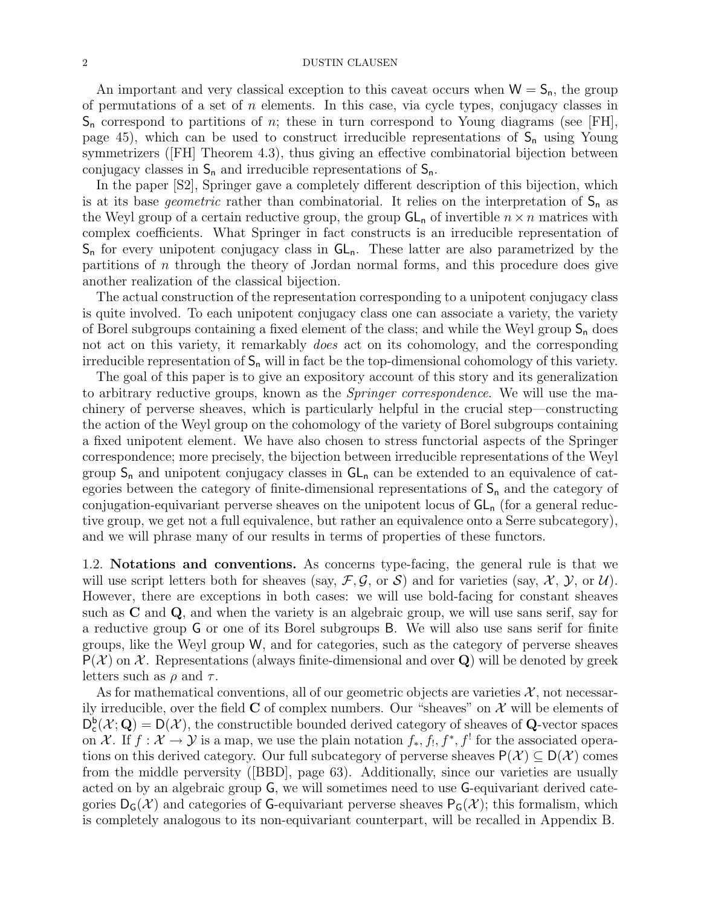An important and very classical exception to this caveat occurs when $\mathsf{W} = \mathsf{S_n}$, the group of permutations of a set of $n$ elements. In this case, via cycle types, conjugacy classes in $\mathsf{S_n}$ correspond to partitions of $n$; these in turn correspond to Young diagrams (see [FH], page 45), which can be used to construct irreducible representations of $\mathsf{S_n}$ using Young symmetrizers ([FH] Theorem 4.3), thus giving an effective combinatorial bijection between conjugacy classes in $\mathsf{S_n}$ and irreducible representations of $\mathsf{S_n}$.

In the paper [S2], Springer gave a completely different description of this bijection, which is at its base *geometric* rather than combinatorial. It relies on the interpretation of $\mathsf{S_n}$ as the Weyl group of a certain reductive group, the group $\mathsf{GL_n}$ of invertible $n \times n$ matrices with complex coefficients. What Springer in fact constructs is an irreducible representation of $\mathsf{S_n}$ for every unipotent conjugacy class in $\mathsf{GL_n}$. These latter are also parametrized by the partitions of $n$ through the theory of Jordan normal forms, and this procedure does give another realization of the classical bijection.

The actual construction of the representation corresponding to a unipotent conjugacy class is quite involved. To each unipotent conjugacy class one can associate a variety, the variety of Borel subgroups containing a fixed element of the class; and while the Weyl group $\mathsf{S_n}$ does not act on this variety, it remarkably *does* act on its cohomology, and the corresponding irreducible representation of $\mathsf{S_n}$ will in fact be the top-dimensional cohomology of this variety.

The goal of this paper is to give an expository account of this story and its generalization to arbitrary reductive groups, known as the *Springer correspondence.* We will use the machinery of perverse sheaves, which is particularly helpful in the crucial step—constructing the action of the Weyl group on the cohomology of the variety of Borel subgroups containing a fixed unipotent element. We have also chosen to stress functorial aspects of the Springer correspondence; more precisely, the bijection between irreducible representations of the Weyl group $\mathsf{S_n}$ and unipotent conjugacy classes in $\mathsf{GL_n}$ can be extended to an equivalence of categories between the category of finite-dimensional representations of $\mathsf{S_n}$ and the category of conjugation-equivariant perverse sheaves on the unipotent locus of $\mathsf{GL_n}$ (for a general reductive group, we get not a full equivalence, but rather an equivalence onto a Serre subcategory), and we will phrase many of our results in terms of properties of these functors.

1.2. **Notations and conventions.** As concerns type-facing, the general rule is that we will use script letters both for sheaves (say, $\mathcal{F}, \mathcal{G}$, or $\mathcal{S}$) and for varieties (say, $\mathcal{X}$, $\mathcal{Y}$, or $\mathcal{U}$). However, there are exceptions in both cases: we will use bold-facing for constant sheaves such as $\mathbf{C}$ and $\mathbf{Q}$, and when the variety is an algebraic group, we will use sans serif, say for a reductive group $\mathsf{G}$ or one of its Borel subgroups $\mathsf{B}$. We will also use sans serif for finite groups, like the Weyl group $\mathsf{W}$, and for categories, such as the category of perverse sheaves $\mathsf{P}(\mathcal{X})$ on $\mathcal{X}$. Representations (always finite-dimensional and over $\mathbf{Q}$) will be denoted by greek letters such as $\rho$ and $\tau$.

As for mathematical conventions, all of our geometric objects are varieties $\mathcal{X}$, not necessarily irreducible, over the field $\mathbf{C}$ of complex numbers. Our "sheaves" on $\mathcal{X}$ will be elements of $\mathsf{D}^b_c(\mathcal{X}; \mathbf{Q}) = \mathsf{D}(\mathcal{X})$, the constructible bounded derived category of sheaves of $\mathbf{Q}$-vector spaces on $\mathcal{X}$. If $f : \mathcal{X} \to \mathcal{Y}$ is a map, we use the plain notation $f_*, f_!, f^*, f^!$ for the associated operations on this derived category. Our full subcategory of perverse sheaves $\mathsf{P}(\mathcal{X}) \subseteq \mathsf{D}(\mathcal{X})$ comes from the middle perversity ([BBD], page 63). Additionally, since our varieties are usually acted on by an algebraic group $\mathsf{G}$, we will sometimes need to use $\mathsf{G}$-equivariant derived categories $\mathsf{D_G}(\mathcal{X})$ and categories of $\mathsf{G}$-equivariant perverse sheaves $\mathsf{P_G}(\mathcal{X})$; this formalism, which is completely analogous to its non-equivariant counterpart, will be recalled in Appendix B.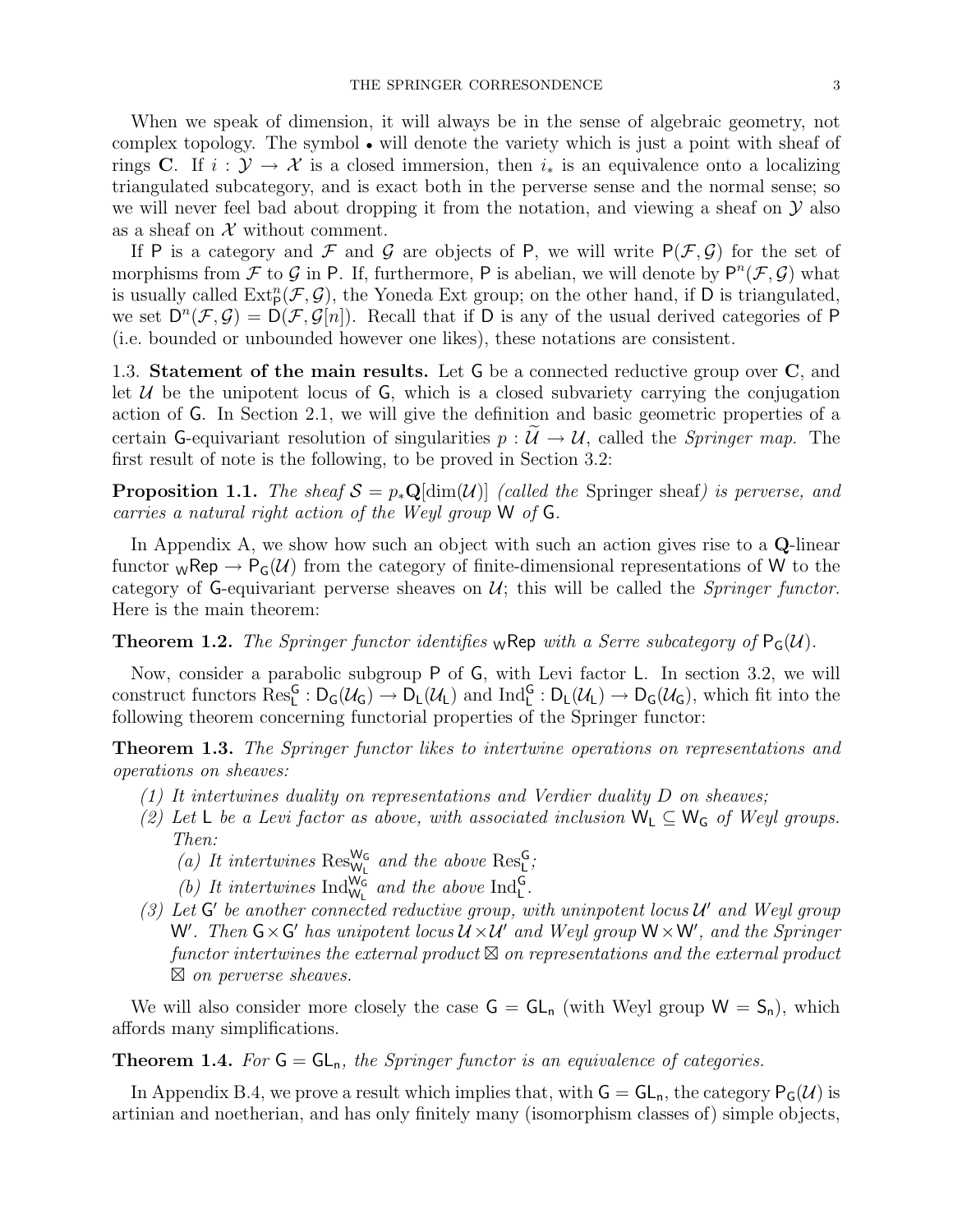When we speak of dimension, it will always be in the sense of algebraic geometry, not complex topology. The symbol $\bullet$ will denote the variety which is just a point with sheaf of rings $\mathbf{C}$. If $i : \mathcal{Y} \to \mathcal{X}$ is a closed immersion, then $i_*$ is an equivalence onto a localizing triangulated subcategory, and is exact both in the perverse sense and the normal sense; so we will never feel bad about dropping it from the notation, and viewing a sheaf on $\mathcal{Y}$ also as a sheaf on $\mathcal{X}$ without comment.

If $\mathsf{P}$ is a category and $\mathcal{F}$ and $\mathcal{G}$ are objects of $\mathsf{P}$, we will write $\mathsf{P}(\mathcal{F}, \mathcal{G})$ for the set of morphisms from $\mathcal{F}$ to $\mathcal{G}$ in $\mathsf{P}$. If, furthermore, $\mathsf{P}$ is abelian, we will denote by $\mathsf{P}^n(\mathcal{F}, \mathcal{G})$ what is usually called $\mathrm{Ext}^n_{\mathsf{P}}(\mathcal{F}, \mathcal{G})$, the Yoneda Ext group; on the other hand, if $\mathsf{D}$ is triangulated, we set $\mathsf{D}^n(\mathcal{F}, \mathcal{G}) = \mathsf{D}(\mathcal{F}, \mathcal{G}[n])$. Recall that if $\mathsf{D}$ is any of the usual derived categories of $\mathsf{P}$ (i.e. bounded or unbounded however one likes), these notations are consistent.

**1.3. Statement of the main results.** Let $\mathsf{G}$ be a connected reductive group over $\mathbf{C}$, and let $\mathcal{U}$ be the unipotent locus of $\mathsf{G}$, which is a closed subvariety carrying the conjugation action of $\mathsf{G}$. In Section 2.1, we will give the definition and basic geometric properties of a certain $\mathsf{G}$-equivariant resolution of singularities $p : \widetilde{\mathcal{U}} \to \mathcal{U}$, called the *Springer map*. The first result of note is the following, to be proved in Section 3.2:

**Proposition 1.1.** *The sheaf $\mathcal{S} = p_*\mathbf{Q}[\dim(\mathcal{U})]$ (called the* Springer sheaf*) is perverse, and carries a natural right action of the Weyl group $\mathsf{W}$ of $\mathsf{G}$.*

In Appendix A, we show how such an object with such an action gives rise to a $\mathbf{Q}$-linear functor ${}_{\mathsf{W}}\mathsf{Rep} \to \mathsf{P}_{\mathsf{G}}(\mathcal{U})$ from the category of finite-dimensional representations of $\mathsf{W}$ to the category of $\mathsf{G}$-equivariant perverse sheaves on $\mathcal{U}$; this will be called the *Springer functor*. Here is the main theorem:

**Theorem 1.2.** *The Springer functor identifies ${}_{\mathsf{W}}\mathsf{Rep}$ with a Serre subcategory of $\mathsf{P}_{\mathsf{G}}(\mathcal{U})$.*

Now, consider a parabolic subgroup $\mathsf{P}$ of $\mathsf{G}$, with Levi factor $\mathsf{L}$. In section 3.2, we will construct functors $\mathrm{Res}^{\mathsf{G}}_{\mathsf{L}} : \mathsf{D}_{\mathsf{G}}(\mathcal{U}_{\mathsf{G}}) \to \mathsf{D}_{\mathsf{L}}(\mathcal{U}_{\mathsf{L}})$ and $\mathrm{Ind}^{\mathsf{G}}_{\mathsf{L}} : \mathsf{D}_{\mathsf{L}}(\mathcal{U}_{\mathsf{L}}) \to \mathsf{D}_{\mathsf{G}}(\mathcal{U}_{\mathsf{G}})$, which fit into the following theorem concerning functorial properties of the Springer functor:

**Theorem 1.3.** *The Springer functor likes to intertwine operations on representations and operations on sheaves:*

1. *It intertwines duality on representations and Verdier duality $D$ on sheaves;*
2. *Let $\mathsf{L}$ be a Levi factor as above, with associated inclusion $\mathsf{W}_{\mathsf{L}} \subseteq \mathsf{W}_{\mathsf{G}}$ of Weyl groups. Then:*
   (a) *It intertwines $\mathrm{Res}^{\mathsf{W}_{\mathsf{G}}}_{\mathsf{W}_{\mathsf{L}}}$ and the above $\mathrm{Res}^{\mathsf{G}}_{\mathsf{L}}$;*
   (b) *It intertwines $\mathrm{Ind}^{\mathsf{W}_{\mathsf{G}}}_{\mathsf{W}_{\mathsf{L}}}$ and the above $\mathrm{Ind}^{\mathsf{G}}_{\mathsf{L}}$.*
3. *Let $\mathsf{G}'$ be another connected reductive group, with uninpotent locus $\mathcal{U}'$ and Weyl group $\mathsf{W}'$. Then $\mathsf{G} \times \mathsf{G}'$ has unipotent locus $\mathcal{U} \times \mathcal{U}'$ and Weyl group $\mathsf{W} \times \mathsf{W}'$, and the Springer functor intertwines the external product $\boxtimes$ on representations and the external product $\boxtimes$ on perverse sheaves.*

We will also consider more closely the case $\mathsf{G} = \mathsf{GL_n}$ (with Weyl group $\mathsf{W} = \mathsf{S_n}$), which affords many simplifications.

**Theorem 1.4.** *For $\mathsf{G} = \mathsf{GL_n}$, the Springer functor is an equivalence of categories.*

In Appendix B.4, we prove a result which implies that, with $\mathsf{G} = \mathsf{GL_n}$, the category $\mathsf{P}_{\mathsf{G}}(\mathcal{U})$ is artinian and noetherian, and has only finitely many (isomorphism classes of) simple objects,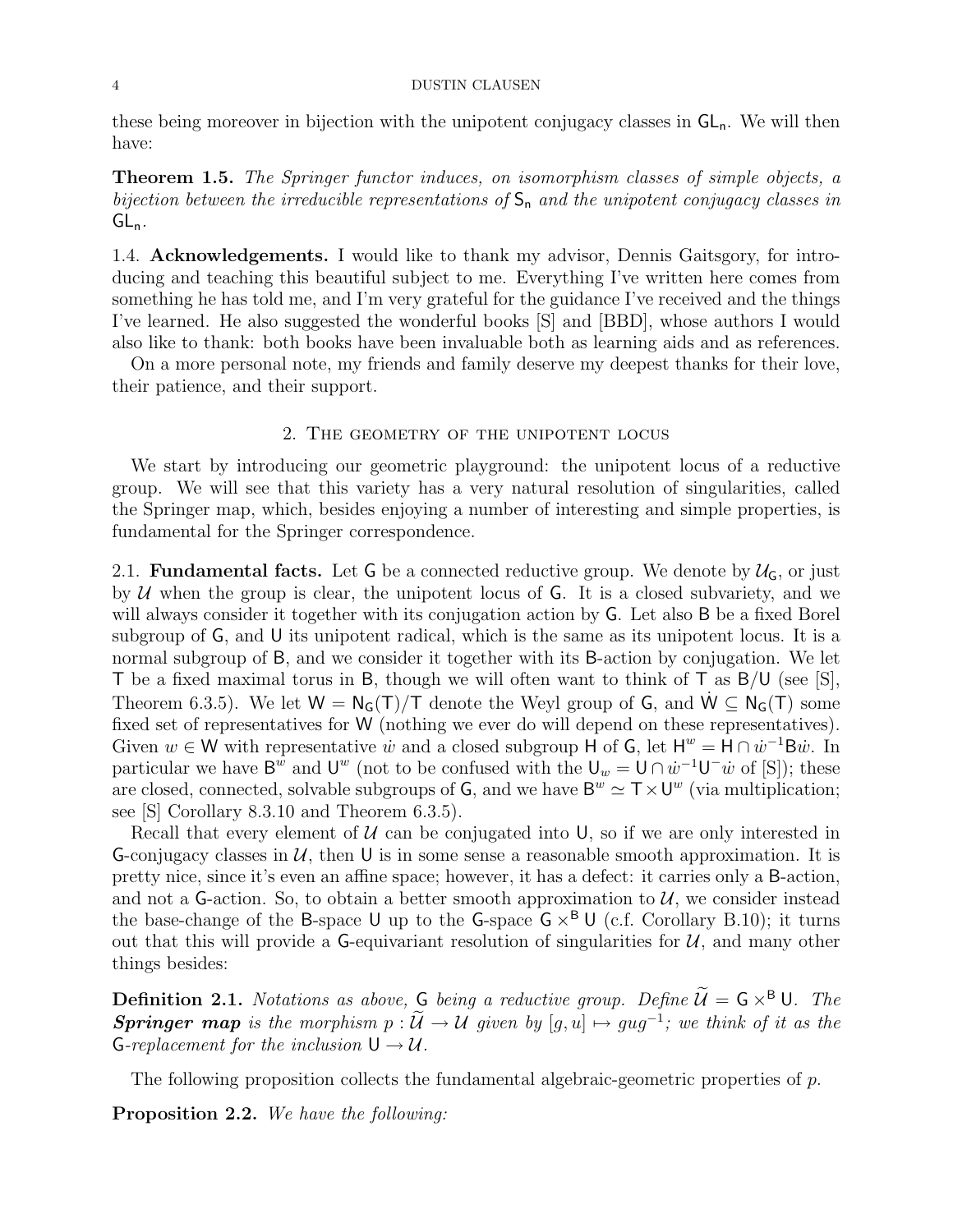these being moreover in bijection with the unipotent conjugacy classes in $\mathsf{GL_n}$. We will then have:

**Theorem 1.5.** *The Springer functor induces, on isomorphism classes of simple objects, a bijection between the irreducible representations of $\mathsf{S_n}$ and the unipotent conjugacy classes in $\mathsf{GL_n}$.*

1.4. **Acknowledgements.** I would like to thank my advisor, Dennis Gaitsgory, for introducing and teaching this beautiful subject to me. Everything I've written here comes from something he has told me, and I'm very grateful for the guidance I've received and the things I've learned. He also suggested the wonderful books [S] and [BBD], whose authors I would also like to thank: both books have been invaluable both as learning aids and as references.

On a more personal note, my friends and family deserve my deepest thanks for their love, their patience, and their support.

## 2. The geometry of the unipotent locus

We start by introducing our geometric playground: the unipotent locus of a reductive group. We will see that this variety has a very natural resolution of singularities, called the Springer map, which, besides enjoying a number of interesting and simple properties, is fundamental for the Springer correspondence.

2.1. **Fundamental facts.** Let $\mathsf{G}$ be a connected reductive group. We denote by $\mathcal{U}_\mathsf{G}$, or just by $\mathcal{U}$ when the group is clear, the unipotent locus of $\mathsf{G}$. It is a closed subvariety, and we will always consider it together with its conjugation action by $\mathsf{G}$. Let also $\mathsf{B}$ be a fixed Borel subgroup of $\mathsf{G}$, and $\mathsf{U}$ its unipotent radical, which is the same as its unipotent locus. It is a normal subgroup of $\mathsf{B}$, and we consider it together with its $\mathsf{B}$-action by conjugation. We let $\mathsf{T}$ be a fixed maximal torus in $\mathsf{B}$, though we will often want to think of $\mathsf{T}$ as $\mathsf{B}/\mathsf{U}$ (see [S], Theorem 6.3.5). We let $\mathsf{W} = \mathsf{N_G(T)/T}$ denote the Weyl group of $\mathsf{G}$, and $\dot{\mathsf{W}} \subseteq \mathsf{N_G(T)}$ some fixed set of representatives for $\mathsf{W}$ (nothing we ever do will depend on these representatives). Given $w \in \mathsf{W}$ with representative $\dot{w}$ and a closed subgroup $\mathsf{H}$ of $\mathsf{G}$, let $\mathsf{H}^w = \mathsf{H} \cap \dot{w}^{-1}\mathsf{B}\dot{w}$. In particular we have $\mathsf{B}^w$ and $\mathsf{U}^w$ (not to be confused with the $\mathsf{U}_w = \mathsf{U} \cap \dot{w}^{-1}\mathsf{U}^-\dot{w}$ of [S]); these are closed, connected, solvable subgroups of $\mathsf{G}$, and we have $\mathsf{B}^w \simeq \mathsf{T} \times \mathsf{U}^w$ (via multiplication; see [S] Corollary 8.3.10 and Theorem 6.3.5).

Recall that every element of $\mathcal{U}$ can be conjugated into $\mathsf{U}$, so if we are only interested in $\mathsf{G}$-conjugacy classes in $\mathcal{U}$, then $\mathsf{U}$ is in some sense a reasonable smooth approximation. It is pretty nice, since it's even an affine space; however, it has a defect: it carries only a $\mathsf{B}$-action, and not a $\mathsf{G}$-action. So, to obtain a better smooth approximation to $\mathcal{U}$, we consider instead the base-change of the $\mathsf{B}$-space $\mathsf{U}$ up to the $\mathsf{G}$-space $\mathsf{G} \times^\mathsf{B} \mathsf{U}$ (c.f. Corollary B.10); it turns out that this will provide a $\mathsf{G}$-equivariant resolution of singularities for $\mathcal{U}$, and many other things besides:

**Definition 2.1.** *Notations as above, $\mathsf{G}$ being a reductive group. Define $\widetilde{\mathcal{U}} = \mathsf{G} \times^\mathsf{B} \mathsf{U}$. The **Springer map** is the morphism $p : \widetilde{\mathcal{U}} \to \mathcal{U}$ given by $[g, u] \mapsto gug^{-1}$; we think of it as the $\mathsf{G}$-replacement for the inclusion $\mathsf{U} \to \mathcal{U}$.*

The following proposition collects the fundamental algebraic-geometric properties of $p$.

**Proposition 2.2.** *We have the following:*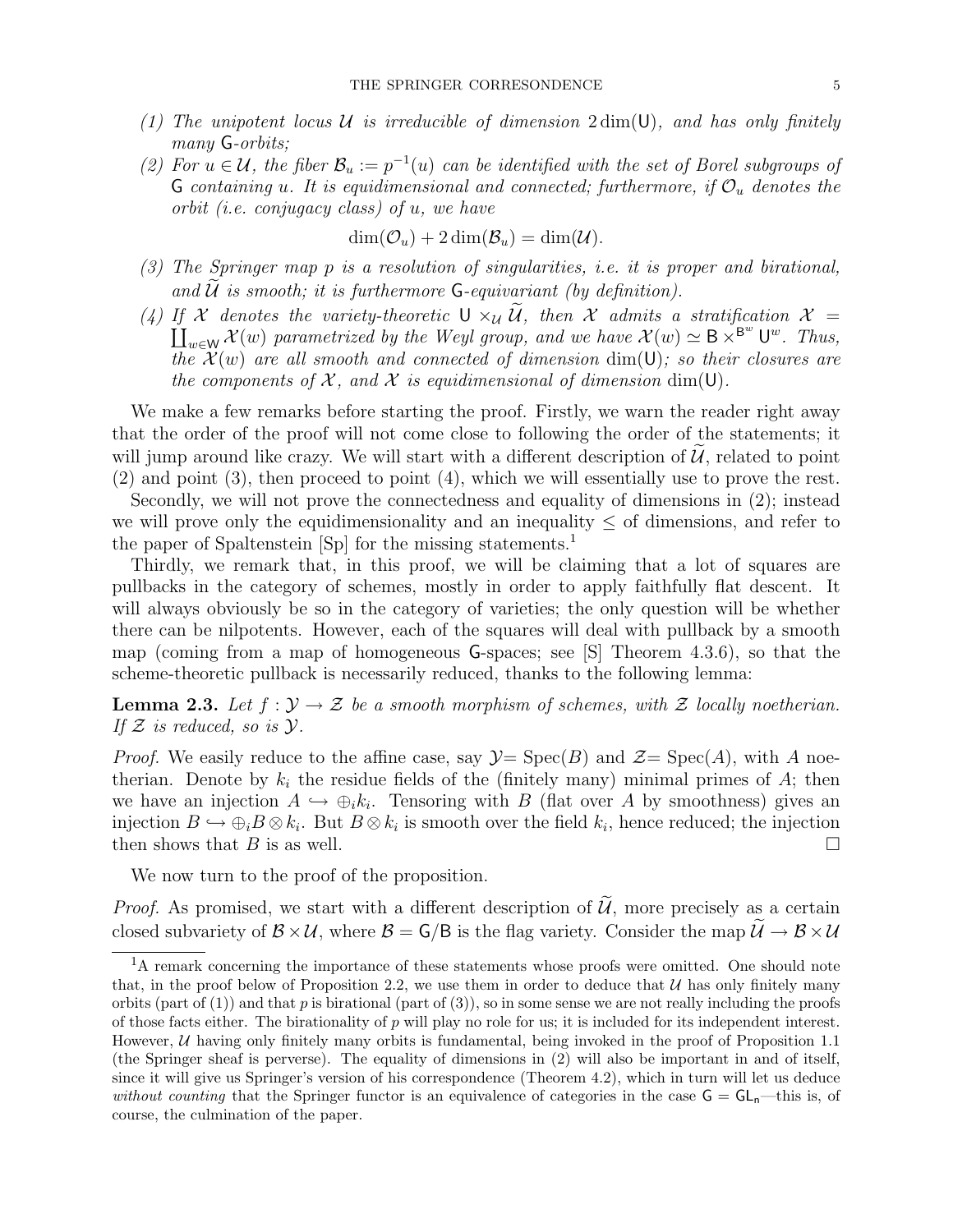*(1) The unipotent locus $\mathcal{U}$ is irreducible of dimension $2\dim(\mathsf{U})$, and has only finitely many $\mathsf{G}$-orbits;*

*(2) For $u \in \mathcal{U}$, the fiber $\mathcal{B}_u := p^{-1}(u)$ can be identified with the set of Borel subgroups of $\mathsf{G}$ containing $u$. It is equidimensional and connected; furthermore, if $\mathcal{O}_u$ denotes the orbit (i.e. conjugacy class) of $u$, we have*

$$\dim(\mathcal{O}_u) + 2\dim(\mathcal{B}_u) = \dim(\mathcal{U}).$$

*(3) The Springer map $p$ is a resolution of singularities, i.e. it is proper and birational, and $\widetilde{\mathcal{U}}$ is smooth; it is furthermore $\mathsf{G}$-equivariant (by definition).*

*(4) If $\mathcal{X}$ denotes the variety-theoretic $\mathsf{U} \times_{\mathcal{U}} \widetilde{\mathcal{U}}$, then $\mathcal{X}$ admits a stratification $\mathcal{X} = \coprod_{w\in\mathsf{W}} \mathcal{X}(w)$ parametrized by the Weyl group, and we have $\mathcal{X}(w) \simeq \mathsf{B} \times^{\mathsf{B}^w} \mathsf{U}^w$. Thus, the $\mathcal{X}(w)$ are all smooth and connected of dimension $\dim(\mathsf{U})$; so their closures are the components of $\mathcal{X}$, and $\mathcal{X}$ is equidimensional of dimension $\dim(\mathsf{U})$.*

We make a few remarks before starting the proof. Firstly, we warn the reader right away that the order of the proof will not come close to following the order of the statements; it will jump around like crazy. We will start with a different description of $\widetilde{\mathcal{U}}$, related to point (2) and point (3), then proceed to point (4), which we will essentially use to prove the rest.

Secondly, we will not prove the connectedness and equality of dimensions in (2); instead we will prove only the equidimensionality and an inequality $\leq$ of dimensions, and refer to the paper of Spaltenstein [Sp] for the missing statements.[1]

Thirdly, we remark that, in this proof, we will be claiming that a lot of squares are pullbacks in the category of schemes, mostly in order to apply faithfully flat descent. It will always obviously be so in the category of varieties; the only question will be whether there can be nilpotents. However, each of the squares will deal with pullback by a smooth map (coming from a map of homogeneous $\mathsf{G}$-spaces; see [S] Theorem 4.3.6), so that the scheme-theoretic pullback is necessarily reduced, thanks to the following lemma:

**Lemma 2.3.** *Let $f : \mathcal{Y} \to \mathcal{Z}$ be a smooth morphism of schemes, with $\mathcal{Z}$ locally noetherian. If $\mathcal{Z}$ is reduced, so is $\mathcal{Y}$.*

*Proof.* We easily reduce to the affine case, say $\mathcal{Y} = \operatorname{Spec}(B)$ and $\mathcal{Z} = \operatorname{Spec}(A)$, with $A$ noetherian. Denote by $k_i$ the residue fields of the (finitely many) minimal primes of $A$; then we have an injection $A \hookrightarrow \oplus_i k_i$. Tensoring with $B$ (flat over $A$ by smoothness) gives an injection $B \hookrightarrow \oplus_i B \otimes k_i$. But $B \otimes k_i$ is smooth over the field $k_i$, hence reduced; the injection then shows that $B$ is as well. $\square$

We now turn to the proof of the proposition.

*Proof.* As promised, we start with a different description of $\widetilde{\mathcal{U}}$, more precisely as a certain closed subvariety of $\mathcal{B} \times \mathcal{U}$, where $\mathcal{B} = \mathsf{G}/\mathsf{B}$ is the flag variety. Consider the map $\widetilde{\mathcal{U}} \to \mathcal{B} \times \mathcal{U}$

[1] A remark concerning the importance of these statements whose proofs were omitted. One should note that, in the proof below of Proposition 2.2, we use them in order to deduce that $\mathcal{U}$ has only finitely many orbits (part of (1)) and that $p$ is birational (part of (3)), so in some sense we are not really including the proofs of those facts either. The birationality of $p$ will play no role for us; it is included for its independent interest. However, $\mathcal{U}$ having only finitely many orbits is fundamental, being invoked in the proof of Proposition 1.1 (the Springer sheaf is perverse). The equality of dimensions in (2) will also be important in and of itself, since it will give us Springer's version of his correspondence (Theorem 4.2), which in turn will let us deduce *without counting* that the Springer functor is an equivalence of categories in the case $\mathsf{G} = \mathsf{GL_n}$—this is, of course, the culmination of the paper.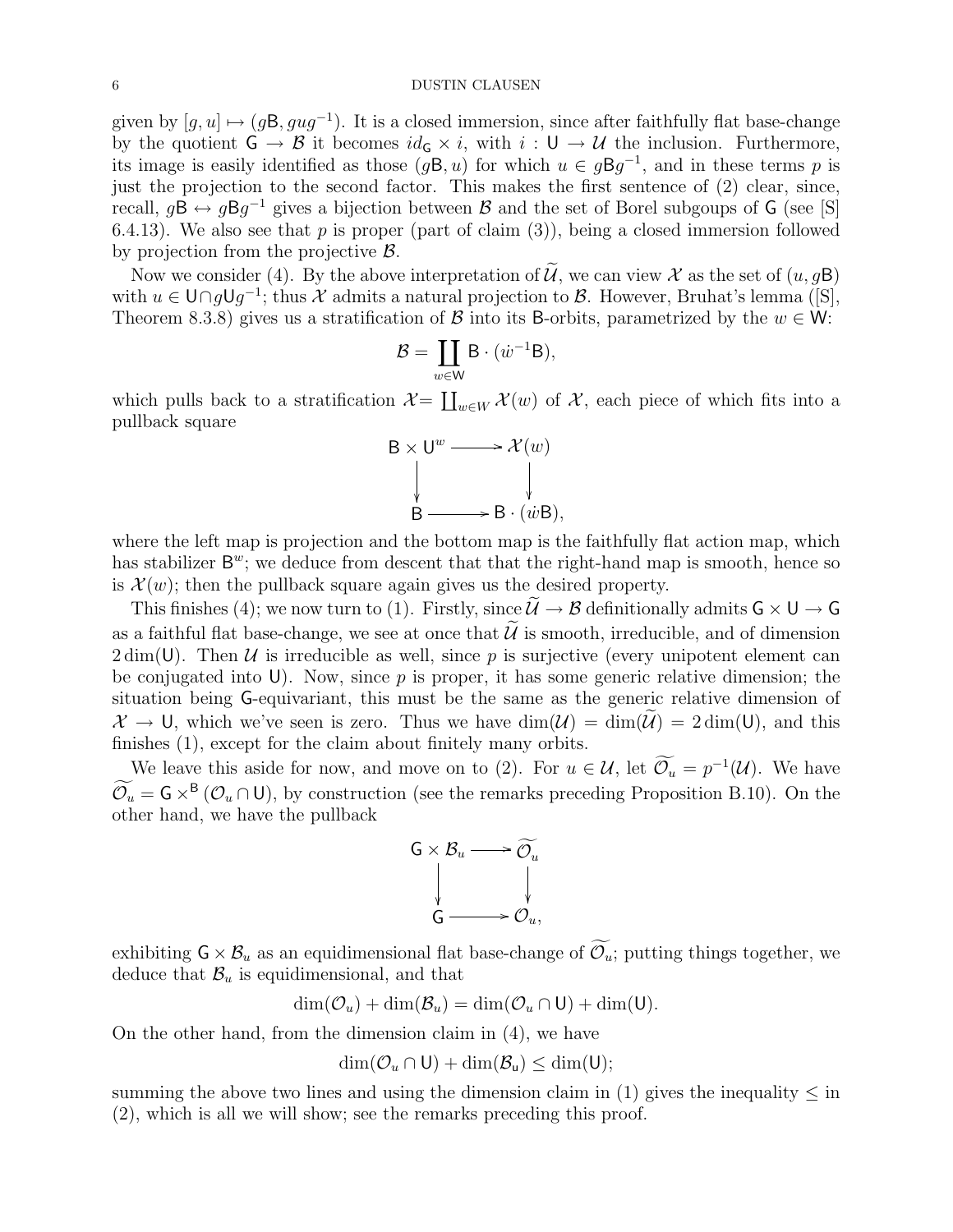given by $[g, u] \mapsto (g\mathsf{B}, gug^{-1})$. It is a closed immersion, since after faithfully flat base-change by the quotient $\mathsf{G} \to \mathcal{B}$ it becomes $id_{\mathsf{G}} \times i$, with $i : \mathsf{U} \to \mathcal{U}$ the inclusion. Furthermore, its image is easily identified as those $(g\mathsf{B}, u)$ for which $u \in g\mathsf{B}g^{-1}$, and in these terms $p$ is just the projection to the second factor. This makes the first sentence of (2) clear, since, recall, $g\mathsf{B} \leftrightarrow g\mathsf{B}g^{-1}$ gives a bijection between $\mathcal{B}$ and the set of Borel subgoups of $\mathsf{G}$ (see [S] 6.4.13). We also see that $p$ is proper (part of claim (3)), being a closed immersion followed by projection from the projective $\mathcal{B}$.

Now we consider (4). By the above interpretation of $\widetilde{\mathcal{U}}$, we can view $\mathcal{X}$ as the set of $(u, g\mathsf{B})$ with $u \in \mathsf{U} \cap g\mathsf{U}g^{-1}$; thus $\mathcal{X}$ admits a natural projection to $\mathcal{B}$. However, Bruhat's lemma ([S], Theorem 8.3.8) gives us a stratification of $\mathcal{B}$ into its $\mathsf{B}$-orbits, parametrized by the $w \in \mathsf{W}$:

$$\mathcal{B} = \coprod_{w \in \mathsf{W}} \mathsf{B} \cdot (\dot{w}^{-1}\mathsf{B}),$$

which pulls back to a stratification $\mathcal{X} = \coprod_{w \in W} \mathcal{X}(w)$ of $\mathcal{X}$, each piece of which fits into a pullback square

$$\begin{array}{ccc} \mathsf{B} \times \mathsf{U}^w & \longrightarrow & \mathcal{X}(w) \\ \downarrow & & \downarrow \\ \mathsf{B} & \longrightarrow & \mathsf{B} \cdot (\dot{w}\mathsf{B}), \end{array}$$

where the left map is projection and the bottom map is the faithfully flat action map, which has stabilizer $\mathsf{B}^w$; we deduce from descent that that the right-hand map is smooth, hence so is $\mathcal{X}(w)$; then the pullback square again gives us the desired property.

This finishes (4); we now turn to (1). Firstly, since $\widetilde{\mathcal{U}} \to \mathcal{B}$ definitionally admits $\mathsf{G} \times \mathsf{U} \to \mathsf{G}$ as a faithful flat base-change, we see at once that $\widetilde{\mathcal{U}}$ is smooth, irreducible, and of dimension $2\dim(\mathsf{U})$. Then $\mathcal{U}$ is irreducible as well, since $p$ is surjective (every unipotent element can be conjugated into $\mathsf{U}$). Now, since $p$ is proper, it has some generic relative dimension; the situation being $\mathsf{G}$-equivariant, this must be the same as the generic relative dimension of $\mathcal{X} \to \mathsf{U}$, which we've seen is zero. Thus we have $\dim(\mathcal{U}) = \dim(\widetilde{\mathcal{U}}) = 2\dim(\mathsf{U})$, and this finishes (1), except for the claim about finitely many orbits.

We leave this aside for now, and move on to (2). For $u \in \mathcal{U}$, let $\widetilde{\mathcal{O}_u} = p^{-1}(\mathcal{U})$. We have $\widetilde{\mathcal{O}_u} = \mathsf{G} \times^{\mathsf{B}} (\mathcal{O}_u \cap \mathsf{U})$, by construction (see the remarks preceding Proposition B.10). On the other hand, we have the pullback

$$\begin{array}{ccc} \mathsf{G} \times \mathcal{B}_u & \longrightarrow & \widetilde{\mathcal{O}_u} \\ \downarrow & & \downarrow \\ \mathsf{G} & \longrightarrow & \mathcal{O}_u, \end{array}$$

exhibiting $\mathsf{G} \times \mathcal{B}_u$ as an equidimensional flat base-change of $\widetilde{\mathcal{O}_u}$; putting things together, we deduce that $\mathcal{B}_u$ is equidimensional, and that

$$\dim(\mathcal{O}_u) + \dim(\mathcal{B}_u) = \dim(\mathcal{O}_u \cap \mathsf{U}) + \dim(\mathsf{U}).$$

On the other hand, from the dimension claim in (4), we have

$$\dim(\mathcal{O}_u \cap \mathsf{U}) + \dim(\mathcal{B}_{\mathsf{u}}) \leq \dim(\mathsf{U});$$

summing the above two lines and using the dimension claim in (1) gives the inequality $\leq$ in (2), which is all we will show; see the remarks preceding this proof.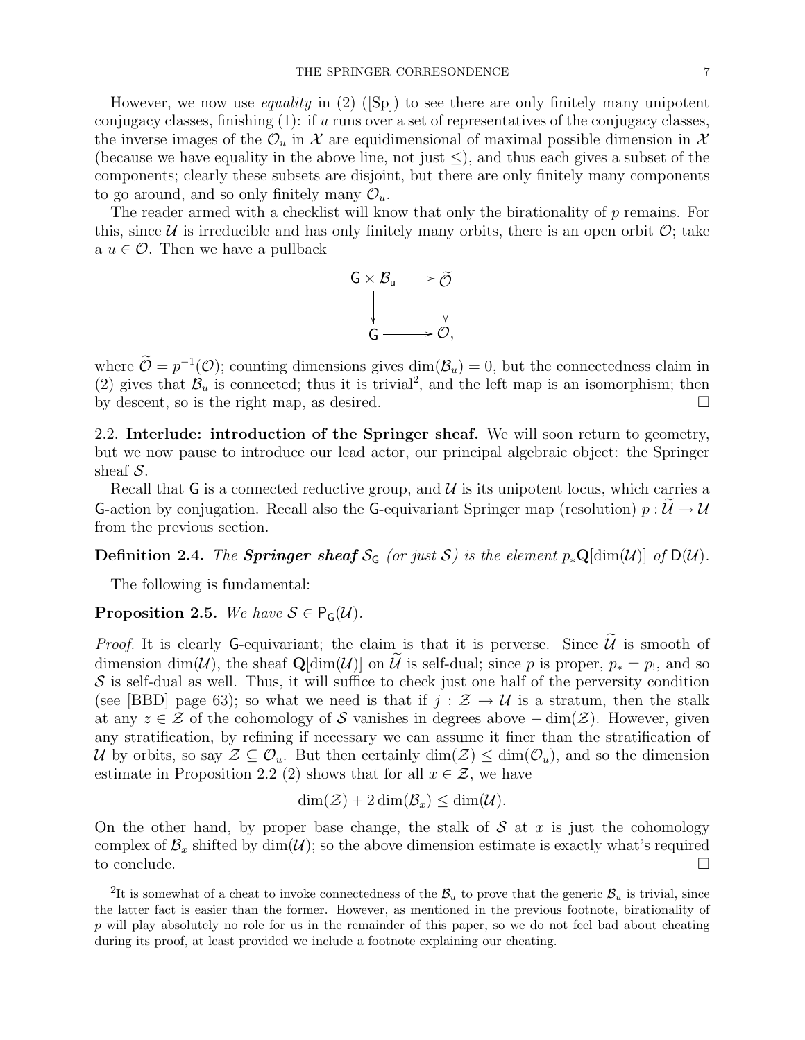However, we now use *equality* in (2) ([Sp]) to see there are only finitely many unipotent conjugacy classes, finishing (1): if $u$ runs over a set of representatives of the conjugacy classes, the inverse images of the $\mathcal{O}_u$ in $\mathcal{X}$ are equidimensional of maximal possible dimension in $\mathcal{X}$ (because we have equality in the above line, not just $\leq$), and thus each gives a subset of the components; clearly these subsets are disjoint, but there are only finitely many components to go around, and so only finitely many $\mathcal{O}_u$.

The reader armed with a checklist will know that only the birationality of $p$ remains. For this, since $\mathcal{U}$ is irreducible and has only finitely many orbits, there is an open orbit $\mathcal{O}$; take a $u \in \mathcal{O}$. Then we have a pullback

$$\begin{array}{ccc} \mathsf{G} \times \mathcal{B}_{\mathsf{u}} & \longrightarrow & \widetilde{\mathcal{O}} \\ \downarrow & & \downarrow \\ \mathsf{G} & \longrightarrow & \mathcal{O}, \end{array}$$

where $\widetilde{\mathcal{O}} = p^{-1}(\mathcal{O})$; counting dimensions gives $\dim(\mathcal{B}_u) = 0$, but the connectedness claim in (2) gives that $\mathcal{B}_u$ is connected; thus it is trivial[2], and the left map is an isomorphism; then by descent, so is the right map, as desired. $\square$

### 2.2. Interlude: introduction of the Springer sheaf.

**2.2. Interlude: introduction of the Springer sheaf.** We will soon return to geometry, but we now pause to introduce our lead actor, our principal algebraic object: the Springer sheaf $\mathcal{S}$.

Recall that $\mathsf{G}$ is a connected reductive group, and $\mathcal{U}$ is its unipotent locus, which carries a $\mathsf{G}$-action by conjugation. Recall also the $\mathsf{G}$-equivariant Springer map (resolution) $p : \widetilde{\mathcal{U}} \to \mathcal{U}$ from the previous section.

**Definition 2.4.** *The* ***Springer sheaf*** $\mathcal{S}_{\mathsf{G}}$ *(or just* $\mathcal{S}$*) is the element* $p_*\mathbf{Q}[\dim(\mathcal{U})]$ *of* $\mathsf{D}(\mathcal{U})$.

The following is fundamental:

**Proposition 2.5.** *We have* $\mathcal{S} \in \mathsf{P}_{\mathsf{G}}(\mathcal{U})$.

*Proof.* It is clearly $\mathsf{G}$-equivariant; the claim is that it is perverse. Since $\widetilde{\mathcal{U}}$ is smooth of dimension $\dim(\mathcal{U})$, the sheaf $\mathbf{Q}[\dim(\mathcal{U})]$ on $\widetilde{\mathcal{U}}$ is self-dual; since $p$ is proper, $p_* = p_!$, and so $\mathcal{S}$ is self-dual as well. Thus, it will suffice to check just one half of the perversity condition (see [BBD] page 63); so what we need is that if $j : \mathcal{Z} \to \mathcal{U}$ is a stratum, then the stalk at any $z \in \mathcal{Z}$ of the cohomology of $\mathcal{S}$ vanishes in degrees above $-\dim(\mathcal{Z})$. However, given any stratification, by refining if necessary we can assume it finer than the stratification of $\mathcal{U}$ by orbits, so say $\mathcal{Z} \subseteq \mathcal{O}_u$. But then certainly $\dim(\mathcal{Z}) \leq \dim(\mathcal{O}_u)$, and so the dimension estimate in Proposition 2.2 (2) shows that for all $x \in \mathcal{Z}$, we have

$$\dim(\mathcal{Z}) + 2\dim(\mathcal{B}_x) \leq \dim(\mathcal{U}).$$

On the other hand, by proper base change, the stalk of $\mathcal{S}$ at $x$ is just the cohomology complex of $\mathcal{B}_x$ shifted by $\dim(\mathcal{U})$; so the above dimension estimate is exactly what's required to conclude. $\square$

---

[2] It is somewhat of a cheat to invoke connectedness of the $\mathcal{B}_u$ to prove that the generic $\mathcal{B}_u$ is trivial, since the latter fact is easier than the former. However, as mentioned in the previous footnote, birationality of $p$ will play absolutely no role for us in the remainder of this paper, so we do not feel bad about cheating during its proof, at least provided we include a footnote explaining our cheating.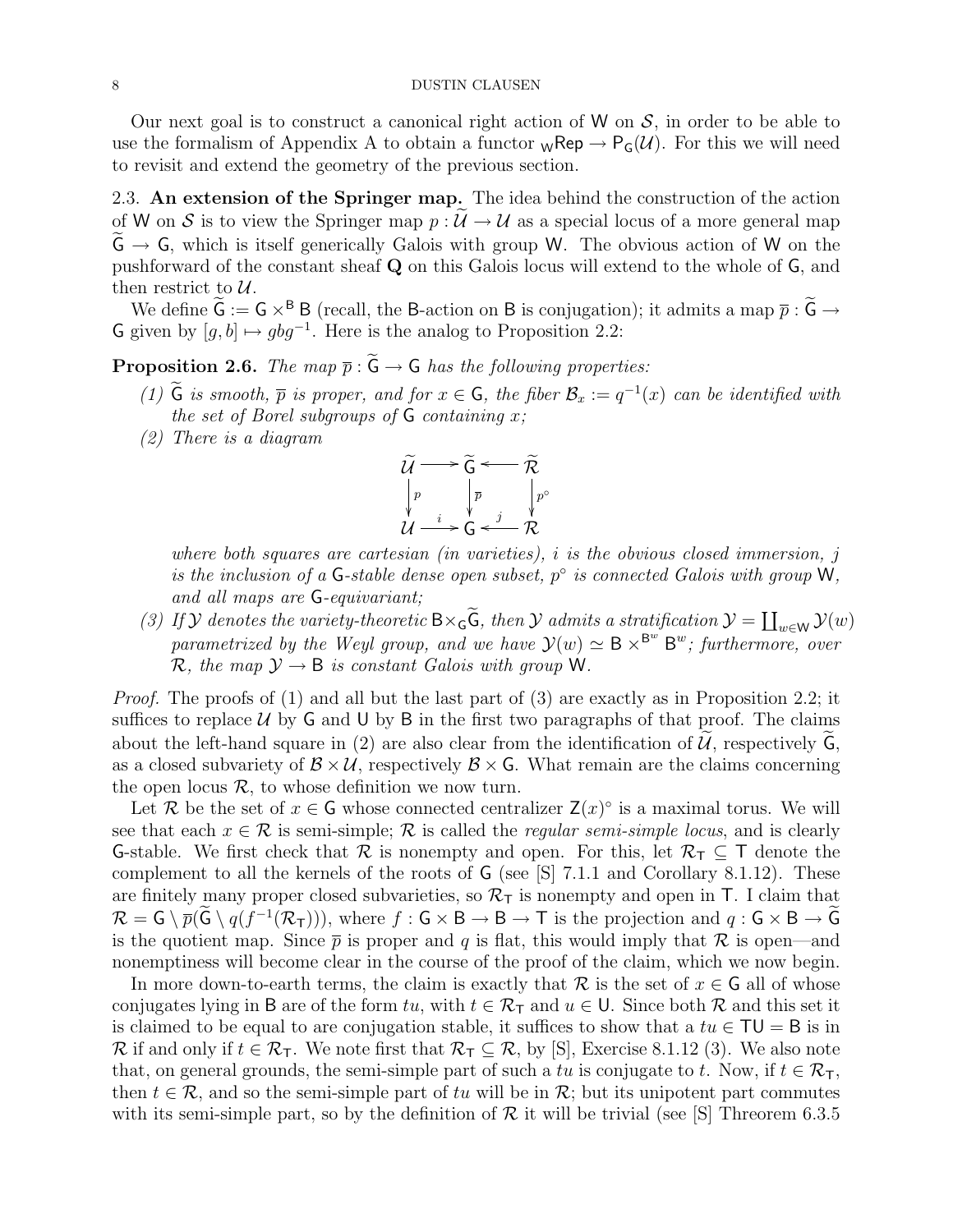Our next goal is to construct a canonical right action of $\mathsf{W}$ on $\mathcal{S}$, in order to be able to use the formalism of Appendix A to obtain a functor ${}_{\mathsf{W}}\mathsf{Rep} \to \mathsf{P}_{\mathsf{G}}(\mathcal{U})$. For this we will need to revisit and extend the geometry of the previous section.

**2.3. An extension of the Springer map.** The idea behind the construction of the action of $\mathsf{W}$ on $\mathcal{S}$ is to view the Springer map $p : \widetilde{\mathcal{U}} \to \mathcal{U}$ as a special locus of a more general map $\widetilde{\mathsf{G}} \to \mathsf{G}$, which is itself generically Galois with group $\mathsf{W}$. The obvious action of $\mathsf{W}$ on the pushforward of the constant sheaf $\mathbf{Q}$ on this Galois locus will extend to the whole of $\mathsf{G}$, and then restrict to $\mathcal{U}$.

We define $\widetilde{\mathsf{G}} := \mathsf{G} \times^{\mathsf{B}} \mathsf{B}$ (recall, the $\mathsf{B}$-action on $\mathsf{B}$ is conjugation); it admits a map $\overline{p} : \widetilde{\mathsf{G}} \to \mathsf{G}$ given by $[g, b] \mapsto gbg^{-1}$. Here is the analog to Proposition 2.2:

**Proposition 2.6.** *The map $\overline{p} : \widetilde{\mathsf{G}} \to \mathsf{G}$ has the following properties:*

1. *$\widetilde{\mathsf{G}}$ is smooth, $\overline{p}$ is proper, and for $x \in \mathsf{G}$, the fiber $\mathcal{B}_x := q^{-1}(x)$ can be identified with the set of Borel subgroups of $\mathsf{G}$ containing $x$;*
2. *There is a diagram*

$$\begin{array}{ccccc} \widetilde{\mathcal{U}} & \longrightarrow & \widetilde{\mathsf{G}} & \longleftarrow & \widetilde{\mathcal{R}} \\ \downarrow{\scriptstyle p} & & \downarrow{\scriptstyle \overline{p}} & & \downarrow{\scriptstyle p^\circ} \\ \mathcal{U} & \xrightarrow{\ i\ } & \mathsf{G} & \xleftarrow{\ j\ } & \mathcal{R} \end{array}$$

   *where both squares are cartesian (in varieties), $i$ is the obvious closed immersion, $j$ is the inclusion of a $\mathsf{G}$-stable dense open subset, $p^\circ$ is connected Galois with group $\mathsf{W}$, and all maps are $\mathsf{G}$-equivariant;*
3. *If $\mathcal{Y}$ denotes the variety-theoretic $\mathsf{B} \times_{\mathsf{G}} \widetilde{\mathsf{G}}$, then $\mathcal{Y}$ admits a stratification $\mathcal{Y} = \coprod_{w \in \mathsf{W}} \mathcal{Y}(w)$ parametrized by the Weyl group, and we have $\mathcal{Y}(w) \simeq \mathsf{B} \times^{\mathsf{B}^w} \mathsf{B}^w$; furthermore, over $\mathcal{R}$, the map $\mathcal{Y} \to \mathsf{B}$ is constant Galois with group $\mathsf{W}$.*

*Proof.* The proofs of (1) and all but the last part of (3) are exactly as in Proposition 2.2; it suffices to replace $\mathcal{U}$ by $\mathsf{G}$ and $\mathsf{U}$ by $\mathsf{B}$ in the first two paragraphs of that proof. The claims about the left-hand square in (2) are also clear from the identification of $\widetilde{\mathcal{U}}$, respectively $\widetilde{\mathsf{G}}$, as a closed subvariety of $\mathcal{B} \times \mathcal{U}$, respectively $\mathcal{B} \times \mathsf{G}$. What remain are the claims concerning the open locus $\mathcal{R}$, to whose definition we now turn.

Let $\mathcal{R}$ be the set of $x \in \mathsf{G}$ whose connected centralizer $\mathsf{Z}(x)^\circ$ is a maximal torus. We will see that each $x \in \mathcal{R}$ is semi-simple; $\mathcal{R}$ is called the *regular semi-simple locus*, and is clearly $\mathsf{G}$-stable. We first check that $\mathcal{R}$ is nonempty and open. For this, let $\mathcal{R}_{\mathsf{T}} \subseteq \mathsf{T}$ denote the complement to all the kernels of the roots of $\mathsf{G}$ (see [S] 7.1.1 and Corollary 8.1.12). These are finitely many proper closed subvarieties, so $\mathcal{R}_{\mathsf{T}}$ is nonempty and open in $\mathsf{T}$. I claim that $\mathcal{R} = \mathsf{G} \setminus \overline{p}(\widetilde{\mathsf{G}} \setminus q(f^{-1}(\mathcal{R}_{\mathsf{T}})))$, where $f : \mathsf{G} \times \mathsf{B} \to \mathsf{B} \to \mathsf{T}$ is the projection and $q : \mathsf{G} \times \mathsf{B} \to \widetilde{\mathsf{G}}$ is the quotient map. Since $\overline{p}$ is proper and $q$ is flat, this would imply that $\mathcal{R}$ is open—and nonemptiness will become clear in the course of the proof of the claim, which we now begin.

In more down-to-earth terms, the claim is exactly that $\mathcal{R}$ is the set of $x \in \mathsf{G}$ all of whose conjugates lying in $\mathsf{B}$ are of the form $tu$, with $t \in \mathcal{R}_{\mathsf{T}}$ and $u \in \mathsf{U}$. Since both $\mathcal{R}$ and this set it is claimed to be equal to are conjugation stable, it suffices to show that a $tu \in \mathsf{TU} = \mathsf{B}$ is in $\mathcal{R}$ if and only if $t \in \mathcal{R}_{\mathsf{T}}$. We note first that $\mathcal{R}_{\mathsf{T}} \subseteq \mathcal{R}$, by [S], Exercise 8.1.12 (3). We also note that, on general grounds, the semi-simple part of such a $tu$ is conjugate to $t$. Now, if $t \in \mathcal{R}_{\mathsf{T}}$, then $t \in \mathcal{R}$, and so the semi-simple part of $tu$ will be in $\mathcal{R}$; but its unipotent part commutes with its semi-simple part, so by the definition of $\mathcal{R}$ it will be trivial (see [S] Threorem 6.3.5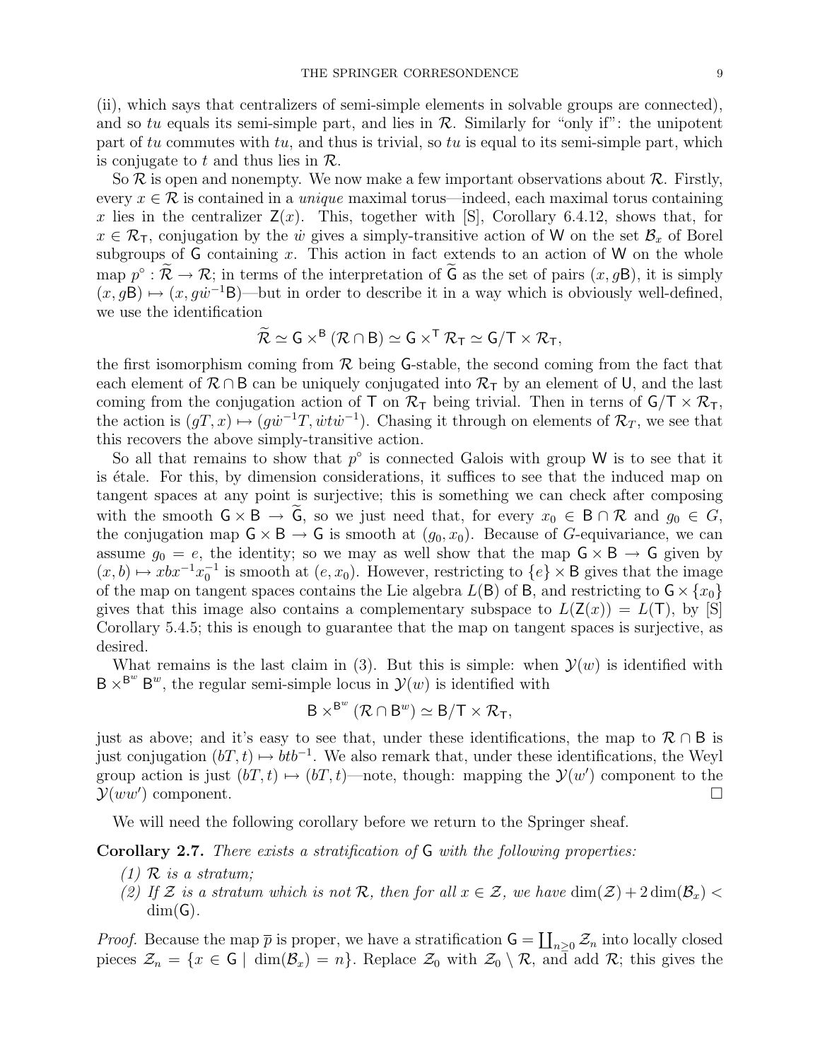(ii), which says that centralizers of semi-simple elements in solvable groups are connected), and so $tu$ equals its semi-simple part, and lies in $\mathcal{R}$. Similarly for "only if": the unipotent part of $tu$ commutes with $tu$, and thus is trivial, so $tu$ is equal to its semi-simple part, which is conjugate to $t$ and thus lies in $\mathcal{R}$.

So $\mathcal{R}$ is open and nonempty. We now make a few important observations about $\mathcal{R}$. Firstly, every $x \in \mathcal{R}$ is contained in a *unique* maximal torus—indeed, each maximal torus containing $x$ lies in the centralizer $\mathsf{Z}(x)$. This, together with [S], Corollary 6.4.12, shows that, for $x \in \mathcal{R}_\mathsf{T}$, conjugation by the $\dot{w}$ gives a simply-transitive action of $\mathsf{W}$ on the set $\mathcal{B}_x$ of Borel subgroups of $\mathsf{G}$ containing $x$. This action in fact extends to an action of $\mathsf{W}$ on the whole map $p^\circ : \widetilde{\mathcal{R}} \to \mathcal{R}$; in terms of the interpretation of $\widetilde{\mathsf{G}}$ as the set of pairs $(x, g\mathsf{B})$, it is simply $(x, g\mathsf{B}) \mapsto (x, g\dot{w}^{-1}\mathsf{B})$—but in order to describe it in a way which is obviously well-defined, we use the identification

$$\widetilde{\mathcal{R}} \simeq \mathsf{G} \times^{\mathsf{B}} (\mathcal{R} \cap \mathsf{B}) \simeq \mathsf{G} \times^{\mathsf{T}} \mathcal{R}_\mathsf{T} \simeq \mathsf{G}/\mathsf{T} \times \mathcal{R}_\mathsf{T},$$

the first isomorphism coming from $\mathcal{R}$ being $\mathsf{G}$-stable, the second coming from the fact that each element of $\mathcal{R} \cap \mathsf{B}$ can be uniquely conjugated into $\mathcal{R}_\mathsf{T}$ by an element of $\mathsf{U}$, and the last coming from the conjugation action of $\mathsf{T}$ on $\mathcal{R}_\mathsf{T}$ being trivial. Then in terns of $\mathsf{G}/\mathsf{T} \times \mathcal{R}_\mathsf{T}$, the action is $(gT, x) \mapsto (g\dot{w}^{-1}T, \dot{w}t\dot{w}^{-1})$. Chasing it through on elements of $\mathcal{R}_T$, we see that this recovers the above simply-transitive action.

So all that remains to show that $p^\circ$ is connected Galois with group $\mathsf{W}$ is to see that it is étale. For this, by dimension considerations, it suffices to see that the induced map on tangent spaces at any point is surjective; this is something we can check after composing with the smooth $\mathsf{G} \times \mathsf{B} \to \widetilde{\mathsf{G}}$, so we just need that, for every $x_0 \in \mathsf{B} \cap \mathcal{R}$ and $g_0 \in G$, the conjugation map $\mathsf{G} \times \mathsf{B} \to \mathsf{G}$ is smooth at $(g_0, x_0)$. Because of $G$-equivariance, we can assume $g_0 = e$, the identity; so we may as well show that the map $\mathsf{G} \times \mathsf{B} \to \mathsf{G}$ given by $(x, b) \mapsto xbx^{-1}x_0^{-1}$ is smooth at $(e, x_0)$. However, restricting to $\{e\} \times \mathsf{B}$ gives that the image of the map on tangent spaces contains the Lie algebra $L(\mathsf{B})$ of $\mathsf{B}$, and restricting to $\mathsf{G} \times \{x_0\}$ gives that this image also contains a complementary subspace to $L(\mathsf{Z}(x)) = L(\mathsf{T})$, by [S] Corollary 5.4.5; this is enough to guarantee that the map on tangent spaces is surjective, as desired.

What remains is the last claim in (3). But this is simple: when $\mathcal{Y}(w)$ is identified with $\mathsf{B} \times^{\mathsf{B}^w} \mathsf{B}^w$, the regular semi-simple locus in $\mathcal{Y}(w)$ is identified with

$$\mathsf{B} \times^{\mathsf{B}^w} (\mathcal{R} \cap \mathsf{B}^w) \simeq \mathsf{B}/\mathsf{T} \times \mathcal{R}_\mathsf{T},$$

just as above; and it's easy to see that, under these identifications, the map to $\mathcal{R} \cap \mathsf{B}$ is just conjugation $(bT, t) \mapsto btb^{-1}$. We also remark that, under these identifications, the Weyl group action is just $(bT, t) \mapsto (bT, t)$—note, though: mapping the $\mathcal{Y}(w')$ component to the $\mathcal{Y}(ww')$ component. □

We will need the following corollary before we return to the Springer sheaf.

**Corollary 2.7.** *There exists a stratification of* $\mathsf{G}$ *with the following properties:*

*(1)* $\mathcal{R}$ *is a stratum;*

*(2) If* $\mathcal{Z}$ *is a stratum which is not* $\mathcal{R}$*, then for all* $x \in \mathcal{Z}$*, we have* $\dim(\mathcal{Z}) + 2\dim(\mathcal{B}_x) < \dim(\mathsf{G})$*.*

*Proof.* Because the map $\overline{p}$ is proper, we have a stratification $\mathsf{G} = \coprod_{n \geq 0} \mathcal{Z}_n$ into locally closed pieces $\mathcal{Z}_n = \{x \in \mathsf{G} \mid \dim(\mathcal{B}_x) = n\}$. Replace $\mathcal{Z}_0$ with $\mathcal{Z}_0 \setminus \mathcal{R}$, and add $\mathcal{R}$; this gives the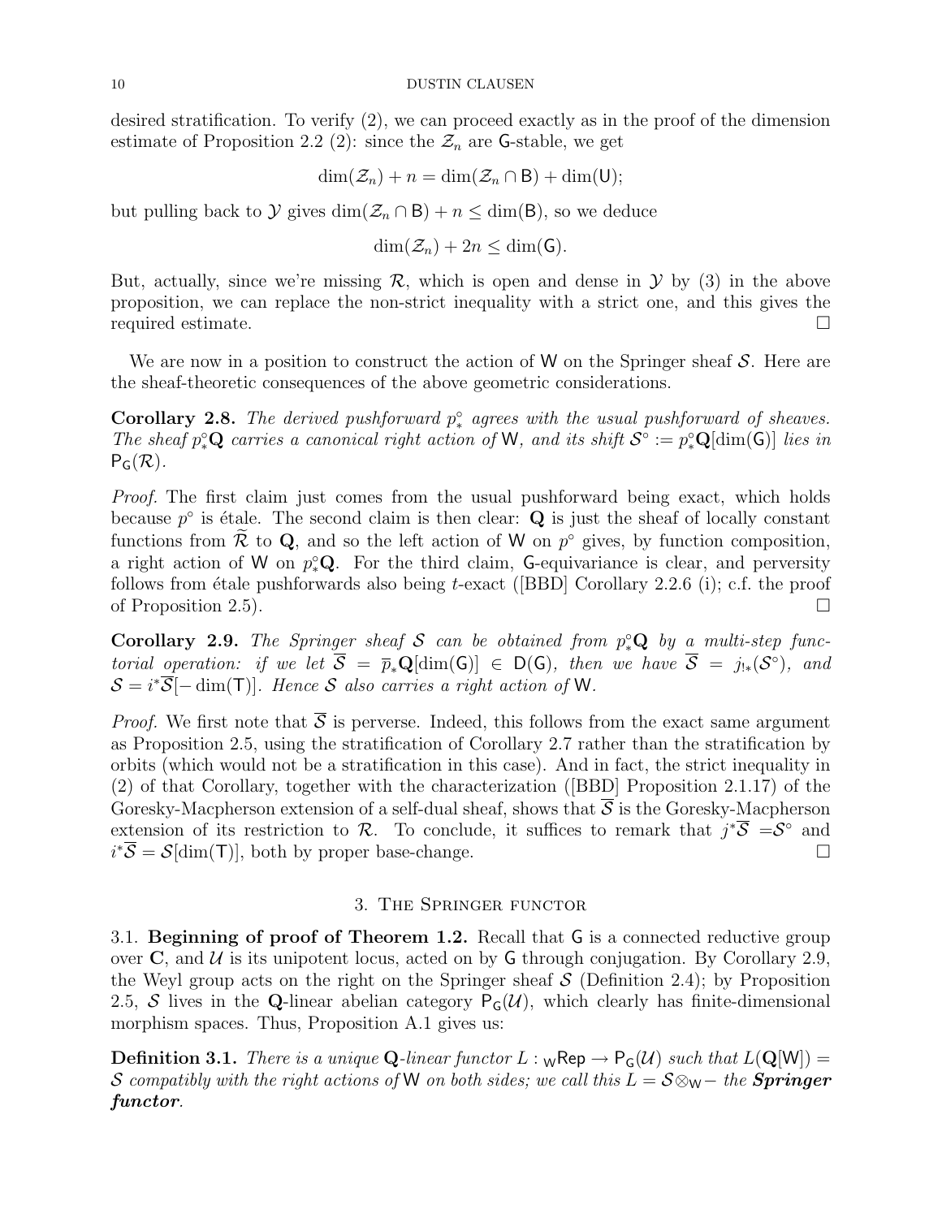desired stratification. To verify (2), we can proceed exactly as in the proof of the dimension estimate of Proposition 2.2 (2): since the $\mathcal{Z}_n$ are $\mathsf{G}$-stable, we get

$$\dim(\mathcal{Z}_n) + n = \dim(\mathcal{Z}_n \cap \mathsf{B}) + \dim(\mathsf{U});$$

but pulling back to $\mathcal{Y}$ gives $\dim(\mathcal{Z}_n \cap \mathsf{B}) + n \leq \dim(\mathsf{B})$, so we deduce

$$\dim(\mathcal{Z}_n) + 2n \leq \dim(\mathsf{G}).$$

But, actually, since we're missing $\mathcal{R}$, which is open and dense in $\mathcal{Y}$ by (3) in the above proposition, we can replace the non-strict inequality with a strict one, and this gives the required estimate. $\square$

We are now in a position to construct the action of $\mathsf{W}$ on the Springer sheaf $\mathcal{S}$. Here are the sheaf-theoretic consequences of the above geometric considerations.

**Corollary 2.8.** *The derived pushforward $p^\circ_*$ agrees with the usual pushforward of sheaves. The sheaf $p^\circ_*\mathbf{Q}$ carries a canonical right action of $\mathsf{W}$, and its shift $\mathcal{S}^\circ := p^\circ_*\mathbf{Q}[\dim(\mathsf{G})]$ lies in $\mathsf{P}_\mathsf{G}(\mathcal{R})$.*

*Proof.* The first claim just comes from the usual pushforward being exact, which holds because $p^\circ$ is étale. The second claim is then clear: $\mathbf{Q}$ is just the sheaf of locally constant functions from $\widetilde{\mathcal{R}}$ to $\mathbf{Q}$, and so the left action of $\mathsf{W}$ on $p^\circ$ gives, by function composition, a right action of $\mathsf{W}$ on $p^\circ_*\mathbf{Q}$. For the third claim, $\mathsf{G}$-equivariance is clear, and perversity follows from étale pushforwards also being $t$-exact ([BBD] Corollary 2.2.6 (i); c.f. the proof of Proposition 2.5). $\square$

**Corollary 2.9.** *The Springer sheaf $\mathcal{S}$ can be obtained from $p^\circ_*\mathbf{Q}$ by a multi-step functorial operation: if we let $\overline{\mathcal{S}} = \overline{p}_*\mathbf{Q}[\dim(\mathsf{G})] \in \mathsf{D}(\mathsf{G})$, then we have $\overline{\mathcal{S}} = j_{!*}(\mathcal{S}^\circ)$, and $\mathcal{S} = i^*\overline{\mathcal{S}}[-\dim(\mathsf{T})]$. Hence $\mathcal{S}$ also carries a right action of $\mathsf{W}$.*

*Proof.* We first note that $\overline{\mathcal{S}}$ is perverse. Indeed, this follows from the exact same argument as Proposition 2.5, using the stratification of Corollary 2.7 rather than the stratification by orbits (which would not be a stratification in this case). And in fact, the strict inequality in (2) of that Corollary, together with the characterization ([BBD] Proposition 2.1.17) of the Goresky-Macpherson extension of a self-dual sheaf, shows that $\overline{\mathcal{S}}$ is the Goresky-Macpherson extension of its restriction to $\mathcal{R}$. To conclude, it suffices to remark that $j^*\overline{\mathcal{S}} = \mathcal{S}^\circ$ and $i^*\overline{\mathcal{S}} = \mathcal{S}[\dim(\mathsf{T})]$, both by proper base-change. $\square$

## 3. The Springer functor

3.1. **Beginning of proof of Theorem 1.2.** Recall that $\mathsf{G}$ is a connected reductive group over $\mathbf{C}$, and $\mathcal{U}$ is its unipotent locus, acted on by $\mathsf{G}$ through conjugation. By Corollary 2.9, the Weyl group acts on the right on the Springer sheaf $\mathcal{S}$ (Definition 2.4); by Proposition 2.5, $\mathcal{S}$ lives in the $\mathbf{Q}$-linear abelian category $\mathsf{P}_\mathsf{G}(\mathcal{U})$, which clearly has finite-dimensional morphism spaces. Thus, Proposition A.1 gives us:

**Definition 3.1.** *There is a unique $\mathbf{Q}$-linear functor $L : {}_\mathsf{W}\mathsf{Rep} \to \mathsf{P}_\mathsf{G}(\mathcal{U})$ such that $L(\mathbf{Q}[\mathsf{W}]) = \mathcal{S}$ compatibly with the right actions of $\mathsf{W}$ on both sides; we call this $L = \mathcal{S} \otimes_\mathsf{W} -$ the **Springer functor**.*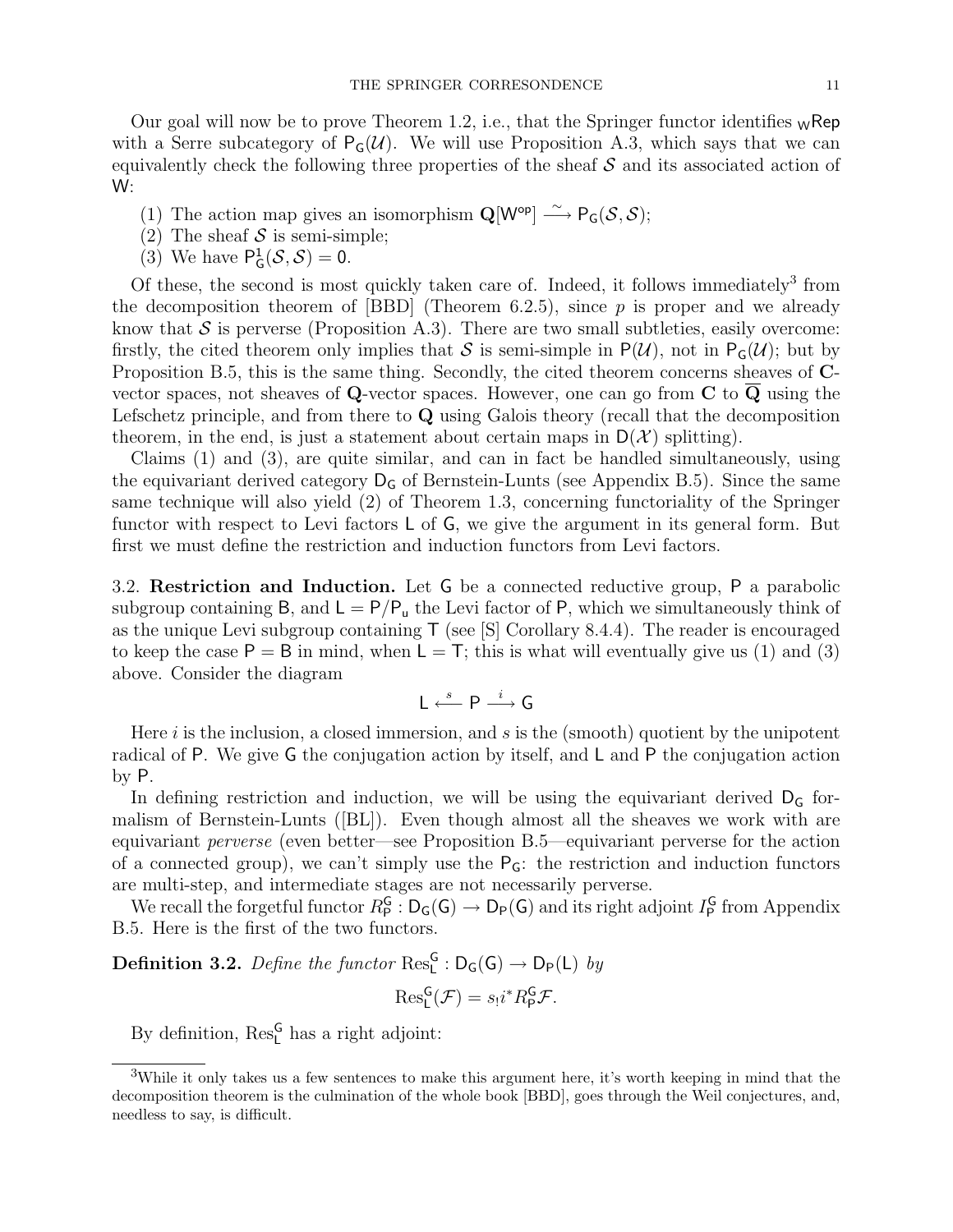Our goal will now be to prove Theorem 1.2, i.e., that the Springer functor identifies ${}_{\mathsf{W}}\mathsf{Rep}$ with a Serre subcategory of $\mathsf{P}_{\mathsf{G}}(\mathcal{U})$. We will use Proposition A.3, which says that we can equivalently check the following three properties of the sheaf $\mathcal{S}$ and its associated action of $\mathsf{W}$:

(1) The action map gives an isomorphism $\mathbf{Q}[\mathsf{W}^{\mathsf{op}}] \xrightarrow{\sim} \mathsf{P}_{\mathsf{G}}(\mathcal{S}, \mathcal{S})$;
(2) The sheaf $\mathcal{S}$ is semi-simple;
(3) We have $\mathsf{P}^1_{\mathsf{G}}(\mathcal{S}, \mathcal{S}) = 0$.

Of these, the second is most quickly taken care of. Indeed, it follows immediately[3] from the decomposition theorem of [BBD] (Theorem 6.2.5), since $p$ is proper and we already know that $\mathcal{S}$ is perverse (Proposition A.3). There are two small subtleties, easily overcome: firstly, the cited theorem only implies that $\mathcal{S}$ is semi-simple in $\mathsf{P}(\mathcal{U})$, not in $\mathsf{P}_{\mathsf{G}}(\mathcal{U})$; but by Proposition B.5, this is the same thing. Secondly, the cited theorem concerns sheaves of $\mathbf{C}$-vector spaces, not sheaves of $\mathbf{Q}$-vector spaces. However, one can go from $\mathbf{C}$ to $\overline{\mathbf{Q}}$ using the Lefschetz principle, and from there to $\mathbf{Q}$ using Galois theory (recall that the decomposition theorem, in the end, is just a statement about certain maps in $\mathsf{D}(\mathcal{X})$ splitting).

Claims (1) and (3), are quite similar, and can in fact be handled simultaneously, using the equivariant derived category $\mathsf{D}_{\mathsf{G}}$ of Bernstein-Lunts (see Appendix B.5). Since the same same technique will also yield (2) of Theorem 1.3, concerning functoriality of the Springer functor with respect to Levi factors $\mathsf{L}$ of $\mathsf{G}$, we give the argument in its general form. But first we must define the restriction and induction functors from Levi factors.

3.2. **Restriction and Induction.** Let $\mathsf{G}$ be a connected reductive group, $\mathsf{P}$ a parabolic subgroup containing $\mathsf{B}$, and $\mathsf{L} = \mathsf{P}/\mathsf{P}_{\mathsf{u}}$ the Levi factor of $\mathsf{P}$, which we simultaneously think of as the unique Levi subgroup containing $\mathsf{T}$ (see [S] Corollary 8.4.4). The reader is encouraged to keep the case $\mathsf{P} = \mathsf{B}$ in mind, when $\mathsf{L} = \mathsf{T}$; this is what will eventually give us (1) and (3) above. Consider the diagram

$$\mathsf{L} \xleftarrow{s} \mathsf{P} \xrightarrow{i} \mathsf{G}$$

Here $i$ is the inclusion, a closed immersion, and $s$ is the (smooth) quotient by the unipotent radical of $\mathsf{P}$. We give $\mathsf{G}$ the conjugation action by itself, and $\mathsf{L}$ and $\mathsf{P}$ the conjugation action by $\mathsf{P}$.

In defining restriction and induction, we will be using the equivariant derived $\mathsf{D}_{\mathsf{G}}$ formalism of Bernstein-Lunts ([BL]). Even though almost all the sheaves we work with are equivariant *perverse* (even better—see Proposition B.5—equivariant perverse for the action of a connected group), we can't simply use the $\mathsf{P}_{\mathsf{G}}$: the restriction and induction functors are multi-step, and intermediate stages are not necessarily perverse.

We recall the forgetful functor $R^{\mathsf{G}}_{\mathsf{P}} : \mathsf{D}_{\mathsf{G}}(\mathsf{G}) \to \mathsf{D}_{\mathsf{P}}(\mathsf{G})$ and its right adjoint $I^{\mathsf{G}}_{\mathsf{P}}$ from Appendix B.5. Here is the first of the two functors.

**Definition 3.2.** *Define the functor* $\mathrm{Res}^{\mathsf{G}}_{\mathsf{L}} : \mathsf{D}_{\mathsf{G}}(\mathsf{G}) \to \mathsf{D}_{\mathsf{P}}(\mathsf{L})$ *by*

$$\mathrm{Res}^{\mathsf{G}}_{\mathsf{L}}(\mathcal{F}) = s_! i^* R^{\mathsf{G}}_{\mathsf{P}} \mathcal{F}.$$

By definition, $\mathrm{Res}^{\mathsf{G}}_{\mathsf{L}}$ has a right adjoint:

[3] While it only takes us a few sentences to make this argument here, it's worth keeping in mind that the decomposition theorem is the culmination of the whole book [BBD], goes through the Weil conjectures, and, needless to say, is difficult.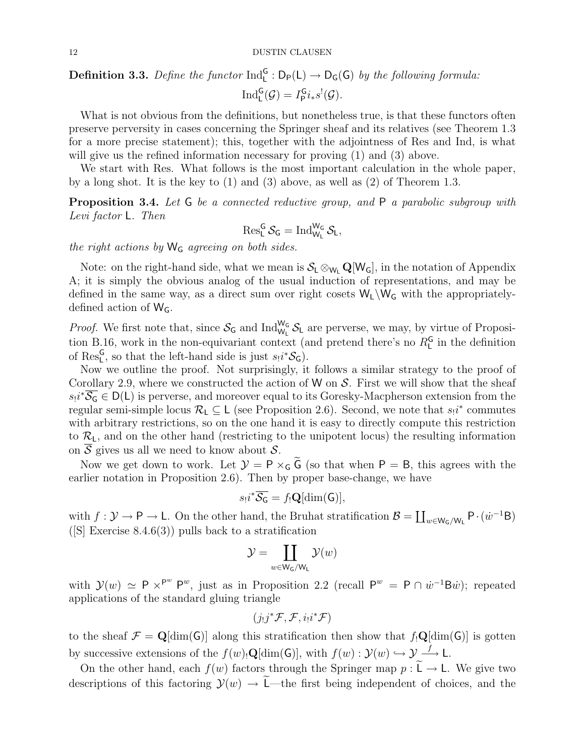**Definition 3.3.** *Define the functor* $\mathrm{Ind}_{\mathsf{L}}^{\mathsf{G}} : \mathsf{D}_{\mathsf{P}}(\mathsf{L}) \to \mathsf{D}_{\mathsf{G}}(\mathsf{G})$ *by the following formula:*

$$\mathrm{Ind}_{\mathsf{L}}^{\mathsf{G}}(\mathcal{G}) = I_{\mathsf{P}}^{\mathsf{G}} i_* s^!(\mathcal{G}).$$

What is not obvious from the definitions, but nonetheless true, is that these functors often preserve perversity in cases concerning the Springer sheaf and its relatives (see Theorem 1.3 for a more precise statement); this, together with the adjointness of Res and Ind, is what will give us the refined information necessary for proving (1) and (3) above.

We start with Res. What follows is the most important calculation in the whole paper, by a long shot. It is the key to (1) and (3) above, as well as (2) of Theorem 1.3.

**Proposition 3.4.** *Let* $\mathsf{G}$ *be a connected reductive group, and* $\mathsf{P}$ *a parabolic subgroup with Levi factor* $\mathsf{L}$. *Then*

$$\mathrm{Res}_{\mathsf{L}}^{\mathsf{G}} \mathcal{S}_{\mathsf{G}} = \mathrm{Ind}_{\mathsf{W}_{\mathsf{L}}}^{\mathsf{W}_{\mathsf{G}}} \mathcal{S}_{\mathsf{L}},$$

*the right actions by* $\mathsf{W}_{\mathsf{G}}$ *agreeing on both sides.*

Note: on the right-hand side, what we mean is $\mathcal{S}_{\mathsf{L}} \otimes_{\mathsf{W}_{\mathsf{L}}} \mathbf{Q}[\mathsf{W}_{\mathsf{G}}]$, in the notation of Appendix A; it is simply the obvious analog of the usual induction of representations, and may be defined in the same way, as a direct sum over right cosets $\mathsf{W}_{\mathsf{L}} \backslash \mathsf{W}_{\mathsf{G}}$ with the appropriately-defined action of $\mathsf{W}_{\mathsf{G}}$.

*Proof.* We first note that, since $\mathcal{S}_{\mathsf{G}}$ and $\mathrm{Ind}_{\mathsf{W}_{\mathsf{L}}}^{\mathsf{W}_{\mathsf{G}}} \mathcal{S}_{\mathsf{L}}$ are perverse, we may, by virtue of Proposition B.16, work in the non-equivariant context (and pretend there's no $R_{\mathsf{L}}^{\mathsf{G}}$ in the definition of $\mathrm{Res}_{\mathsf{L}}^{\mathsf{G}}$, so that the left-hand side is just $s_! i^* \mathcal{S}_{\mathsf{G}}$).

Now we outline the proof. Not surprisingly, it follows a similar strategy to the proof of Corollary 2.9, where we constructed the action of $\mathsf{W}$ on $\mathcal{S}$. First we will show that the sheaf $s_! i^* \overline{\mathcal{S}_{\mathsf{G}}} \in \mathsf{D}(\mathsf{L})$ is perverse, and moreover equal to its Goresky-Macpherson extension from the regular semi-simple locus $\mathcal{R}_{\mathsf{L}} \subseteq \mathsf{L}$ (see Proposition 2.6). Second, we note that $s_! i^*$ commutes with arbitrary restrictions, so on the one hand it is easy to directly compute this restriction to $\mathcal{R}_{\mathsf{L}}$, and on the other hand (restricting to the unipotent locus) the resulting information on $\overline{\mathcal{S}}$ gives us all we need to know about $\mathcal{S}$.

Now we get down to work. Let $\mathcal{Y} = \mathsf{P} \times_{\mathsf{G}} \widetilde{\mathsf{G}}$ (so that when $\mathsf{P} = \mathsf{B}$, this agrees with the earlier notation in Proposition 2.6). Then by proper base-change, we have

$$s_! i^* \overline{\mathcal{S}_{\mathsf{G}}} = f_! \mathbf{Q}[\dim(\mathsf{G})],$$

with $f : \mathcal{Y} \to \mathsf{P} \to \mathsf{L}$. On the other hand, the Bruhat stratification $\mathcal{B} = \coprod_{w \in \mathsf{W}_{\mathsf{G}}/\mathsf{W}_{\mathsf{L}}} \mathsf{P} \cdot (\dot{w}^{-1}\mathsf{B})$ ([S] Exercise 8.4.6(3)) pulls back to a stratification

$$\mathcal{Y} = \coprod_{w \in \mathsf{W}_{\mathsf{G}}/\mathsf{W}_{\mathsf{L}}} \mathcal{Y}(w)$$

with $\mathcal{Y}(w) \simeq \mathsf{P} \times^{\mathsf{P}^w} \mathsf{P}^w$, just as in Proposition 2.2 (recall $\mathsf{P}^w = \mathsf{P} \cap \dot{w}^{-1}\mathsf{B}\dot{w}$); repeated applications of the standard gluing triangle

$$(j_! j^* \mathcal{F}, \mathcal{F}, i_! i^* \mathcal{F})$$

to the sheaf $\mathcal{F} = \mathbf{Q}[\dim(\mathsf{G})]$ along this stratification then show that $f_! \mathbf{Q}[\dim(\mathsf{G})]$ is gotten by successive extensions of the $f(w)_! \mathbf{Q}[\dim(\mathsf{G})]$, with $f(w) : \mathcal{Y}(w) \hookrightarrow \mathcal{Y} \xrightarrow{f} \mathsf{L}$.

On the other hand, each $f(w)$ factors through the Springer map $p : \widetilde{\mathsf{L}} \to \mathsf{L}$. We give two descriptions of this factoring $\mathcal{Y}(w) \to \widetilde{\mathsf{L}}$—the first being independent of choices, and the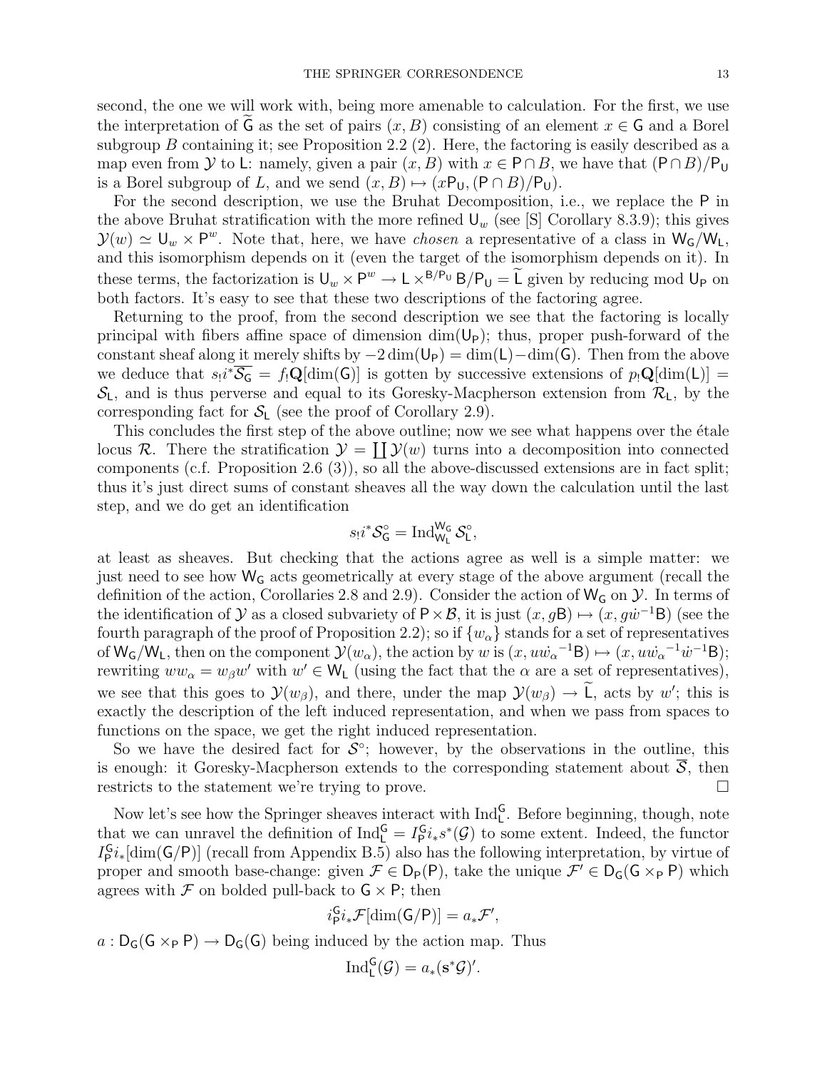second, the one we will work with, being more amenable to calculation. For the first, we use the interpretation of $\widetilde{\mathsf{G}}$ as the set of pairs $(x, B)$ consisting of an element $x \in \mathsf{G}$ and a Borel subgroup $B$ containing it; see Proposition 2.2 (2). Here, the factoring is easily described as a map even from $\mathcal{Y}$ to $\mathsf{L}$: namely, given a pair $(x, B)$ with $x \in \mathsf{P} \cap B$, we have that $(\mathsf{P} \cap B)/\mathsf{P}_{\mathsf{U}}$ is a Borel subgroup of $L$, and we send $(x, B) \mapsto (x\mathsf{P}_{\mathsf{U}}, (\mathsf{P} \cap B)/\mathsf{P}_{\mathsf{U}})$.

For the second description, we use the Bruhat Decomposition, i.e., we replace the $\mathsf{P}$ in the above Bruhat stratification with the more refined $\mathsf{U}_w$ (see [S] Corollary 8.3.9); this gives $\mathcal{Y}(w) \simeq \mathsf{U}_w \times \mathsf{P}^w$. Note that, here, we have *chosen* a representative of a class in $\mathsf{W}_{\mathsf{G}}/\mathsf{W}_{\mathsf{L}}$, and this isomorphism depends on it (even the target of the isomorphism depends on it). In these terms, the factorization is $\mathsf{U}_w \times \mathsf{P}^w \to \mathsf{L} \times^{\mathsf{B}/\mathsf{P}_{\mathsf{U}}} \mathsf{B}/\mathsf{P}_{\mathsf{U}} = \widetilde{\mathsf{L}}$ given by reducing mod $\mathsf{U}_{\mathsf{P}}$ on both factors. It's easy to see that these two descriptions of the factoring agree.

Returning to the proof, from the second description we see that the factoring is locally principal with fibers affine space of dimension $\dim(\mathsf{U}_{\mathsf{P}})$; thus, proper push-forward of the constant sheaf along it merely shifts by $-2\dim(\mathsf{U}_{\mathsf{P}}) = \dim(\mathsf{L}) - \dim(\mathsf{G})$. Then from the above we deduce that $s_! i^* \overline{\mathcal{S}_{\mathsf{G}}} = f_! \mathbf{Q}[\dim(\mathsf{G})]$ is gotten by successive extensions of $p_! \mathbf{Q}[\dim(\mathsf{L})] = \mathcal{S}_{\mathsf{L}}$, and is thus perverse and equal to its Goresky-Macpherson extension from $\mathcal{R}_{\mathsf{L}}$, by the corresponding fact for $\mathcal{S}_{\mathsf{L}}$ (see the proof of Corollary 2.9).

This concludes the first step of the above outline; now we see what happens over the étale locus $\mathcal{R}$. There the stratification $\mathcal{Y} = \coprod \mathcal{Y}(w)$ turns into a decomposition into connected components (c.f. Proposition 2.6 (3)), so all the above-discussed extensions are in fact split; thus it's just direct sums of constant sheaves all the way down the calculation until the last step, and we do get an identification

$$s_! i^* \mathcal{S}^{\circ}_{\mathsf{G}} = \operatorname{Ind}_{\mathsf{W}_{\mathsf{L}}}^{\mathsf{W}_{\mathsf{G}}} \mathcal{S}^{\circ}_{\mathsf{L}},$$

at least as sheaves. But checking that the actions agree as well is a simple matter: we just need to see how $\mathsf{W}_{\mathsf{G}}$ acts geometrically at every stage of the above argument (recall the definition of the action, Corollaries 2.8 and 2.9). Consider the action of $\mathsf{W}_{\mathsf{G}}$ on $\mathcal{Y}$. In terms of the identification of $\mathcal{Y}$ as a closed subvariety of $\mathsf{P} \times \mathcal{B}$, it is just $(x, g\mathsf{B}) \mapsto (x, g\dot{w}^{-1}\mathsf{B})$ (see the fourth paragraph of the proof of Proposition 2.2); so if $\{w_\alpha\}$ stands for a set of representatives of $\mathsf{W}_{\mathsf{G}}/\mathsf{W}_{\mathsf{L}}$, then on the component $\mathcal{Y}(w_\alpha)$, the action by $w$ is $(x, u\dot{w_\alpha}^{-1}\mathsf{B}) \mapsto (x, u\dot{w_\alpha}^{-1}\dot{w}^{-1}\mathsf{B})$; rewriting $ww_\alpha = w_\beta w'$ with $w' \in \mathsf{W}_{\mathsf{L}}$ (using the fact that the $\alpha$ are a set of representatives), we see that this goes to $\mathcal{Y}(w_\beta)$, and there, under the map $\mathcal{Y}(w_\beta) \to \widetilde{\mathsf{L}}$, acts by $w'$; this is exactly the description of the left induced representation, and when we pass from spaces to functions on the space, we get the right induced representation.

So we have the desired fact for $\mathcal{S}^\circ$; however, by the observations in the outline, this is enough: it Goresky-Macpherson extends to the corresponding statement about $\overline{\mathcal{S}}$, then restricts to the statement we're trying to prove. $\square$

Now let's see how the Springer sheaves interact with $\operatorname{Ind}_{\mathsf{L}}^{\mathsf{G}}$. Before beginning, though, note that we can unravel the definition of $\operatorname{Ind}_{\mathsf{L}}^{\mathsf{G}} = I_{\mathsf{P}}^{\mathsf{G}} i_* s^*(\mathcal{G})$ to some extent. Indeed, the functor $I_{\mathsf{P}}^{\mathsf{G}} i_*[\dim(\mathsf{G}/\mathsf{P})]$ (recall from Appendix B.5) also has the following interpretation, by virtue of proper and smooth base-change: given $\mathcal{F} \in \mathsf{D}_{\mathsf{P}}(\mathsf{P})$, take the unique $\mathcal{F}' \in \mathsf{D}_{\mathsf{G}}(\mathsf{G} \times_{\mathsf{P}} \mathsf{P})$ which agrees with $\mathcal{F}$ on bolded pull-back to $\mathsf{G} \times \mathsf{P}$; then

$$i_{\mathsf{P}}^{\mathsf{G}} i_* \mathcal{F}[\dim(\mathsf{G}/\mathsf{P})] = a_* \mathcal{F}',$$

$a : \mathsf{D}_{\mathsf{G}}(\mathsf{G} \times_{\mathsf{P}} \mathsf{P}) \to \mathsf{D}_{\mathsf{G}}(\mathsf{G})$ being induced by the action map. Thus

$$\operatorname{Ind}_{\mathsf{L}}^{\mathsf{G}}(\mathcal{G}) = a_*(\mathbf{s}^* \mathcal{G})'.$$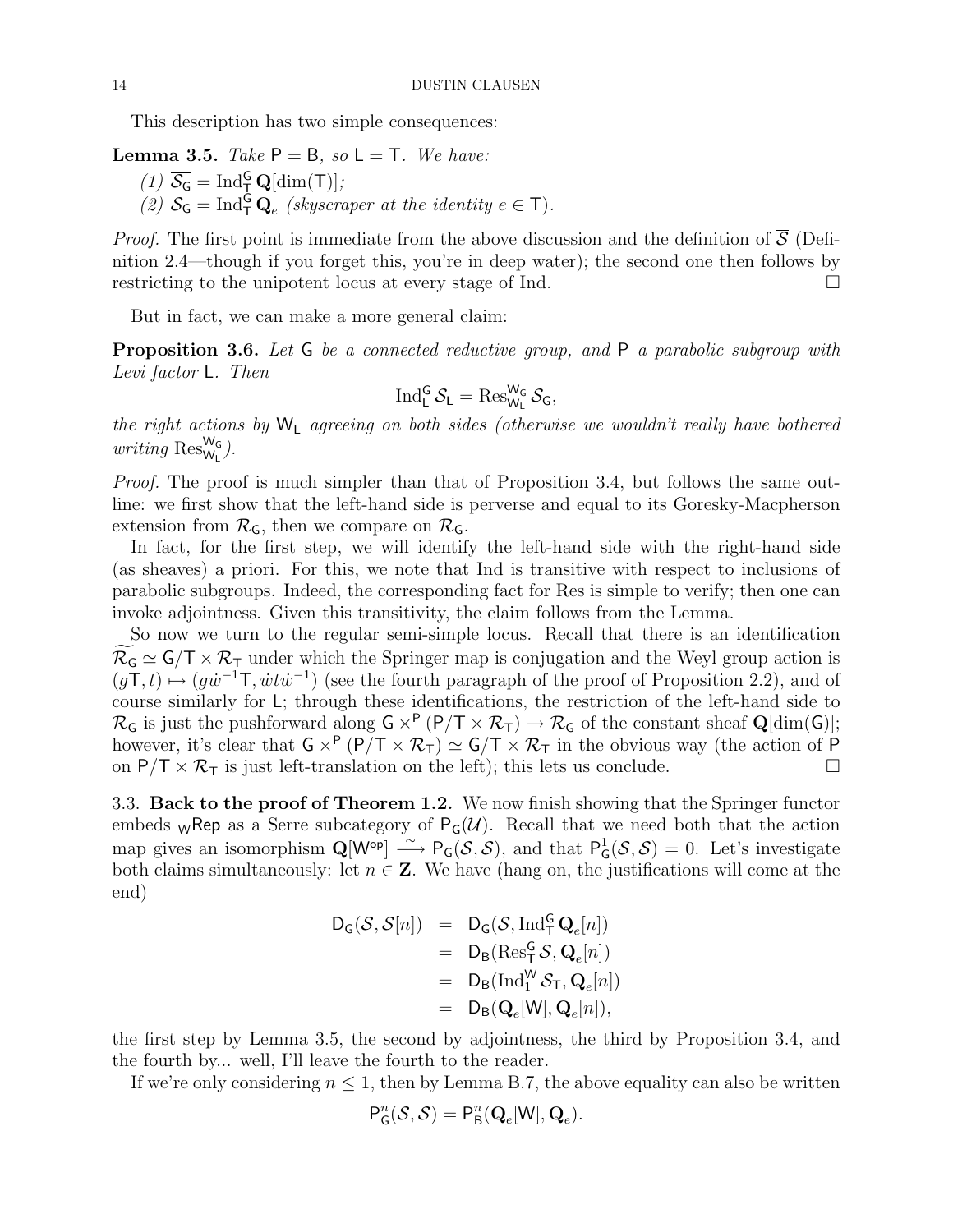This description has two simple consequences:

**Lemma 3.5.** *Take $\mathsf{P} = \mathsf{B}$, so $\mathsf{L} = \mathsf{T}$. We have:*

*(1) $\overline{\mathcal{S}_{\mathsf{G}}} = \mathrm{Ind}_{\mathsf{T}}^{\mathsf{G}} \mathbf{Q}[\dim(\mathsf{T})]$;*

*(2) $\mathcal{S}_{\mathsf{G}} = \mathrm{Ind}_{\mathsf{T}}^{\mathsf{G}} \mathbf{Q}_e$ (skyscraper at the identity $e \in \mathsf{T}$).*

*Proof.* The first point is immediate from the above discussion and the definition of $\overline{\mathcal{S}}$ (Definition 2.4—though if you forget this, you're in deep water); the second one then follows by restricting to the unipotent locus at every stage of Ind. $\square$

But in fact, we can make a more general claim:

**Proposition 3.6.** *Let $\mathsf{G}$ be a connected reductive group, and $\mathsf{P}$ a parabolic subgroup with Levi factor $\mathsf{L}$. Then*

$$\mathrm{Ind}_{\mathsf{L}}^{\mathsf{G}} \mathcal{S}_{\mathsf{L}} = \mathrm{Res}_{\mathsf{W}_{\mathsf{L}}}^{\mathsf{W}_{\mathsf{G}}} \mathcal{S}_{\mathsf{G}},$$

*the right actions by $\mathsf{W}_{\mathsf{L}}$ agreeing on both sides (otherwise we wouldn't really have bothered writing $\mathrm{Res}_{\mathsf{W}_{\mathsf{L}}}^{\mathsf{W}_{\mathsf{G}}}$).*

*Proof.* The proof is much simpler than that of Proposition 3.4, but follows the same outline: we first show that the left-hand side is perverse and equal to its Goresky-Macpherson extension from $\mathcal{R}_{\mathsf{G}}$, then we compare on $\mathcal{R}_{\mathsf{G}}$.

In fact, for the first step, we will identify the left-hand side with the right-hand side (as sheaves) a priori. For this, we note that Ind is transitive with respect to inclusions of parabolic subgroups. Indeed, the corresponding fact for Res is simple to verify; then one can invoke adjointness. Given this transitivity, the claim follows from the Lemma.

So now we turn to the regular semi-simple locus. Recall that there is an identification $\widetilde{\mathcal{R}_{\mathsf{G}}} \simeq \mathsf{G}/\mathsf{T} \times \mathcal{R}_{\mathsf{T}}$ under which the Springer map is conjugation and the Weyl group action is $(g\mathsf{T}, t) \mapsto (g\dot{w}^{-1}\mathsf{T}, \dot{w}t\dot{w}^{-1})$ (see the fourth paragraph of the proof of Proposition 2.2), and of course similarly for $\mathsf{L}$; through these identifications, the restriction of the left-hand side to $\mathcal{R}_{\mathsf{G}}$ is just the pushforward along $\mathsf{G} \times^{\mathsf{P}} (\mathsf{P}/\mathsf{T} \times \mathcal{R}_{\mathsf{T}}) \to \mathcal{R}_{\mathsf{G}}$ of the constant sheaf $\mathbf{Q}[\dim(\mathsf{G})]$; however, it's clear that $\mathsf{G} \times^{\mathsf{P}} (\mathsf{P}/\mathsf{T} \times \mathcal{R}_{\mathsf{T}}) \simeq \mathsf{G}/\mathsf{T} \times \mathcal{R}_{\mathsf{T}}$ in the obvious way (the action of $\mathsf{P}$ on $\mathsf{P}/\mathsf{T} \times \mathcal{R}_{\mathsf{T}}$ is just left-translation on the left); this lets us conclude. $\square$

## 3.3. Back to the proof of Theorem 1.2.

We now finish showing that the Springer functor embeds ${}_{\mathsf{W}}\mathsf{Rep}$ as a Serre subcategory of $\mathsf{P}_{\mathsf{G}}(\mathcal{U})$. Recall that we need both that the action map gives an isomorphism $\mathbf{Q}[\mathsf{W}^{\mathsf{op}}] \xrightarrow{\sim} \mathsf{P}_{\mathsf{G}}(\mathcal{S}, \mathcal{S})$, and that $\mathsf{P}_{\mathsf{G}}^1(\mathcal{S}, \mathcal{S}) = 0$. Let's investigate both claims simultaneously: let $n \in \mathbf{Z}$. We have (hang on, the justifications will come at the end)

$$\begin{aligned}
\mathsf{D}_{\mathsf{G}}(\mathcal{S}, \mathcal{S}[n]) &= \mathsf{D}_{\mathsf{G}}(\mathcal{S}, \mathrm{Ind}_{\mathsf{T}}^{\mathsf{G}} \mathbf{Q}_e[n]) \\
&= \mathsf{D}_{\mathsf{B}}(\mathrm{Res}_{\mathsf{T}}^{\mathsf{G}} \mathcal{S}, \mathbf{Q}_e[n]) \\
&= \mathsf{D}_{\mathsf{B}}(\mathrm{Ind}_1^{\mathsf{W}} \mathcal{S}_{\mathsf{T}}, \mathbf{Q}_e[n]) \\
&= \mathsf{D}_{\mathsf{B}}(\mathbf{Q}_e[\mathsf{W}], \mathbf{Q}_e[n]),
\end{aligned}$$

the first step by Lemma 3.5, the second by adjointness, the third by Proposition 3.4, and the fourth by... well, I'll leave the fourth to the reader.

If we're only considering $n \leq 1$, then by Lemma B.7, the above equality can also be written

$$\mathsf{P}_{\mathsf{G}}^n(\mathcal{S}, \mathcal{S}) = \mathsf{P}_{\mathsf{B}}^n(\mathbf{Q}_e[\mathsf{W}], \mathbf{Q}_e).$$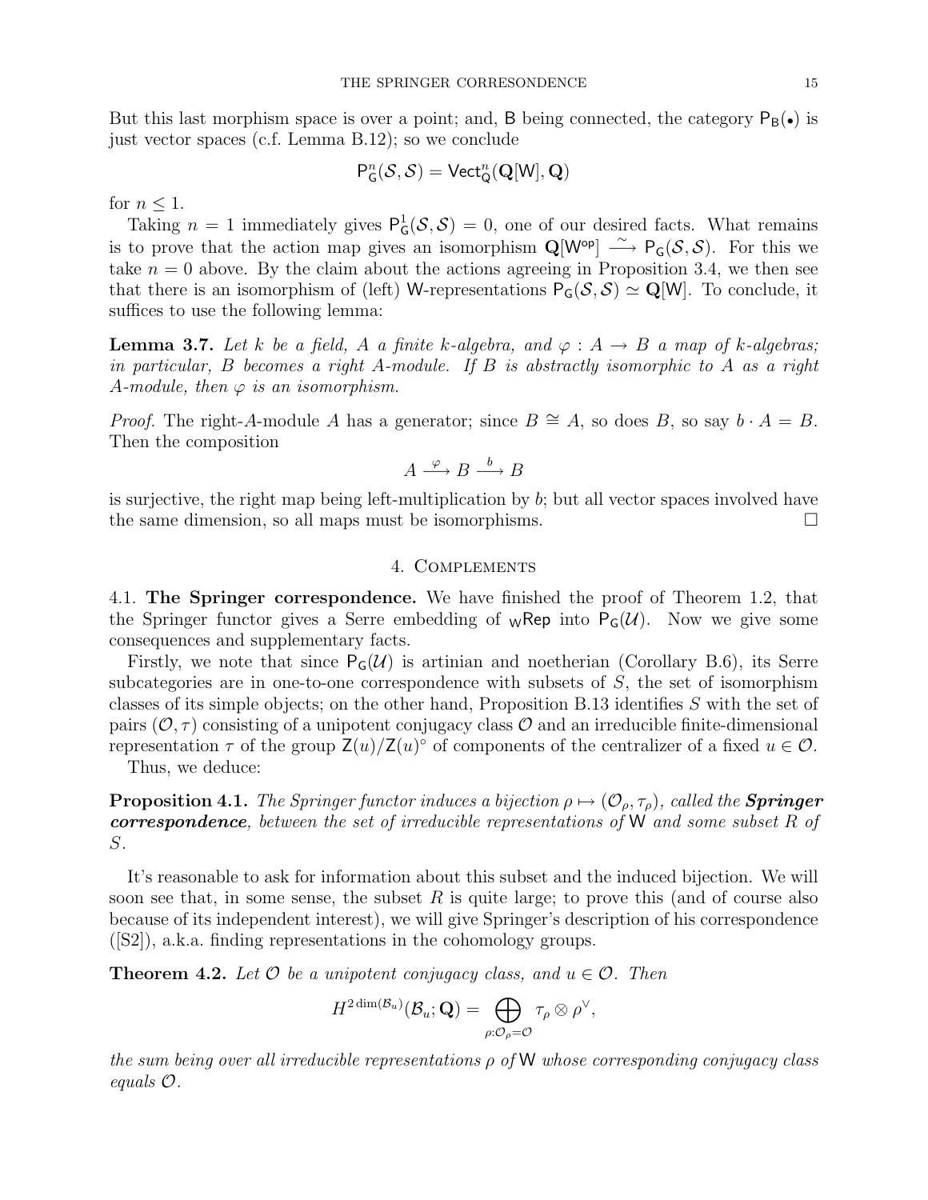But this last morphism space is over a point; and, $\mathsf{B}$ being connected, the category $\mathsf{P}_{\mathsf{B}}(\bullet)$ is just vector spaces (c.f. Lemma B.12); so we conclude

$$\mathsf{P}^n_{\mathsf{G}}(\mathcal{S}, \mathcal{S}) = \mathsf{Vect}^n_{\mathbf{Q}}(\mathbf{Q}[\mathsf{W}], \mathbf{Q})$$

for $n \leq 1$.

Taking $n = 1$ immediately gives $\mathsf{P}^1_{\mathsf{G}}(\mathcal{S}, \mathcal{S}) = 0$, one of our desired facts. What remains is to prove that the action map gives an isomorphism $\mathbf{Q}[\mathsf{W}^{\mathsf{op}}] \xrightarrow{\sim} \mathsf{P}_{\mathsf{G}}(\mathcal{S}, \mathcal{S})$. For this we take $n = 0$ above. By the claim about the actions agreeing in Proposition 3.4, we then see that there is an isomorphism of (left) $\mathsf{W}$-representations $\mathsf{P}_{\mathsf{G}}(\mathcal{S}, \mathcal{S}) \simeq \mathbf{Q}[\mathsf{W}]$. To conclude, it suffices to use the following lemma:

**Lemma 3.7.** *Let $k$ be a field, $A$ a finite $k$-algebra, and $\varphi : A \to B$ a map of $k$-algebras; in particular, $B$ becomes a right $A$-module. If $B$ is abstractly isomorphic to $A$ as a right $A$-module, then $\varphi$ is an isomorphism.*

*Proof.* The right-$A$-module $A$ has a generator; since $B \cong A$, so does $B$, so say $b \cdot A = B$. Then the composition

$$A \xrightarrow{\varphi} B \xrightarrow{b} B$$

is surjective, the right map being left-multiplication by $b$; but all vector spaces involved have the same dimension, so all maps must be isomorphisms. □

## 4. Complements

**4.1. The Springer correspondence.** We have finished the proof of Theorem 1.2, that the Springer functor gives a Serre embedding of ${}_{\mathsf{W}}\mathsf{Rep}$ into $\mathsf{P}_{\mathsf{G}}(\mathcal{U})$. Now we give some consequences and supplementary facts.

Firstly, we note that since $\mathsf{P}_{\mathsf{G}}(\mathcal{U})$ is artinian and noetherian (Corollary B.6), its Serre subcategories are in one-to-one correspondence with subsets of $S$, the set of isomorphism classes of its simple objects; on the other hand, Proposition B.13 identifies $S$ with the set of pairs $(\mathcal{O}, \tau)$ consisting of a unipotent conjugacy class $\mathcal{O}$ and an irreducible finite-dimensional representation $\tau$ of the group $\mathsf{Z}(u)/\mathsf{Z}(u)^\circ$ of components of the centralizer of a fixed $u \in \mathcal{O}$.

Thus, we deduce:

**Proposition 4.1.** *The Springer functor induces a bijection $\rho \mapsto (\mathcal{O}_\rho, \tau_\rho)$, called the* ***Springer correspondence****, between the set of irreducible representations of $\mathsf{W}$ and some subset $R$ of $S$.*

It's reasonable to ask for information about this subset and the induced bijection. We will soon see that, in some sense, the subset $R$ is quite large; to prove this (and of course also because of its independent interest), we will give Springer's description of his correspondence ([S2]), a.k.a. finding representations in the cohomology groups.

**Theorem 4.2.** *Let $\mathcal{O}$ be a unipotent conjugacy class, and $u \in \mathcal{O}$. Then*

$$H^{2\dim(\mathcal{B}_u)}(\mathcal{B}_u; \mathbf{Q}) = \bigoplus_{\rho : \mathcal{O}_\rho = \mathcal{O}} \tau_\rho \otimes \rho^\vee,$$

*the sum being over all irreducible representations $\rho$ of $\mathsf{W}$ whose corresponding conjugacy class equals $\mathcal{O}$.*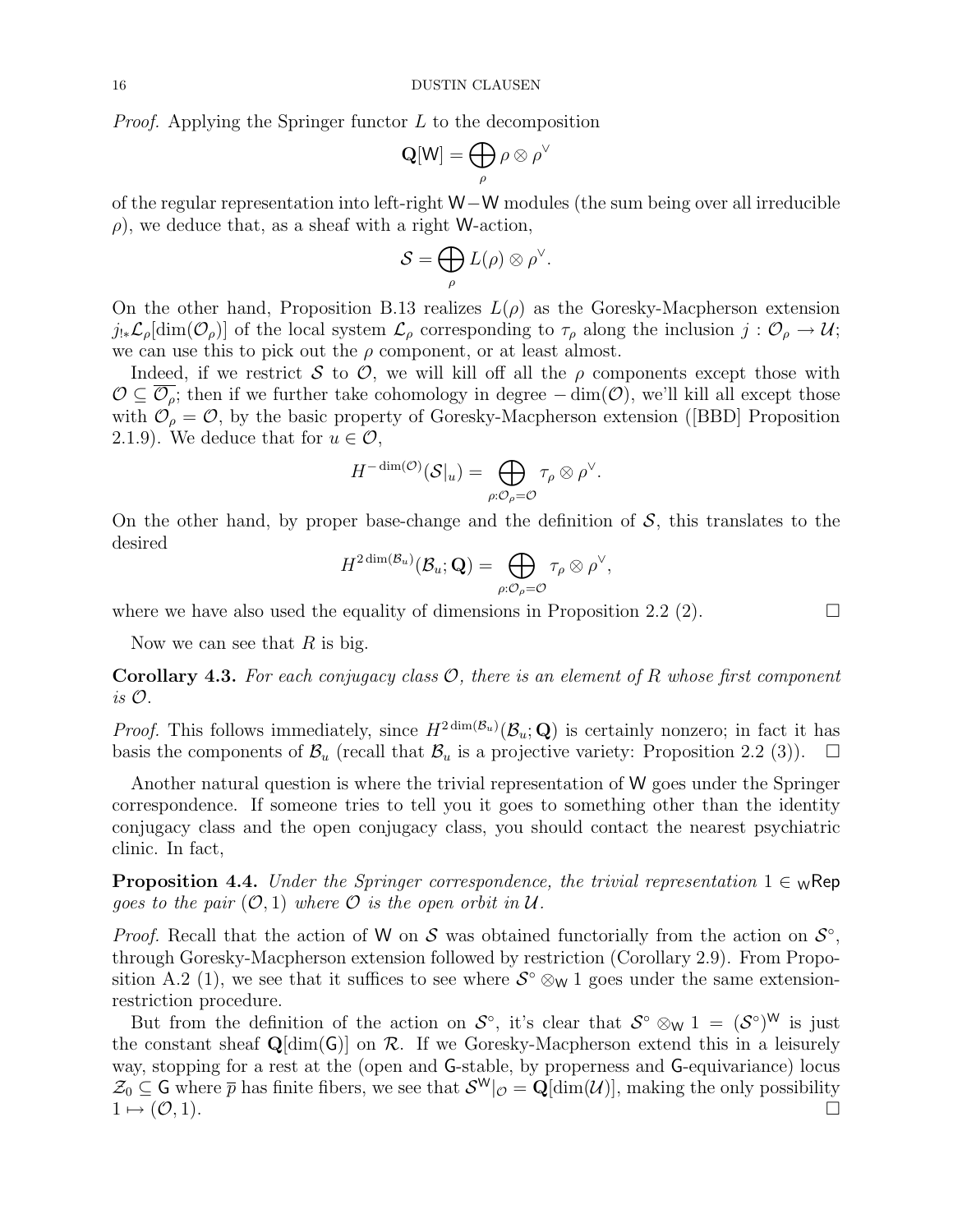*Proof.* Applying the Springer functor $L$ to the decomposition

$$\mathbf{Q}[\mathsf{W}] = \bigoplus_{\rho} \rho \otimes \rho^{\vee}$$

of the regular representation into left-right $\mathsf{W}-\mathsf{W}$ modules (the sum being over all irreducible $\rho$), we deduce that, as a sheaf with a right $\mathsf{W}$-action,

$$\mathcal{S} = \bigoplus_{\rho} L(\rho) \otimes \rho^{\vee}.$$

On the other hand, Proposition B.13 realizes $L(\rho)$ as the Goresky-Macpherson extension $j_{!*}\mathcal{L}_\rho[\dim(\mathcal{O}_\rho)]$ of the local system $\mathcal{L}_\rho$ corresponding to $\tau_\rho$ along the inclusion $j : \mathcal{O}_\rho \to \mathcal{U}$; we can use this to pick out the $\rho$ component, or at least almost.

Indeed, if we restrict $\mathcal{S}$ to $\mathcal{O}$, we will kill off all the $\rho$ components except those with $\mathcal{O} \subseteq \overline{\mathcal{O}_\rho}$; then if we further take cohomology in degree $-\dim(\mathcal{O})$, we'll kill all except those with $\mathcal{O}_\rho = \mathcal{O}$, by the basic property of Goresky-Macpherson extension ([BBD] Proposition 2.1.9). We deduce that for $u \in \mathcal{O}$,

$$H^{-\dim(\mathcal{O})}(\mathcal{S}|_u) = \bigoplus_{\rho : \mathcal{O}_\rho = \mathcal{O}} \tau_\rho \otimes \rho^{\vee}.$$

On the other hand, by proper base-change and the definition of $\mathcal{S}$, this translates to the desired

$$H^{2\dim(\mathcal{B}_u)}(\mathcal{B}_u; \mathbf{Q}) = \bigoplus_{\rho : \mathcal{O}_\rho = \mathcal{O}} \tau_\rho \otimes \rho^{\vee},$$

where we have also used the equality of dimensions in Proposition 2.2 (2). $\square$

Now we can see that $R$ is big.

**Corollary 4.3.** *For each conjugacy class $\mathcal{O}$, there is an element of $R$ whose first component is $\mathcal{O}$.*

*Proof.* This follows immediately, since $H^{2\dim(\mathcal{B}_u)}(\mathcal{B}_u; \mathbf{Q})$ is certainly nonzero; in fact it has basis the components of $\mathcal{B}_u$ (recall that $\mathcal{B}_u$ is a projective variety: Proposition 2.2 (3)). $\square$

Another natural question is where the trivial representation of $\mathsf{W}$ goes under the Springer correspondence. If someone tries to tell you it goes to something other than the identity conjugacy class and the open conjugacy class, you should contact the nearest psychiatric clinic. In fact,

**Proposition 4.4.** *Under the Springer correspondence, the trivial representation $1 \in {}_{\mathsf{W}}\mathsf{Rep}$ goes to the pair $(\mathcal{O}, 1)$ where $\mathcal{O}$ is the open orbit in $\mathcal{U}$.*

*Proof.* Recall that the action of $\mathsf{W}$ on $\mathcal{S}$ was obtained functorially from the action on $\mathcal{S}^\circ$, through Goresky-Macpherson extension followed by restriction (Corollary 2.9). From Proposition A.2 (1), we see that it suffices to see where $\mathcal{S}^\circ \otimes_{\mathsf{W}} 1$ goes under the same extension-restriction procedure.

But from the definition of the action on $\mathcal{S}^\circ$, it's clear that $\mathcal{S}^\circ \otimes_{\mathsf{W}} 1 = (\mathcal{S}^\circ)^{\mathsf{W}}$ is just the constant sheaf $\mathbf{Q}[\dim(\mathsf{G})]$ on $\mathcal{R}$. If we Goresky-Macpherson extend this in a leisurely way, stopping for a rest at the (open and $\mathsf{G}$-stable, by properness and $\mathsf{G}$-equivariance) locus $\mathcal{Z}_0 \subseteq \mathsf{G}$ where $\overline{p}$ has finite fibers, we see that $\mathcal{S}^{\mathsf{W}}|_{\mathcal{O}} = \mathbf{Q}[\dim(\mathcal{U})]$, making the only possibility $1 \mapsto (\mathcal{O}, 1)$. $\square$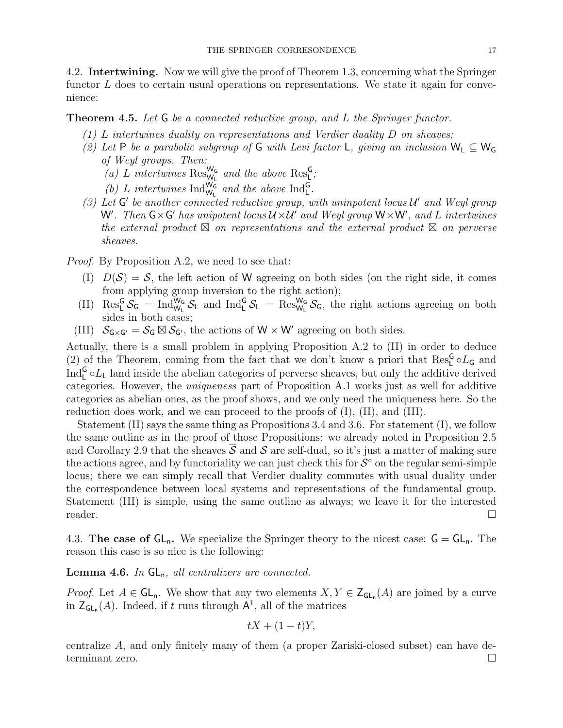4.2. **Intertwining.** Now we will give the proof of Theorem 1.3, concerning what the Springer functor $L$ does to certain usual operations on representations. We state it again for convenience:

**Theorem 4.5.** *Let $\mathsf{G}$ be a connected reductive group, and $L$ the Springer functor.*

*(1) $L$ intertwines duality on representations and Verdier duality $D$ on sheaves;*

*(2) Let $\mathsf{P}$ be a parabolic subgroup of $\mathsf{G}$ with Levi factor $\mathsf{L}$, giving an inclusion $\mathsf{W}_\mathsf{L} \subseteq \mathsf{W}_\mathsf{G}$ of Weyl groups. Then:*

*(a) $L$ intertwines $\operatorname{Res}^{\mathsf{W}_\mathsf{G}}_{\mathsf{W}_\mathsf{L}}$ and the above $\operatorname{Res}^{\mathsf{G}}_{\mathsf{L}}$;*

*(b) $L$ intertwines $\operatorname{Ind}^{\mathsf{W}_\mathsf{G}}_{\mathsf{W}_\mathsf{L}}$ and the above $\operatorname{Ind}^{\mathsf{G}}_{\mathsf{L}}$.*

*(3) Let $\mathsf{G}'$ be another connected reductive group, with uninpotent locus $\mathcal{U}'$ and Weyl group $\mathsf{W}'$. Then $\mathsf{G}\times\mathsf{G}'$ has unipotent locus $\mathcal{U}\times\mathcal{U}'$ and Weyl group $\mathsf{W}\times\mathsf{W}'$, and $L$ intertwines the external product $\boxtimes$ on representations and the external product $\boxtimes$ on perverse sheaves.*

*Proof.* By Proposition A.2, we need to see that:

(I) $D(\mathcal{S}) = \mathcal{S}$, the left action of $\mathsf{W}$ agreeing on both sides (on the right side, it comes from applying group inversion to the right action);

(II) $\operatorname{Res}^{\mathsf{G}}_{\mathsf{L}} \mathcal{S}_\mathsf{G} = \operatorname{Ind}^{\mathsf{W}_\mathsf{G}}_{\mathsf{W}_\mathsf{L}} \mathcal{S}_\mathsf{L}$ and $\operatorname{Ind}^{\mathsf{G}}_{\mathsf{L}} \mathcal{S}_\mathsf{L} = \operatorname{Res}^{\mathsf{W}_\mathsf{G}}_{\mathsf{W}_\mathsf{L}} \mathcal{S}_\mathsf{G}$, the right actions agreeing on both sides in both cases;

(III) $\mathcal{S}_{\mathsf{G}\times\mathsf{G}'} = \mathcal{S}_\mathsf{G} \boxtimes \mathcal{S}_{\mathsf{G}'}$, the actions of $\mathsf{W}\times\mathsf{W}'$ agreeing on both sides.

Actually, there is a small problem in applying Proposition A.2 to (II) in order to deduce (2) of the Theorem, coming from the fact that we don't know a priori that $\operatorname{Res}^{\mathsf{G}}_{\mathsf{L}} \circ L_G$ and $\operatorname{Ind}^{\mathsf{G}}_{\mathsf{L}} \circ L_\mathsf{L}$ land inside the abelian categories of perverse sheaves, but only the additive derived categories. However, the *uniqueness* part of Proposition A.1 works just as well for additive categories as abelian ones, as the proof shows, and we only need the uniqueness here. So the reduction does work, and we can proceed to the proofs of (I), (II), and (III).

Statement (II) says the same thing as Propositions 3.4 and 3.6. For statement (I), we follow the same outline as in the proof of those Propositions: we already noted in Proposition 2.5 and Corollary 2.9 that the sheaves $\overline{\mathcal{S}}$ and $\mathcal{S}$ are self-dual, so it's just a matter of making sure the actions agree, and by functoriality we can just check this for $\mathcal{S}^\circ$ on the regular semi-simple locus; there we can simply recall that Verdier duality commutes with usual duality under the correspondence between local systems and representations of the fundamental group. Statement (III) is simple, using the same outline as always; we leave it for the interested reader. □

4.3. **The case of $\mathsf{GL}_\mathsf{n}$.** We specialize the Springer theory to the nicest case: $\mathsf{G} = \mathsf{GL}_\mathsf{n}$. The reason this case is so nice is the following:

**Lemma 4.6.** *In $\mathsf{GL}_\mathsf{n}$, all centralizers are connected.*

*Proof.* Let $A \in \mathsf{GL}_\mathsf{n}$. We show that any two elements $X, Y \in \mathsf{Z}_{\mathsf{GL}_\mathsf{n}}(A)$ are joined by a curve in $\mathsf{Z}_{\mathsf{GL}_\mathsf{n}}(A)$. Indeed, if $t$ runs through $\mathsf{A}^1$, all of the matrices

$$tX + (1-t)Y,$$

centralize $A$, and only finitely many of them (a proper Zariski-closed subset) can have determinant zero. □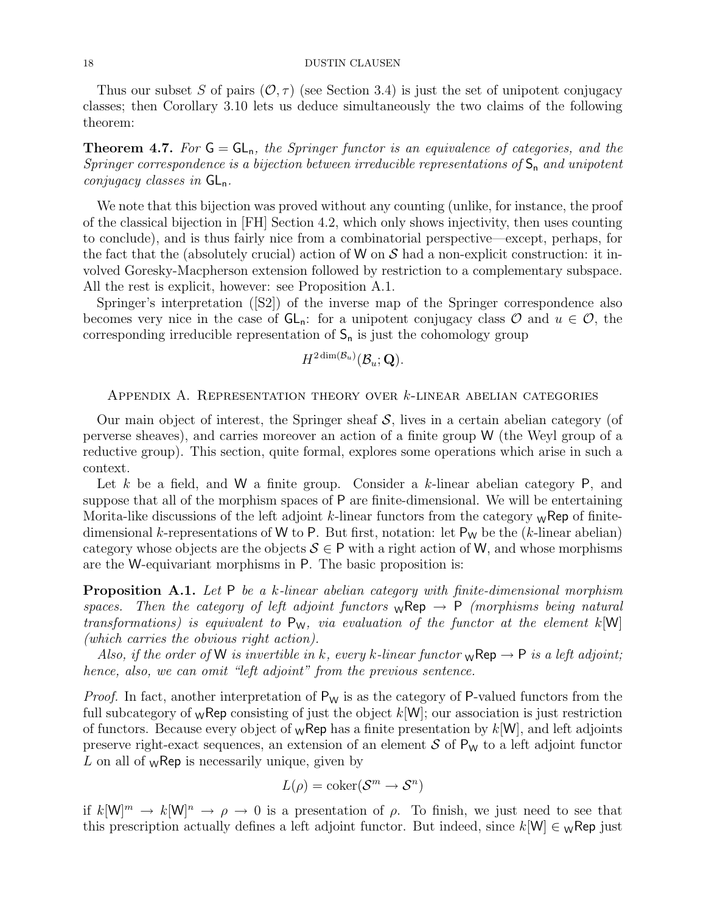Thus our subset $S$ of pairs $(\mathcal{O}, \tau)$ (see Section 3.4) is just the set of unipotent conjugacy classes; then Corollary 3.10 lets us deduce simultaneously the two claims of the following theorem:

**Theorem 4.7.** *For $\mathsf{G} = \mathsf{GL_n}$, the Springer functor is an equivalence of categories, and the Springer correspondence is a bijection between irreducible representations of $\mathsf{S_n}$ and unipotent conjugacy classes in $\mathsf{GL_n}$.*

We note that this bijection was proved without any counting (unlike, for instance, the proof of the classical bijection in [FH] Section 4.2, which only shows injectivity, then uses counting to conclude), and is thus fairly nice from a combinatorial perspective—except, perhaps, for the fact that the (absolutely crucial) action of $\mathsf{W}$ on $\mathcal{S}$ had a non-explicit construction: it involved Goresky-Macpherson extension followed by restriction to a complementary subspace. All the rest is explicit, however: see Proposition A.1.

Springer's interpretation ([S2]) of the inverse map of the Springer correspondence also becomes very nice in the case of $\mathsf{GL_n}$: for a unipotent conjugacy class $\mathcal{O}$ and $u \in \mathcal{O}$, the corresponding irreducible representation of $\mathsf{S_n}$ is just the cohomology group

$$H^{2\dim(\mathcal{B}_u)}(\mathcal{B}_u; \mathbf{Q}).$$

## Appendix A. Representation theory over $k$-linear abelian categories

Our main object of interest, the Springer sheaf $\mathcal{S}$, lives in a certain abelian category (of perverse sheaves), and carries moreover an action of a finite group $\mathsf{W}$ (the Weyl group of a reductive group). This section, quite formal, explores some operations which arise in such a context.

Let $k$ be a field, and $\mathsf{W}$ a finite group. Consider a $k$-linear abelian category $\mathsf{P}$, and suppose that all of the morphism spaces of $\mathsf{P}$ are finite-dimensional. We will be entertaining Morita-like discussions of the left adjoint $k$-linear functors from the category ${}_{\mathsf{W}}\mathsf{Rep}$ of finite-dimensional $k$-representations of $\mathsf{W}$ to $\mathsf{P}$. But first, notation: let $\mathsf{P_W}$ be the ($k$-linear abelian) category whose objects are the objects $\mathcal{S} \in \mathsf{P}$ with a right action of $\mathsf{W}$, and whose morphisms are the $\mathsf{W}$-equivariant morphisms in $\mathsf{P}$. The basic proposition is:

**Proposition A.1.** *Let $\mathsf{P}$ be a $k$-linear abelian category with finite-dimensional morphism spaces. Then the category of left adjoint functors ${}_{\mathsf{W}}\mathsf{Rep} \to \mathsf{P}$ (morphisms being natural transformations) is equivalent to $\mathsf{P_W}$, via evaluation of the functor at the element $k[\mathsf{W}]$ (which carries the obvious right action).*

*Also, if the order of $\mathsf{W}$ is invertible in $k$, every $k$-linear functor ${}_{\mathsf{W}}\mathsf{Rep} \to \mathsf{P}$ is a left adjoint; hence, also, we can omit "left adjoint" from the previous sentence.*

*Proof.* In fact, another interpretation of $\mathsf{P_W}$ is as the category of $\mathsf{P}$-valued functors from the full subcategory of ${}_{\mathsf{W}}\mathsf{Rep}$ consisting of just the object $k[\mathsf{W}]$; our association is just restriction of functors. Because every object of ${}_{\mathsf{W}}\mathsf{Rep}$ has a finite presentation by $k[\mathsf{W}]$, and left adjoints preserve right-exact sequences, an extension of an element $\mathcal{S}$ of $\mathsf{P_W}$ to a left adjoint functor $L$ on all of ${}_{\mathsf{W}}\mathsf{Rep}$ is necessarily unique, given by

$$L(\rho) = \operatorname{coker}(\mathcal{S}^m \to \mathcal{S}^n)$$

if $k[\mathsf{W}]^m \to k[\mathsf{W}]^n \to \rho \to 0$ is a presentation of $\rho$. To finish, we just need to see that this prescription actually defines a left adjoint functor. But indeed, since $k[\mathsf{W}] \in {}_{\mathsf{W}}\mathsf{Rep}$ just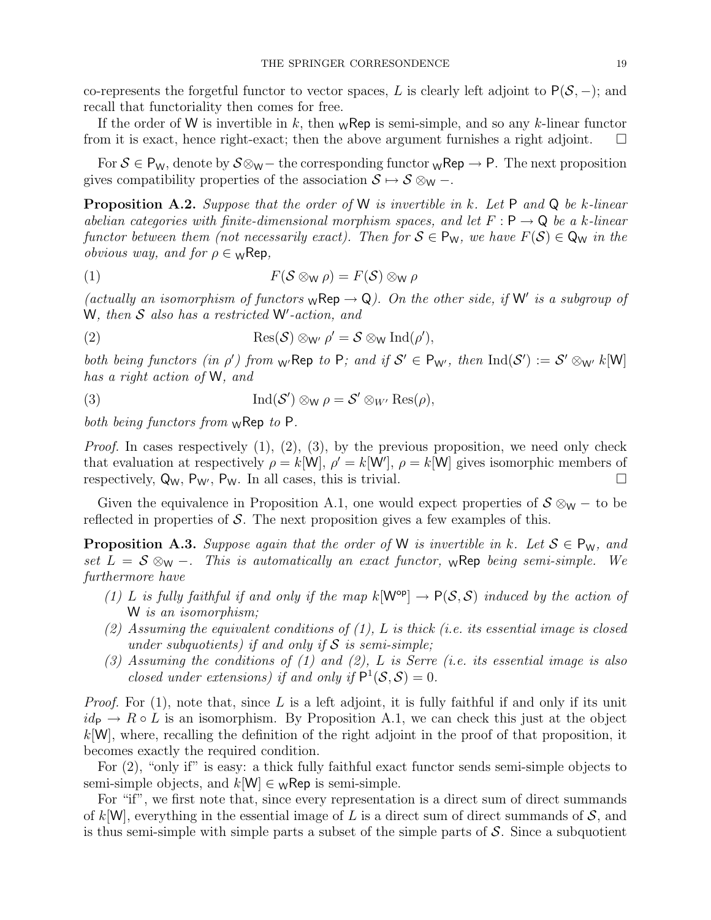co-represents the forgetful functor to vector spaces, $L$ is clearly left adjoint to $\mathsf{P}(\mathcal{S}, -)$; and recall that functoriality then comes for free.

If the order of $\mathsf{W}$ is invertible in $k$, then ${}_{\mathsf{W}}\mathsf{Rep}$ is semi-simple, and so any $k$-linear functor from it is exact, hence right-exact; then the above argument furnishes a right adjoint. $\square$

For $\mathcal{S} \in \mathsf{P}_{\mathsf{W}}$, denote by $\mathcal{S} \otimes_{\mathsf{W}} -$ the corresponding functor ${}_{\mathsf{W}}\mathsf{Rep} \to \mathsf{P}$. The next proposition gives compatibility properties of the association $\mathcal{S} \mapsto \mathcal{S} \otimes_{\mathsf{W}} -$.

**Proposition A.2.** *Suppose that the order of $\mathsf{W}$ is invertible in $k$. Let $\mathsf{P}$ and $\mathsf{Q}$ be $k$-linear abelian categories with finite-dimensional morphism spaces, and let $F : \mathsf{P} \to \mathsf{Q}$ be a $k$-linear functor between them (not necessarily exact). Then for $\mathcal{S} \in \mathsf{P}_{\mathsf{W}}$, we have $F(\mathcal{S}) \in \mathsf{Q}_{\mathsf{W}}$ in the obvious way, and for $\rho \in {}_{\mathsf{W}}\mathsf{Rep}$,*

$$F(\mathcal{S} \otimes_{\mathsf{W}} \rho) = F(\mathcal{S}) \otimes_{\mathsf{W}} \rho \tag{1}$$

*(actually an isomorphism of functors ${}_{\mathsf{W}}\mathsf{Rep} \to \mathsf{Q}$). On the other side, if $\mathsf{W}'$ is a subgroup of $\mathsf{W}$, then $\mathcal{S}$ also has a restricted $\mathsf{W}'$-action, and*

$$\mathrm{Res}(\mathcal{S}) \otimes_{\mathsf{W}'} \rho' = \mathcal{S} \otimes_{\mathsf{W}} \mathrm{Ind}(\rho'), \tag{2}$$

*both being functors (in $\rho'$) from ${}_{\mathsf{W}'}\mathsf{Rep}$ to $\mathsf{P}$; and if $\mathcal{S}' \in \mathsf{P}_{\mathsf{W}'}$, then $\mathrm{Ind}(\mathcal{S}') := \mathcal{S}' \otimes_{\mathsf{W}'} k[\mathsf{W}]$ has a right action of $\mathsf{W}$, and*

$$\mathrm{Ind}(\mathcal{S}') \otimes_{\mathsf{W}} \rho = \mathcal{S}' \otimes_{W'} \mathrm{Res}(\rho), \tag{3}$$

*both being functors from ${}_{\mathsf{W}}\mathsf{Rep}$ to $\mathsf{P}$.*

*Proof.* In cases respectively (1), (2), (3), by the previous proposition, we need only check that evaluation at respectively $\rho = k[\mathsf{W}]$, $\rho' = k[\mathsf{W}']$, $\rho = k[\mathsf{W}]$ gives isomorphic members of respectively, $\mathsf{Q}_{\mathsf{W}}$, $\mathsf{P}_{\mathsf{W}'}$, $\mathsf{P}_{\mathsf{W}}$. In all cases, this is trivial. $\square$

Given the equivalence in Proposition A.1, one would expect properties of $\mathcal{S} \otimes_{\mathsf{W}} -$ to be reflected in properties of $\mathcal{S}$. The next proposition gives a few examples of this.

**Proposition A.3.** *Suppose again that the order of $\mathsf{W}$ is invertible in $k$. Let $\mathcal{S} \in \mathsf{P}_{\mathsf{W}}$, and set $L = \mathcal{S} \otimes_{\mathsf{W}} -$. This is automatically an exact functor, ${}_{\mathsf{W}}\mathsf{Rep}$ being semi-simple. We furthermore have*

1. *$L$ is fully faithful if and only if the map $k[\mathsf{W}^{\mathsf{op}}] \to \mathsf{P}(\mathcal{S}, \mathcal{S})$ induced by the action of $\mathsf{W}$ is an isomorphism;*
2. *Assuming the equivalent conditions of (1), $L$ is thick (i.e. its essential image is closed under subquotients) if and only if $\mathcal{S}$ is semi-simple;*
3. *Assuming the conditions of (1) and (2), $L$ is Serre (i.e. its essential image is also closed under extensions) if and only if $\mathsf{P}^1(\mathcal{S}, \mathcal{S}) = 0$.*

*Proof.* For (1), note that, since $L$ is a left adjoint, it is fully faithful if and only if its unit $id_{\mathsf{P}} \to R \circ L$ is an isomorphism. By Proposition A.1, we can check this just at the object $k[\mathsf{W}]$, where, recalling the definition of the right adjoint in the proof of that proposition, it becomes exactly the required condition.

For (2), "only if" is easy: a thick fully faithful exact functor sends semi-simple objects to semi-simple objects, and $k[\mathsf{W}] \in {}_{\mathsf{W}}\mathsf{Rep}$ is semi-simple.

For "if", we first note that, since every representation is a direct sum of direct summands of $k[\mathsf{W}]$, everything in the essential image of $L$ is a direct sum of direct summands of $\mathcal{S}$, and is thus semi-simple with simple parts a subset of the simple parts of $\mathcal{S}$. Since a subquotient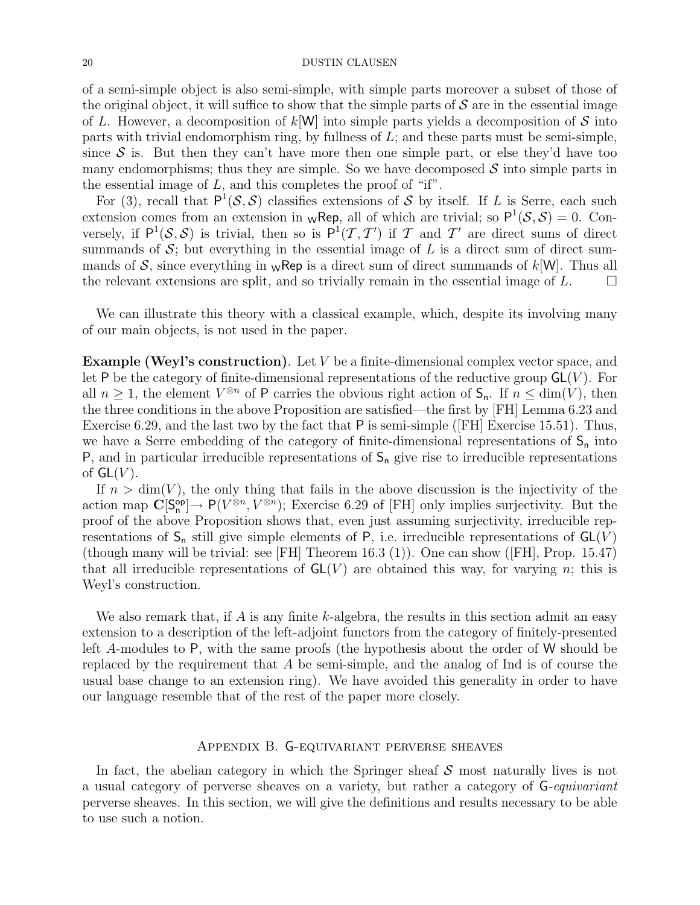of a semi-simple object is also semi-simple, with simple parts moreover a subset of those of the original object, it will suffice to show that the simple parts of $\mathcal{S}$ are in the essential image of $L$. However, a decomposition of $k[\mathsf{W}]$ into simple parts yields a decomposition of $\mathcal{S}$ into parts with trivial endomorphism ring, by fullness of $L$; and these parts must be semi-simple, since $\mathcal{S}$ is. But then they can't have more then one simple part, or else they'd have too many endomorphisms; thus they are simple. So we have decomposed $\mathcal{S}$ into simple parts in the essential image of $L$, and this completes the proof of "if".

For (3), recall that $\mathsf{P}^1(\mathcal{S}, \mathcal{S})$ classifies extensions of $\mathcal{S}$ by itself. If $L$ is Serre, each such extension comes from an extension in ${}_{\mathsf{W}}\mathsf{Rep}$, all of which are trivial; so $\mathsf{P}^1(\mathcal{S}, \mathcal{S}) = 0$. Conversely, if $\mathsf{P}^1(\mathcal{S}, \mathcal{S})$ is trivial, then so is $\mathsf{P}^1(\mathcal{T}, \mathcal{T}')$ if $\mathcal{T}$ and $\mathcal{T}'$ are direct sums of direct summands of $\mathcal{S}$; but everything in the essential image of $L$ is a direct sum of direct summands of $\mathcal{S}$, since everything in ${}_{\mathsf{W}}\mathsf{Rep}$ is a direct sum of direct summands of $k[\mathsf{W}]$. Thus all the relevant extensions are split, and so trivially remain in the essential image of $L$. □

We can illustrate this theory with a classical example, which, despite its involving many of our main objects, is not used in the paper.

**Example (Weyl's construction)**. Let $V$ be a finite-dimensional complex vector space, and let $\mathsf{P}$ be the category of finite-dimensional representations of the reductive group $\mathsf{GL}(V)$. For all $n \geq 1$, the element $V^{\otimes n}$ of $\mathsf{P}$ carries the obvious right action of $\mathsf{S_n}$. If $n \leq \dim(V)$, then the three conditions in the above Proposition are satisfied—the first by [FH] Lemma 6.23 and Exercise 6.29, and the last two by the fact that $\mathsf{P}$ is semi-simple ([FH] Exercise 15.51). Thus, we have a Serre embedding of the category of finite-dimensional representations of $\mathsf{S_n}$ into $\mathsf{P}$, and in particular irreducible representations of $\mathsf{S_n}$ give rise to irreducible representations of $\mathsf{GL}(V)$.

If $n > \dim(V)$, the only thing that fails in the above discussion is the injectivity of the action map $\mathbf{C}[\mathsf{S_n^{op}}] \to \mathsf{P}(V^{\otimes n}, V^{\otimes n})$; Exercise 6.29 of [FH] only implies surjectivity. But the proof of the above Proposition shows that, even just assuming surjectivity, irreducible representations of $\mathsf{S_n}$ still give simple elements of $\mathsf{P}$, i.e. irreducible representations of $\mathsf{GL}(V)$ (though many will be trivial: see [FH] Theorem 16.3 (1)). One can show ([FH], Prop. 15.47) that all irreducible representations of $\mathsf{GL}(V)$ are obtained this way, for varying $n$; this is Weyl's construction.

We also remark that, if $A$ is any finite $k$-algebra, the results in this section admit an easy extension to a description of the left-adjoint functors from the category of finitely-presented left $A$-modules to $\mathsf{P}$, with the same proofs (the hypothesis about the order of $\mathsf{W}$ should be replaced by the requirement that $A$ be semi-simple, and the analog of Ind is of course the usual base change to an extension ring). We have avoided this generality in order to have our language resemble that of the rest of the paper more closely.

## Appendix B. G-equivariant perverse sheaves

In fact, the abelian category in which the Springer sheaf $\mathcal{S}$ most naturally lives is not a usual category of perverse sheaves on a variety, but rather a category of $\mathsf{G}$-*equivariant* perverse sheaves. In this section, we will give the definitions and results necessary to be able to use such a notion.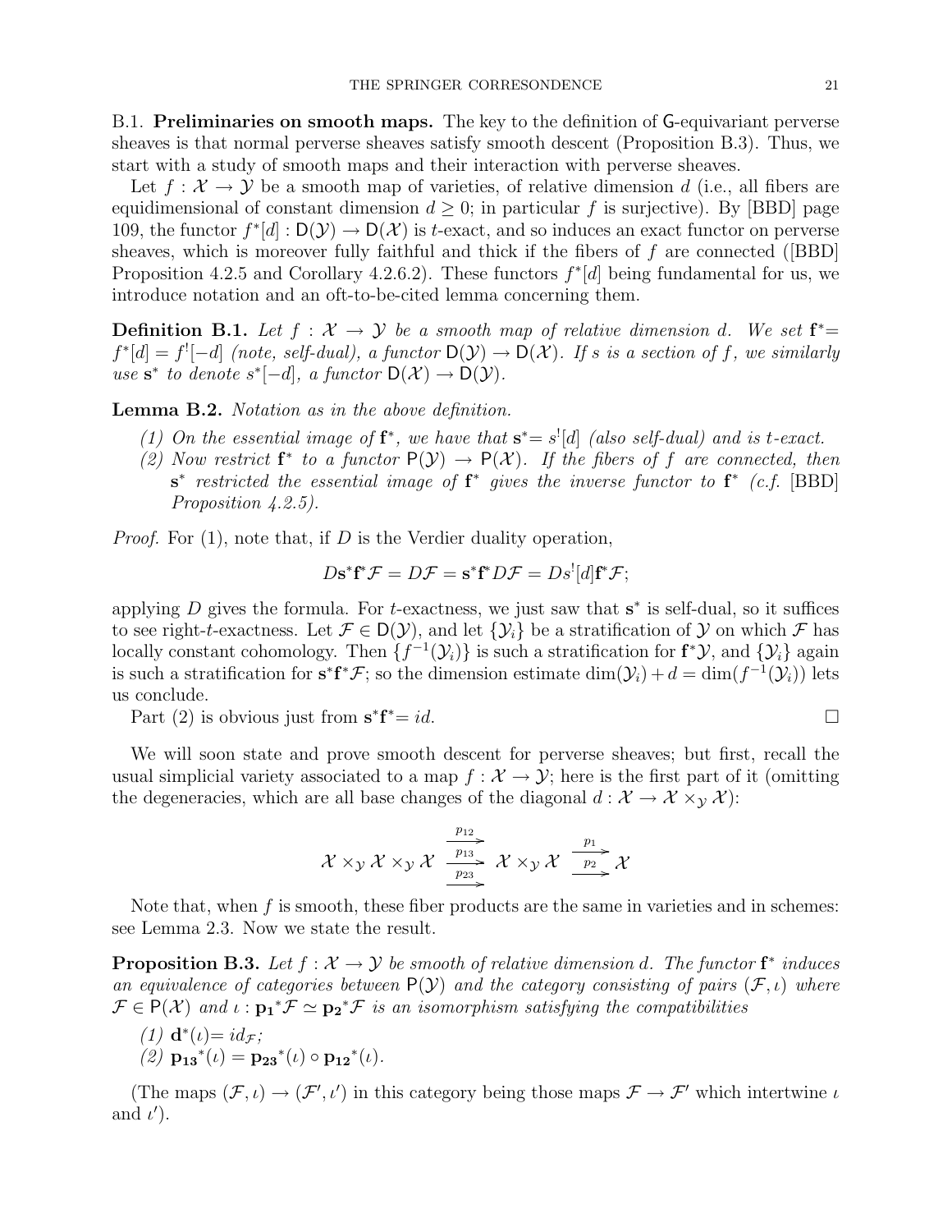B.1. **Preliminaries on smooth maps.** The key to the definition of $\mathsf{G}$-equivariant perverse sheaves is that normal perverse sheaves satisfy smooth descent (Proposition B.3). Thus, we start with a study of smooth maps and their interaction with perverse sheaves.

Let $f : \mathcal{X} \to \mathcal{Y}$ be a smooth map of varieties, of relative dimension $d$ (i.e., all fibers are equidimensional of constant dimension $d \geq 0$; in particular $f$ is surjective). By [BBD] page 109, the functor $f^*[d] : \mathsf{D}(\mathcal{Y}) \to \mathsf{D}(\mathcal{X})$ is $t$-exact, and so induces an exact functor on perverse sheaves, which is moreover fully faithful and thick if the fibers of $f$ are connected ([BBD] Proposition 4.2.5 and Corollary 4.2.6.2). These functors $f^*[d]$ being fundamental for us, we introduce notation and an oft-to-be-cited lemma concerning them.

**Definition B.1.** *Let $f : \mathcal{X} \to \mathcal{Y}$ be a smooth map of relative dimension $d$. We set $\mathbf{f^*}= f^*[d] = f^![-d]$ (note, self-dual), a functor $\mathsf{D}(\mathcal{Y}) \to \mathsf{D}(\mathcal{X})$. If $s$ is a section of $f$, we similarly use $\mathbf{s^*}$ to denote $s^*[-d]$, a functor $\mathsf{D}(\mathcal{X}) \to \mathsf{D}(\mathcal{Y})$.*

**Lemma B.2.** *Notation as in the above definition.*

1. *On the essential image of $\mathbf{f^*}$, we have that $\mathbf{s^*}= s^![d]$ (also self-dual) and is $t$-exact.*
2. *Now restrict $\mathbf{f^*}$ to a functor $\mathsf{P}(\mathcal{Y}) \to \mathsf{P}(\mathcal{X})$. If the fibers of $f$ are connected, then $\mathbf{s^*}$ restricted the essential image of $\mathbf{f^*}$ gives the inverse functor to $\mathbf{f^*}$ (c.f. [BBD] Proposition 4.2.5).*

*Proof.* For (1), note that, if $D$ is the Verdier duality operation,

$$D\mathbf{s^*}\mathbf{f^*}\mathcal{F} = D\mathcal{F} = \mathbf{s^*}\mathbf{f^*}D\mathcal{F} = Ds^![d]\mathbf{f^*}\mathcal{F};$$

applying $D$ gives the formula. For $t$-exactness, we just saw that $\mathbf{s^*}$ is self-dual, so it suffices to see right-$t$-exactness. Let $\mathcal{F} \in \mathsf{D}(\mathcal{Y})$, and let $\{\mathcal{Y}_i\}$ be a stratification of $\mathcal{Y}$ on which $\mathcal{F}$ has locally constant cohomology. Then $\{f^{-1}(\mathcal{Y}_i)\}$ is such a stratification for $\mathbf{f^*}\mathcal{Y}$, and $\{\mathcal{Y}_i\}$ again is such a stratification for $\mathbf{s^*}\mathbf{f^*}\mathcal{F}$; so the dimension estimate $\dim(\mathcal{Y}_i) + d = \dim(f^{-1}(\mathcal{Y}_i))$ lets us conclude.

Part (2) is obvious just from $\mathbf{s^*}\mathbf{f^*}= id$. $\square$

We will soon state and prove smooth descent for perverse sheaves; but first, recall the usual simplicial variety associated to a map $f : \mathcal{X} \to \mathcal{Y}$; here is the first part of it (omitting the degeneracies, which are all base changes of the diagonal $d : \mathcal{X} \to \mathcal{X} \times_{\mathcal{Y}} \mathcal{X}$):

$$\mathcal{X} \times_{\mathcal{Y}} \mathcal{X} \times_{\mathcal{Y}} \mathcal{X} \ \underset{p_{23}}{\overset{p_{12}}{\underset{\longrightarrow}{\overset{\longrightarrow}{\xrightarrow{p_{13}}}}}} \ \mathcal{X} \times_{\mathcal{Y}} \mathcal{X} \ \underset{p_2}{\overset{p_1}{\rightrightarrows}} \ \mathcal{X}$$

Note that, when $f$ is smooth, these fiber products are the same in varieties and in schemes: see Lemma 2.3. Now we state the result.

**Proposition B.3.** *Let $f : \mathcal{X} \to \mathcal{Y}$ be smooth of relative dimension $d$. The functor $\mathbf{f^*}$ induces an equivalence of categories between $\mathsf{P}(\mathcal{Y})$ and the category consisting of pairs $(\mathcal{F}, \iota)$ where $\mathcal{F} \in \mathsf{P}(\mathcal{X})$ and $\iota : \mathbf{p_1}^*\mathcal{F} \simeq \mathbf{p_2}^*\mathcal{F}$ is an isomorphism satisfying the compatibilities*

1. *$\mathbf{d}^*(\iota)= id_{\mathcal{F}}$;*
2. *$\mathbf{p_{13}}^*(\iota) = \mathbf{p_{23}}^*(\iota) \circ \mathbf{p_{12}}^*(\iota)$.*

(The maps $(\mathcal{F}, \iota) \to (\mathcal{F}', \iota')$ in this category being those maps $\mathcal{F} \to \mathcal{F}'$ which intertwine $\iota$ and $\iota'$).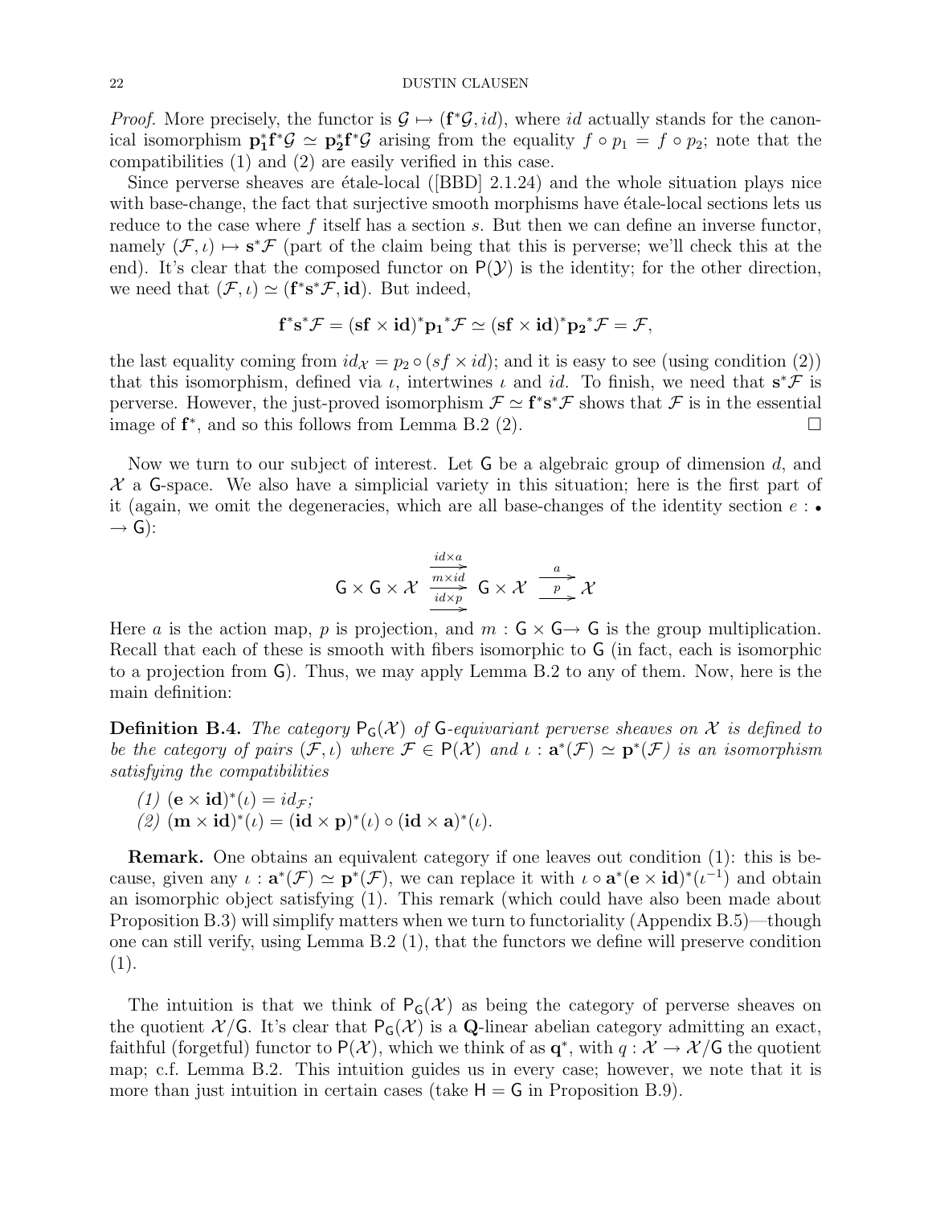*Proof.* More precisely, the functor is $\mathcal{G} \mapsto (\mathbf{f}^*\mathcal{G}, id)$, where $id$ actually stands for the canonical isomorphism $\mathbf{p_1^*}\mathbf{f}^*\mathcal{G} \simeq \mathbf{p_2^*}\mathbf{f}^*\mathcal{G}$ arising from the equality $f \circ p_1 = f \circ p_2$; note that the compatibilities (1) and (2) are easily verified in this case.

Since perverse sheaves are étale-local ([BBD] 2.1.24) and the whole situation plays nice with base-change, the fact that surjective smooth morphisms have étale-local sections lets us reduce to the case where $f$ itself has a section $s$. But then we can define an inverse functor, namely $(\mathcal{F}, \iota) \mapsto \mathbf{s}^*\mathcal{F}$ (part of the claim being that this is perverse; we'll check this at the end). It's clear that the composed functor on $\mathsf{P}(\mathcal{Y})$ is the identity; for the other direction, we need that $(\mathcal{F}, \iota) \simeq (\mathbf{f}^*\mathbf{s}^*\mathcal{F}, \mathbf{id})$. But indeed,

$$\mathbf{f}^*\mathbf{s}^*\mathcal{F} = (\mathbf{sf} \times \mathbf{id})^*\mathbf{p_1}^*\mathcal{F} \simeq (\mathbf{sf} \times \mathbf{id})^*\mathbf{p_2}^*\mathcal{F} = \mathcal{F},$$

the last equality coming from $id_{\mathcal{X}} = p_2 \circ (sf \times id)$; and it is easy to see (using condition (2)) that this isomorphism, defined via $\iota$, intertwines $\iota$ and $id$. To finish, we need that $\mathbf{s}^*\mathcal{F}$ is perverse. However, the just-proved isomorphism $\mathcal{F} \simeq \mathbf{f}^*\mathbf{s}^*\mathcal{F}$ shows that $\mathcal{F}$ is in the essential image of $\mathbf{f}^*$, and so this follows from Lemma B.2 (2). $\square$

Now we turn to our subject of interest. Let $\mathsf{G}$ be a algebraic group of dimension $d$, and $\mathcal{X}$ a $\mathsf{G}$-space. We also have a simplicial variety in this situation; here is the first part of it (again, we omit the degeneracies, which are all base-changes of the identity section $e : \bullet \to \mathsf{G}$):

$$\mathsf{G} \times \mathsf{G} \times \mathcal{X} \;\substack{\xrightarrow{id \times a} \\ \xrightarrow{m \times id} \\ \xrightarrow{id \times p}}\; \mathsf{G} \times \mathcal{X} \;\substack{\xrightarrow{a} \\ \xrightarrow{p}}\; \mathcal{X}$$

Here $a$ is the action map, $p$ is projection, and $m : \mathsf{G} \times \mathsf{G} \to \mathsf{G}$ is the group multiplication. Recall that each of these is smooth with fibers isomorphic to $\mathsf{G}$ (in fact, each is isomorphic to a projection from $\mathsf{G}$). Thus, we may apply Lemma B.2 to any of them. Now, here is the main definition:

**Definition B.4.** *The category $\mathsf{P}_{\mathsf{G}}(\mathcal{X})$ of $\mathsf{G}$-equivariant perverse sheaves on $\mathcal{X}$ is defined to be the category of pairs $(\mathcal{F}, \iota)$ where $\mathcal{F} \in \mathsf{P}(\mathcal{X})$ and $\iota : \mathbf{a}^*(\mathcal{F}) \simeq \mathbf{p}^*(\mathcal{F})$ is an isomorphism satisfying the compatibilities*

*(1) $(\mathbf{e} \times \mathbf{id})^*(\iota) = id_{\mathcal{F}}$;*
*(2) $(\mathbf{m} \times \mathbf{id})^*(\iota) = (\mathbf{id} \times \mathbf{p})^*(\iota) \circ (\mathbf{id} \times \mathbf{a})^*(\iota)$.*

**Remark.** One obtains an equivalent category if one leaves out condition (1): this is because, given any $\iota : \mathbf{a}^*(\mathcal{F}) \simeq \mathbf{p}^*(\mathcal{F})$, we can replace it with $\iota \circ \mathbf{a}^*(\mathbf{e} \times \mathbf{id})^*(\iota^{-1})$ and obtain an isomorphic object satisfying (1). This remark (which could have also been made about Proposition B.3) will simplify matters when we turn to functoriality (Appendix B.5)—though one can still verify, using Lemma B.2 (1), that the functors we define will preserve condition (1).

The intuition is that we think of $\mathsf{P}_{\mathsf{G}}(\mathcal{X})$ as being the category of perverse sheaves on the quotient $\mathcal{X}/\mathsf{G}$. It's clear that $\mathsf{P}_{\mathsf{G}}(\mathcal{X})$ is a $\mathbf{Q}$-linear abelian category admitting an exact, faithful (forgetful) functor to $\mathsf{P}(\mathcal{X})$, which we think of as $\mathbf{q}^*$, with $q : \mathcal{X} \to \mathcal{X}/\mathsf{G}$ the quotient map; c.f. Lemma B.2. This intuition guides us in every case; however, we note that it is more than just intuition in certain cases (take $\mathsf{H} = \mathsf{G}$ in Proposition B.9).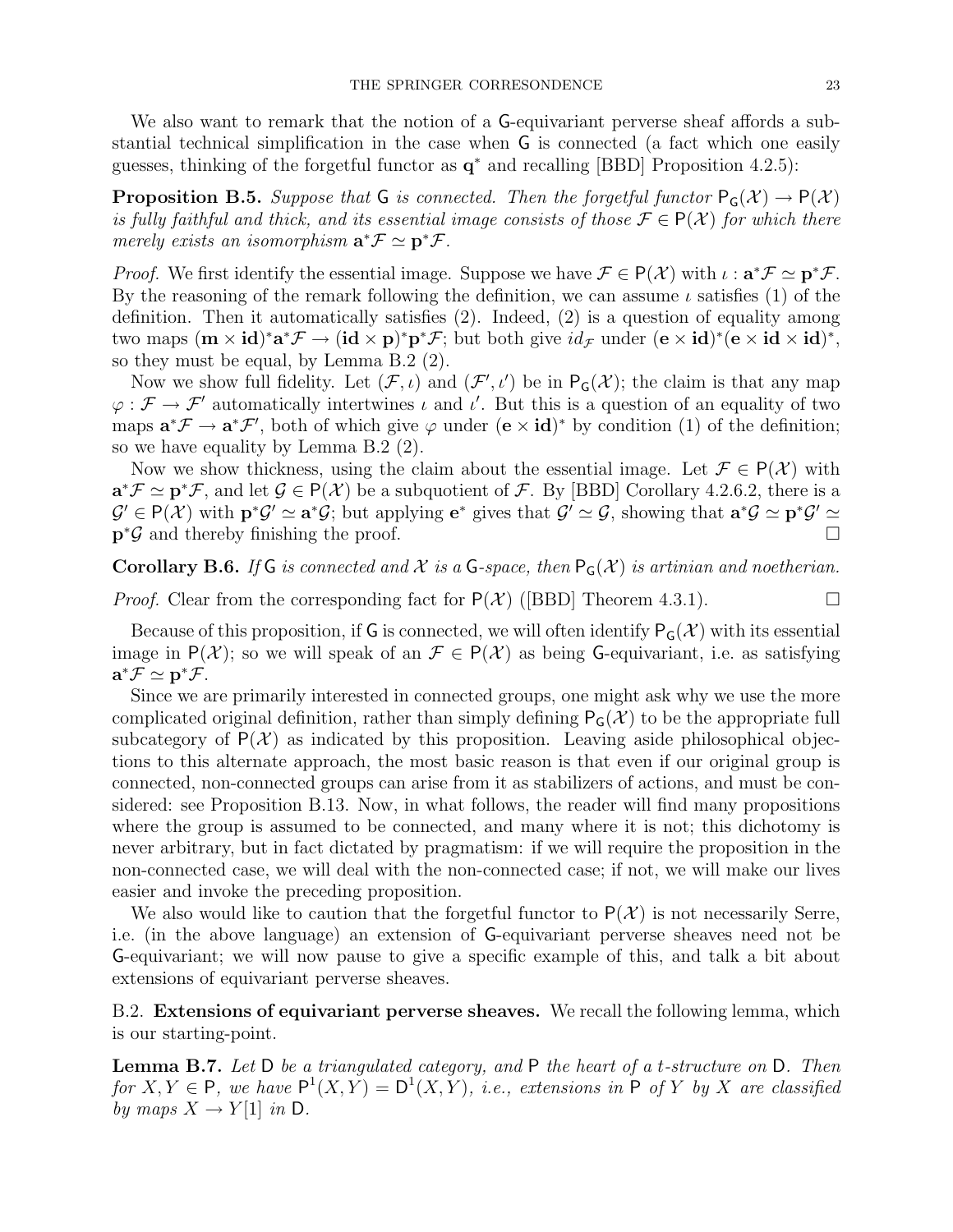We also want to remark that the notion of a $\mathsf{G}$-equivariant perverse sheaf affords a substantial technical simplification in the case when $\mathsf{G}$ is connected (a fact which one easily guesses, thinking of the forgetful functor as $\mathbf{q}^*$ and recalling [BBD] Proposition 4.2.5):

**Proposition B.5.** *Suppose that $\mathsf{G}$ is connected. Then the forgetful functor $\mathsf{P}_{\mathsf{G}}(\mathcal{X}) \to \mathsf{P}(\mathcal{X})$ is fully faithful and thick, and its essential image consists of those $\mathcal{F} \in \mathsf{P}(\mathcal{X})$ for which there merely exists an isomorphism $\mathbf{a}^*\mathcal{F} \simeq \mathbf{p}^*\mathcal{F}$.*

*Proof.* We first identify the essential image. Suppose we have $\mathcal{F} \in \mathsf{P}(\mathcal{X})$ with $\iota : \mathbf{a}^*\mathcal{F} \simeq \mathbf{p}^*\mathcal{F}$. By the reasoning of the remark following the definition, we can assume $\iota$ satisfies (1) of the definition. Then it automatically satisfies (2). Indeed, (2) is a question of equality among two maps $(\mathbf{m} \times \mathbf{id})^*\mathbf{a}^*\mathcal{F} \to (\mathbf{id} \times \mathbf{p})^*\mathbf{p}^*\mathcal{F}$; but both give $id_{\mathcal{F}}$ under $(\mathbf{e} \times \mathbf{id})^*(\mathbf{e} \times \mathbf{id} \times \mathbf{id})^*$, so they must be equal, by Lemma B.2 (2).

Now we show full fidelity. Let $(\mathcal{F}, \iota)$ and $(\mathcal{F}', \iota')$ be in $\mathsf{P}_{\mathsf{G}}(\mathcal{X})$; the claim is that any map $\varphi : \mathcal{F} \to \mathcal{F}'$ automatically intertwines $\iota$ and $\iota'$. But this is a question of an equality of two maps $\mathbf{a}^*\mathcal{F} \to \mathbf{a}^*\mathcal{F}'$, both of which give $\varphi$ under $(\mathbf{e} \times \mathbf{id})^*$ by condition (1) of the definition; so we have equality by Lemma B.2 (2).

Now we show thickness, using the claim about the essential image. Let $\mathcal{F} \in \mathsf{P}(\mathcal{X})$ with $\mathbf{a}^*\mathcal{F} \simeq \mathbf{p}^*\mathcal{F}$, and let $\mathcal{G} \in \mathsf{P}(\mathcal{X})$ be a subquotient of $\mathcal{F}$. By [BBD] Corollary 4.2.6.2, there is a $\mathcal{G}' \in \mathsf{P}(\mathcal{X})$ with $\mathbf{p}^*\mathcal{G}' \simeq \mathbf{a}^*\mathcal{G}$; but applying $\mathbf{e}^*$ gives that $\mathcal{G}' \simeq \mathcal{G}$, showing that $\mathbf{a}^*\mathcal{G} \simeq \mathbf{p}^*\mathcal{G}' \simeq \mathbf{p}^*\mathcal{G}$ and thereby finishing the proof. $\square$

**Corollary B.6.** *If $\mathsf{G}$ is connected and $\mathcal{X}$ is a $\mathsf{G}$-space, then $\mathsf{P}_{\mathsf{G}}(\mathcal{X})$ is artinian and noetherian.*

*Proof.* Clear from the corresponding fact for $\mathsf{P}(\mathcal{X})$ ([BBD] Theorem 4.3.1). $\square$

Because of this proposition, if $\mathsf{G}$ is connected, we will often identify $\mathsf{P}_{\mathsf{G}}(\mathcal{X})$ with its essential image in $\mathsf{P}(\mathcal{X})$; so we will speak of an $\mathcal{F} \in \mathsf{P}(\mathcal{X})$ as being $\mathsf{G}$-equivariant, i.e. as satisfying $\mathbf{a}^*\mathcal{F} \simeq \mathbf{p}^*\mathcal{F}$.

Since we are primarily interested in connected groups, one might ask why we use the more complicated original definition, rather than simply defining $\mathsf{P}_{\mathsf{G}}(\mathcal{X})$ to be the appropriate full subcategory of $\mathsf{P}(\mathcal{X})$ as indicated by this proposition. Leaving aside philosophical objections to this alternate approach, the most basic reason is that even if our original group is connected, non-connected groups can arise from it as stabilizers of actions, and must be considered: see Proposition B.13. Now, in what follows, the reader will find many propositions where the group is assumed to be connected, and many where it is not; this dichotomy is never arbitrary, but in fact dictated by pragmatism: if we will require the proposition in the non-connected case, we will deal with the non-connected case; if not, we will make our lives easier and invoke the preceding proposition.

We also would like to caution that the forgetful functor to $\mathsf{P}(\mathcal{X})$ is not necessarily Serre, i.e. (in the above language) an extension of $\mathsf{G}$-equivariant perverse sheaves need not be $\mathsf{G}$-equivariant; we will now pause to give a specific example of this, and talk a bit about extensions of equivariant perverse sheaves.

## B.2. Extensions of equivariant perverse sheaves.

We recall the following lemma, which is our starting-point.

**Lemma B.7.** *Let $\mathsf{D}$ be a triangulated category, and $\mathsf{P}$ the heart of a t-structure on $\mathsf{D}$. Then for $X, Y \in \mathsf{P}$, we have $\mathsf{P}^1(X, Y) = \mathsf{D}^1(X, Y)$, i.e., extensions in $\mathsf{P}$ of $Y$ by $X$ are classified by maps $X \to Y[1]$ in $\mathsf{D}$.*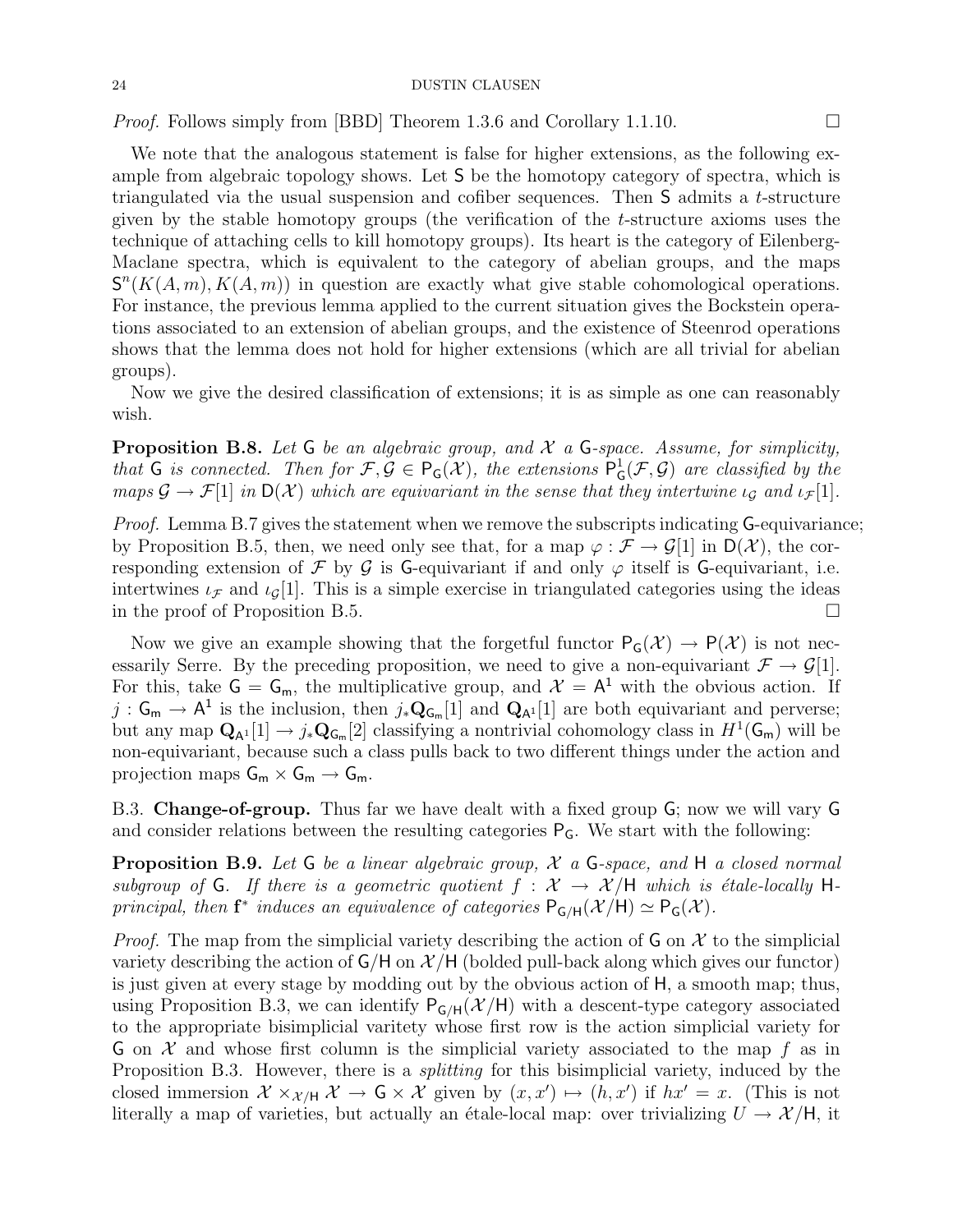*Proof.* Follows simply from [BBD] Theorem 1.3.6 and Corollary 1.1.10. □

We note that the analogous statement is false for higher extensions, as the following example from algebraic topology shows. Let $\mathsf{S}$ be the homotopy category of spectra, which is triangulated via the usual suspension and cofiber sequences. Then $\mathsf{S}$ admits a $t$-structure given by the stable homotopy groups (the verification of the $t$-structure axioms uses the technique of attaching cells to kill homotopy groups). Its heart is the category of Eilenberg-Maclane spectra, which is equivalent to the category of abelian groups, and the maps $\mathsf{S}^n(K(A,m),K(A,m))$ in question are exactly what give stable cohomological operations. For instance, the previous lemma applied to the current situation gives the Bockstein operations associated to an extension of abelian groups, and the existence of Steenrod operations shows that the lemma does not hold for higher extensions (which are all trivial for abelian groups).

Now we give the desired classification of extensions; it is as simple as one can reasonably wish.

**Proposition B.8.** *Let $\mathsf{G}$ be an algebraic group, and $\mathcal{X}$ a $\mathsf{G}$-space. Assume, for simplicity, that $\mathsf{G}$ is connected. Then for $\mathcal{F},\mathcal{G} \in \mathsf{P}_{\mathsf{G}}(\mathcal{X})$, the extensions $\mathsf{P}^1_{\mathsf{G}}(\mathcal{F},\mathcal{G})$ are classified by the maps $\mathcal{G} \to \mathcal{F}[1]$ in $\mathsf{D}(\mathcal{X})$ which are equivariant in the sense that they intertwine $\iota_{\mathcal{G}}$ and $\iota_{\mathcal{F}}[1]$.*

*Proof.* Lemma B.7 gives the statement when we remove the subscripts indicating $\mathsf{G}$-equivariance; by Proposition B.5, then, we need only see that, for a map $\varphi : \mathcal{F} \to \mathcal{G}[1]$ in $\mathsf{D}(\mathcal{X})$, the corresponding extension of $\mathcal{F}$ by $\mathcal{G}$ is $\mathsf{G}$-equivariant if and only $\varphi$ itself is $\mathsf{G}$-equivariant, i.e. intertwines $\iota_{\mathcal{F}}$ and $\iota_{\mathcal{G}}[1]$. This is a simple exercise in triangulated categories using the ideas in the proof of Proposition B.5. □

Now we give an example showing that the forgetful functor $\mathsf{P}_{\mathsf{G}}(\mathcal{X}) \to \mathsf{P}(\mathcal{X})$ is not necessarily Serre. By the preceding proposition, we need to give a non-equivariant $\mathcal{F} \to \mathcal{G}[1]$. For this, take $\mathsf{G} = \mathsf{G}_{\mathsf{m}}$, the multiplicative group, and $\mathcal{X} = \mathsf{A}^1$ with the obvious action. If $j : \mathsf{G}_{\mathsf{m}} \to \mathsf{A}^1$ is the inclusion, then $j_*\mathbf{Q}_{\mathsf{G}_{\mathsf{m}}}[1]$ and $\mathbf{Q}_{\mathsf{A}^1}[1]$ are both equivariant and perverse; but any map $\mathbf{Q}_{\mathsf{A}^1}[1] \to j_*\mathbf{Q}_{\mathsf{G}_{\mathsf{m}}}[2]$ classifying a nontrivial cohomology class in $H^1(\mathsf{G}_{\mathsf{m}})$ will be non-equivariant, because such a class pulls back to two different things under the action and projection maps $\mathsf{G}_{\mathsf{m}} \times \mathsf{G}_{\mathsf{m}} \to \mathsf{G}_{\mathsf{m}}$.

B.3. **Change-of-group.** Thus far we have dealt with a fixed group $\mathsf{G}$; now we will vary $\mathsf{G}$ and consider relations between the resulting categories $\mathsf{P}_{\mathsf{G}}$. We start with the following:

**Proposition B.9.** *Let $\mathsf{G}$ be a linear algebraic group, $\mathcal{X}$ a $\mathsf{G}$-space, and $\mathsf{H}$ a closed normal subgroup of $\mathsf{G}$. If there is a geometric quotient $f : \mathcal{X} \to \mathcal{X}/\mathsf{H}$ which is étale-locally $\mathsf{H}$-principal, then $\mathbf{f}^*$ induces an equivalence of categories $\mathsf{P}_{\mathsf{G}/\mathsf{H}}(\mathcal{X}/\mathsf{H}) \simeq \mathsf{P}_{\mathsf{G}}(\mathcal{X})$.*

*Proof.* The map from the simplicial variety describing the action of $\mathsf{G}$ on $\mathcal{X}$ to the simplicial variety describing the action of $\mathsf{G}/\mathsf{H}$ on $\mathcal{X}/\mathsf{H}$ (bolded pull-back along which gives our functor) is just given at every stage by modding out by the obvious action of $\mathsf{H}$, a smooth map; thus, using Proposition B.3, we can identify $\mathsf{P}_{\mathsf{G}/\mathsf{H}}(\mathcal{X}/\mathsf{H})$ with a descent-type category associated to the appropriate bisimplicial varitety whose first row is the action simplicial variety for $\mathsf{G}$ on $\mathcal{X}$ and whose first column is the simplicial variety associated to the map $f$ as in Proposition B.3. However, there is a *splitting* for this bisimplicial variety, induced by the closed immersion $\mathcal{X} \times_{\mathcal{X}/\mathsf{H}} \mathcal{X} \to \mathsf{G} \times \mathcal{X}$ given by $(x,x') \mapsto (h,x')$ if $hx' = x$. (This is not literally a map of varieties, but actually an étale-local map: over trivializing $U \to \mathcal{X}/\mathsf{H}$, it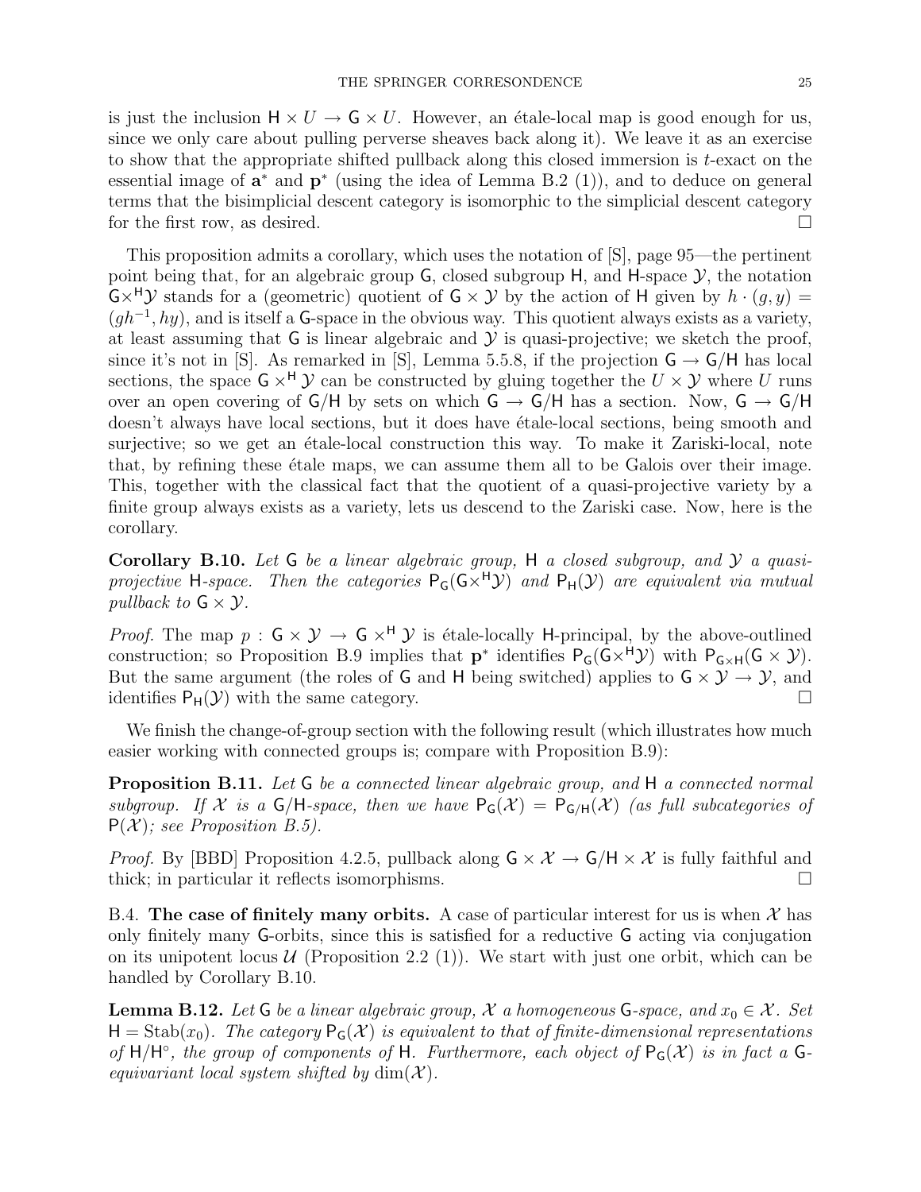is just the inclusion $\mathsf{H} \times U \to \mathsf{G} \times U$. However, an étale-local map is good enough for us, since we only care about pulling perverse sheaves back along it). We leave it as an exercise to show that the appropriate shifted pullback along this closed immersion is $t$-exact on the essential image of $\mathbf{a}^*$ and $\mathbf{p}^*$ (using the idea of Lemma B.2 (1)), and to deduce on general terms that the bisimplicial descent category is isomorphic to the simplicial descent category for the first row, as desired. $\square$

This proposition admits a corollary, which uses the notation of [S], page 95—the pertinent point being that, for an algebraic group $\mathsf{G}$, closed subgroup $\mathsf{H}$, and $\mathsf{H}$-space $\mathcal{Y}$, the notation $\mathsf{G}\times^{\mathsf{H}}\mathcal{Y}$ stands for a (geometric) quotient of $\mathsf{G} \times \mathcal{Y}$ by the action of $\mathsf{H}$ given by $h \cdot (g, y) = (gh^{-1}, hy)$, and is itself a $\mathsf{G}$-space in the obvious way. This quotient always exists as a variety, at least assuming that $\mathsf{G}$ is linear algebraic and $\mathcal{Y}$ is quasi-projective; we sketch the proof, since it's not in [S]. As remarked in [S], Lemma 5.5.8, if the projection $\mathsf{G} \to \mathsf{G}/\mathsf{H}$ has local sections, the space $\mathsf{G} \times^{\mathsf{H}} \mathcal{Y}$ can be constructed by gluing together the $U \times \mathcal{Y}$ where $U$ runs over an open covering of $\mathsf{G}/\mathsf{H}$ by sets on which $\mathsf{G} \to \mathsf{G}/\mathsf{H}$ has a section. Now, $\mathsf{G} \to \mathsf{G}/\mathsf{H}$ doesn't always have local sections, but it does have étale-local sections, being smooth and surjective; so we get an étale-local construction this way. To make it Zariski-local, note that, by refining these étale maps, we can assume them all to be Galois over their image. This, together with the classical fact that the quotient of a quasi-projective variety by a finite group always exists as a variety, lets us descend to the Zariski case. Now, here is the corollary.

**Corollary B.10.** *Let $\mathsf{G}$ be a linear algebraic group, $\mathsf{H}$ a closed subgroup, and $\mathcal{Y}$ a quasi-projective $\mathsf{H}$-space. Then the categories $\mathsf{P}_{\mathsf{G}}(\mathsf{G}\times^{\mathsf{H}}\mathcal{Y})$ and $\mathsf{P}_{\mathsf{H}}(\mathcal{Y})$ are equivalent via mutual pullback to $\mathsf{G} \times \mathcal{Y}$.*

*Proof.* The map $p : \mathsf{G} \times \mathcal{Y} \to \mathsf{G} \times^{\mathsf{H}} \mathcal{Y}$ is étale-locally $\mathsf{H}$-principal, by the above-outlined construction; so Proposition B.9 implies that $\mathbf{p}^*$ identifies $\mathsf{P}_{\mathsf{G}}(\mathsf{G}\times^{\mathsf{H}}\mathcal{Y})$ with $\mathsf{P}_{\mathsf{G}\times\mathsf{H}}(\mathsf{G} \times \mathcal{Y})$. But the same argument (the roles of $\mathsf{G}$ and $\mathsf{H}$ being switched) applies to $\mathsf{G} \times \mathcal{Y} \to \mathcal{Y}$, and identifies $\mathsf{P}_{\mathsf{H}}(\mathcal{Y})$ with the same category. $\square$

We finish the change-of-group section with the following result (which illustrates how much easier working with connected groups is; compare with Proposition B.9):

**Proposition B.11.** *Let $\mathsf{G}$ be a connected linear algebraic group, and $\mathsf{H}$ a connected normal subgroup. If $\mathcal{X}$ is a $\mathsf{G}/\mathsf{H}$-space, then we have $\mathsf{P}_{\mathsf{G}}(\mathcal{X}) = \mathsf{P}_{\mathsf{G}/\mathsf{H}}(\mathcal{X})$ (as full subcategories of $\mathsf{P}(\mathcal{X})$; see Proposition B.5).*

*Proof.* By [BBD] Proposition 4.2.5, pullback along $\mathsf{G} \times \mathcal{X} \to \mathsf{G}/\mathsf{H} \times \mathcal{X}$ is fully faithful and thick; in particular it reflects isomorphisms. $\square$

B.4. **The case of finitely many orbits.** A case of particular interest for us is when $\mathcal{X}$ has only finitely many $\mathsf{G}$-orbits, since this is satisfied for a reductive $\mathsf{G}$ acting via conjugation on its unipotent locus $\mathcal{U}$ (Proposition 2.2 (1)). We start with just one orbit, which can be handled by Corollary B.10.

**Lemma B.12.** *Let $\mathsf{G}$ be a linear algebraic group, $\mathcal{X}$ a homogeneous $\mathsf{G}$-space, and $x_0 \in \mathcal{X}$. Set $\mathsf{H} = \mathrm{Stab}(x_0)$. The category $\mathsf{P}_{\mathsf{G}}(\mathcal{X})$ is equivalent to that of finite-dimensional representations of $\mathsf{H}/\mathsf{H}^\circ$, the group of components of $\mathsf{H}$. Furthermore, each object of $\mathsf{P}_{\mathsf{G}}(\mathcal{X})$ is in fact a $\mathsf{G}$-equivariant local system shifted by $\dim(\mathcal{X})$.*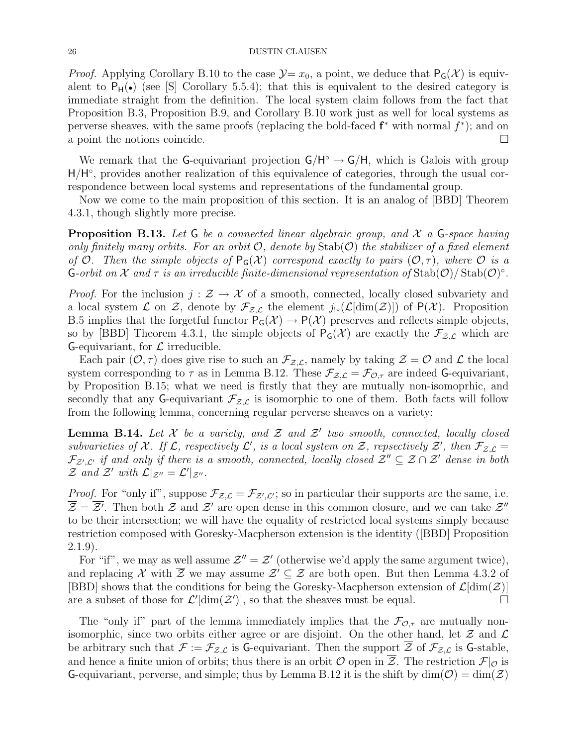*Proof.* Applying Corollary B.10 to the case $\mathcal{Y}= x_0$, a point, we deduce that $\mathsf{P}_{\mathsf{G}}(\mathcal{X})$ is equivalent to $\mathsf{P}_{\mathsf{H}}(\bullet)$ (see [S] Corollary 5.5.4); that this is equivalent to the desired category is immediate straight from the definition. The local system claim follows from the fact that Proposition B.3, Proposition B.9, and Corollary B.10 work just as well for local systems as perverse sheaves, with the same proofs (replacing the bold-faced $\mathbf{f}^*$ with normal $f^*$); and on a point the notions coincide. □

We remark that the $\mathsf{G}$-equivariant projection $\mathsf{G}/\mathsf{H}^\circ \to \mathsf{G}/\mathsf{H}$, which is Galois with group $\mathsf{H}/\mathsf{H}^\circ$, provides another realization of this equivalence of categories, through the usual correspondence between local systems and representations of the fundamental group.

Now we come to the main proposition of this section. It is an analog of [BBD] Theorem 4.3.1, though slightly more precise.

**Proposition B.13.** *Let $\mathsf{G}$ be a connected linear algebraic group, and $\mathcal{X}$ a $\mathsf{G}$-space having only finitely many orbits. For an orbit $\mathcal{O}$, denote by $\mathrm{Stab}(\mathcal{O})$ the stabilizer of a fixed element of $\mathcal{O}$. Then the simple objects of $\mathsf{P}_{\mathsf{G}}(\mathcal{X})$ correspond exactly to pairs $(\mathcal{O}, \tau)$, where $\mathcal{O}$ is a $\mathsf{G}$-orbit on $\mathcal{X}$ and $\tau$ is an irreducible finite-dimensional representation of $\mathrm{Stab}(\mathcal{O})/\mathrm{Stab}(\mathcal{O})^\circ$.*

*Proof.* For the inclusion $j : \mathcal{Z} \to \mathcal{X}$ of a smooth, connected, locally closed subvariety and a local system $\mathcal{L}$ on $\mathcal{Z}$, denote by $\mathcal{F}_{\mathcal{Z},\mathcal{L}}$ the element $j_{!*}(\mathcal{L}[\dim(\mathcal{Z})])$ of $\mathsf{P}(\mathcal{X})$. Proposition B.5 implies that the forgetful functor $\mathsf{P}_{\mathsf{G}}(\mathcal{X}) \to \mathsf{P}(\mathcal{X})$ preserves and reflects simple objects, so by [BBD] Theorem 4.3.1, the simple objects of $\mathsf{P}_{\mathsf{G}}(\mathcal{X})$ are exactly the $\mathcal{F}_{\mathcal{Z},\mathcal{L}}$ which are $\mathsf{G}$-equivariant, for $\mathcal{L}$ irreducible.

Each pair $(\mathcal{O}, \tau)$ does give rise to such an $\mathcal{F}_{\mathcal{Z},\mathcal{L}}$, namely by taking $\mathcal{Z} = \mathcal{O}$ and $\mathcal{L}$ the local system corresponding to $\tau$ as in Lemma B.12. These $\mathcal{F}_{\mathcal{Z},\mathcal{L}} = \mathcal{F}_{\mathcal{O},\tau}$ are indeed $\mathsf{G}$-equivariant, by Proposition B.15; what we need is firstly that they are mutually non-isomoprhic, and secondly that any $\mathsf{G}$-equivariant $\mathcal{F}_{\mathcal{Z},\mathcal{L}}$ is isomorphic to one of them. Both facts will follow from the following lemma, concerning regular perverse sheaves on a variety:

**Lemma B.14.** *Let $\mathcal{X}$ be a variety, and $\mathcal{Z}$ and $\mathcal{Z}'$ two smooth, connected, locally closed subvarieties of $\mathcal{X}$. If $\mathcal{L}$, respectively $\mathcal{L}'$, is a local system on $\mathcal{Z}$, repsectively $\mathcal{Z}'$, then $\mathcal{F}_{\mathcal{Z},\mathcal{L}} = \mathcal{F}_{\mathcal{Z}',\mathcal{L}'}$ if and only if there is a smooth, connected, locally closed $\mathcal{Z}'' \subseteq \mathcal{Z} \cap \mathcal{Z}'$ dense in both $\mathcal{Z}$ and $\mathcal{Z}'$ with $\mathcal{L}|_{\mathcal{Z}''} = \mathcal{L}'|_{\mathcal{Z}''}$.*

*Proof.* For "only if", suppose $\mathcal{F}_{\mathcal{Z},\mathcal{L}} = \mathcal{F}_{\mathcal{Z}',\mathcal{L}'}$; so in particular their supports are the same, i.e. $\overline{\mathcal{Z}} = \overline{\mathcal{Z}'}$. Then both $\mathcal{Z}$ and $\mathcal{Z}'$ are open dense in this common closure, and we can take $\mathcal{Z}''$ to be their intersection; we will have the equality of restricted local systems simply because restriction composed with Goresky-Macpherson extension is the identity ([BBD] Proposition 2.1.9).

For "if", we may as well assume $\mathcal{Z}'' = \mathcal{Z}'$ (otherwise we'd apply the same argument twice), and replacing $\mathcal{X}$ with $\overline{\mathcal{Z}}$ we may assume $\mathcal{Z}' \subseteq \mathcal{Z}$ are both open. But then Lemma 4.3.2 of [BBD] shows that the conditions for being the Goresky-Macpherson extension of $\mathcal{L}[\dim(\mathcal{Z})]$ are a subset of those for $\mathcal{L}'[\dim(\mathcal{Z}')]$, so that the sheaves must be equal. □

The "only if" part of the lemma immediately implies that the $\mathcal{F}_{\mathcal{O},\tau}$ are mutually non-isomorphic, since two orbits either agree or are disjoint. On the other hand, let $\mathcal{Z}$ and $\mathcal{L}$ be arbitrary such that $\mathcal{F} := \mathcal{F}_{\mathcal{Z},\mathcal{L}}$ is $\mathsf{G}$-equivariant. Then the support $\overline{\mathcal{Z}}$ of $\mathcal{F}_{\mathcal{Z},\mathcal{L}}$ is $\mathsf{G}$-stable, and hence a finite union of orbits; thus there is an orbit $\mathcal{O}$ open in $\overline{\mathcal{Z}}$. The restriction $\mathcal{F}|_{\mathcal{O}}$ is $\mathsf{G}$-equivariant, perverse, and simple; thus by Lemma B.12 it is the shift by $\dim(\mathcal{O}) = \dim(\mathcal{Z})$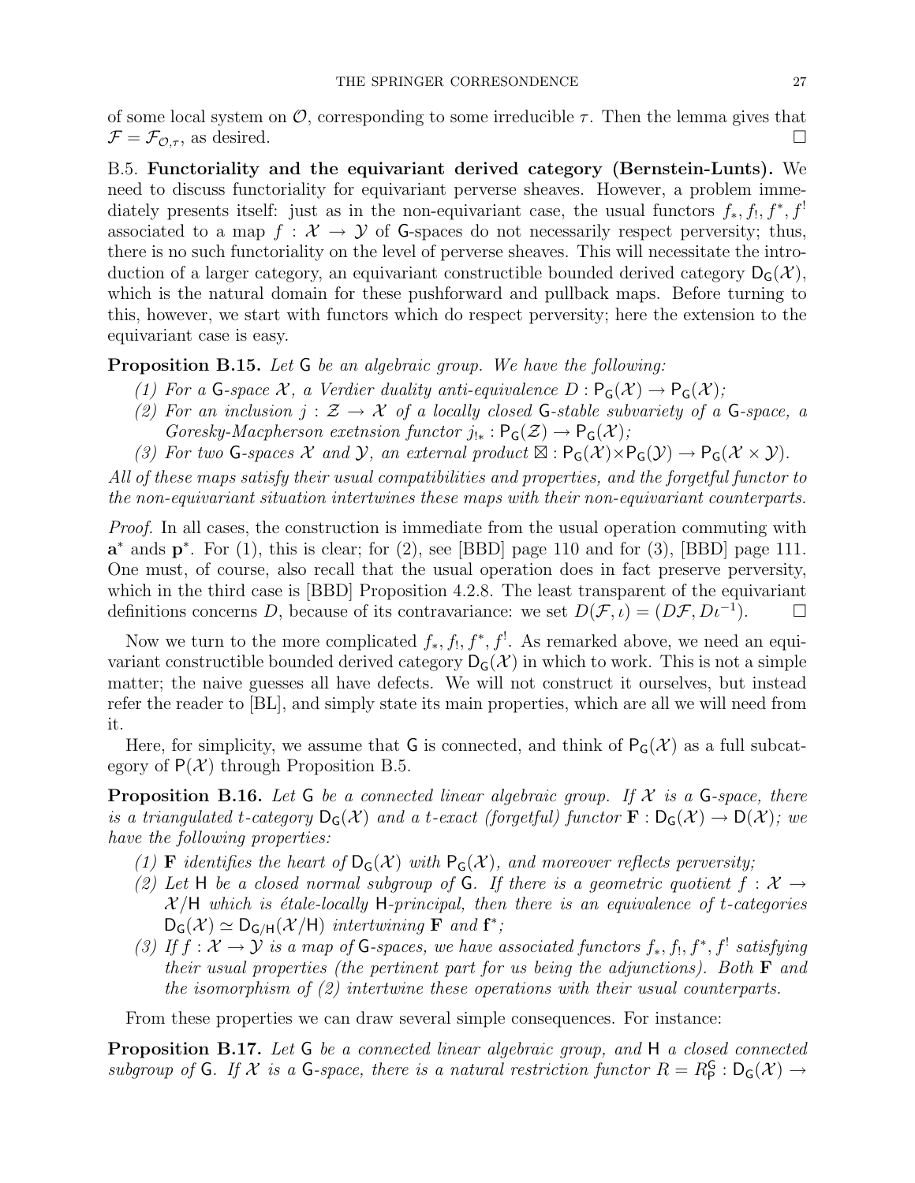of some local system on $\mathcal{O}$, corresponding to some irreducible $\tau$. Then the lemma gives that $\mathcal{F} = \mathcal{F}_{\mathcal{O},\tau}$, as desired. □

B.5. **Functoriality and the equivariant derived category (Bernstein-Lunts).** We need to discuss functoriality for equivariant perverse sheaves. However, a problem immediately presents itself: just as in the non-equivariant case, the usual functors $f_*, f_!, f^*, f^!$ associated to a map $f : \mathcal{X} \to \mathcal{Y}$ of $\mathsf{G}$-spaces do not necessarily respect perversity; thus, there is no such functoriality on the level of perverse sheaves. This will necessitate the introduction of a larger category, an equivariant constructible bounded derived category $\mathsf{D}_\mathsf{G}(\mathcal{X})$, which is the natural domain for these pushforward and pullback maps. Before turning to this, however, we start with functors which do respect perversity; here the extension to the equivariant case is easy.

**Proposition B.15.** *Let $\mathsf{G}$ be an algebraic group. We have the following:*

1. *For a $\mathsf{G}$-space $\mathcal{X}$, a Verdier duality anti-equivalence $D : \mathsf{P}_\mathsf{G}(\mathcal{X}) \to \mathsf{P}_\mathsf{G}(\mathcal{X})$;*
2. *For an inclusion $j : \mathcal{Z} \to \mathcal{X}$ of a locally closed $\mathsf{G}$-stable subvariety of a $\mathsf{G}$-space, a Goresky-Macpherson exetnsion functor $j_{!*} : \mathsf{P}_\mathsf{G}(\mathcal{Z}) \to \mathsf{P}_\mathsf{G}(\mathcal{X})$;*
3. *For two $\mathsf{G}$-spaces $\mathcal{X}$ and $\mathcal{Y}$, an external product $\boxtimes : \mathsf{P}_\mathsf{G}(\mathcal{X}) \times \mathsf{P}_\mathsf{G}(\mathcal{Y}) \to \mathsf{P}_\mathsf{G}(\mathcal{X} \times \mathcal{Y})$.*

*All of these maps satisfy their usual compatibilities and properties, and the forgetful functor to the non-equivariant situation intertwines these maps with their non-equivariant counterparts.*

*Proof.* In all cases, the construction is immediate from the usual operation commuting with $\mathbf{a}^*$ ands $\mathbf{p}^*$. For (1), this is clear; for (2), see [BBD] page 110 and for (3), [BBD] page 111. One must, of course, also recall that the usual operation does in fact preserve perversity, which in the third case is [BBD] Proposition 4.2.8. The least transparent of the equivariant definitions concerns $D$, because of its contravariance: we set $D(\mathcal{F}, \iota) = (D\mathcal{F}, D\iota^{-1})$. □

Now we turn to the more complicated $f_*, f_!, f^*, f^!$. As remarked above, we need an equivariant constructible bounded derived category $\mathsf{D}_\mathsf{G}(\mathcal{X})$ in which to work. This is not a simple matter; the naive guesses all have defects. We will not construct it ourselves, but instead refer the reader to [BL], and simply state its main properties, which are all we will need from it.

Here, for simplicity, we assume that $\mathsf{G}$ is connected, and think of $\mathsf{P}_\mathsf{G}(\mathcal{X})$ as a full subcategory of $\mathsf{P}(\mathcal{X})$ through Proposition B.5.

**Proposition B.16.** *Let $\mathsf{G}$ be a connected linear algebraic group. If $\mathcal{X}$ is a $\mathsf{G}$-space, there is a triangulated t-category $\mathsf{D}_\mathsf{G}(\mathcal{X})$ and a t-exact (forgetful) functor $\mathbf{F} : \mathsf{D}_\mathsf{G}(\mathcal{X}) \to \mathsf{D}(\mathcal{X})$; we have the following properties:*

1. *$\mathbf{F}$ identifies the heart of $\mathsf{D}_\mathsf{G}(\mathcal{X})$ with $\mathsf{P}_\mathsf{G}(\mathcal{X})$, and moreover reflects perversity;*
2. *Let $\mathsf{H}$ be a closed normal subgroup of $\mathsf{G}$. If there is a geometric quotient $f : \mathcal{X} \to \mathcal{X}/\mathsf{H}$ which is étale-locally $\mathsf{H}$-principal, then there is an equivalence of t-categories $\mathsf{D}_\mathsf{G}(\mathcal{X}) \simeq \mathsf{D}_{\mathsf{G}/\mathsf{H}}(\mathcal{X}/\mathsf{H})$ intertwining $\mathbf{F}$ and $\mathbf{f}^*$;*
3. *If $f : \mathcal{X} \to \mathcal{Y}$ is a map of $\mathsf{G}$-spaces, we have associated functors $f_*, f_!, f^*, f^!$ satisfying their usual properties (the pertinent part for us being the adjunctions). Both $\mathbf{F}$ and the isomorphism of (2) intertwine these operations with their usual counterparts.*

From these properties we can draw several simple consequences. For instance:

**Proposition B.17.** *Let $\mathsf{G}$ be a connected linear algebraic group, and $\mathsf{H}$ a closed connected subgroup of $\mathsf{G}$. If $\mathcal{X}$ is a $\mathsf{G}$-space, there is a natural restriction functor $R = R^\mathsf{G}_\mathsf{P} : \mathsf{D}_\mathsf{G}(\mathcal{X}) \to$*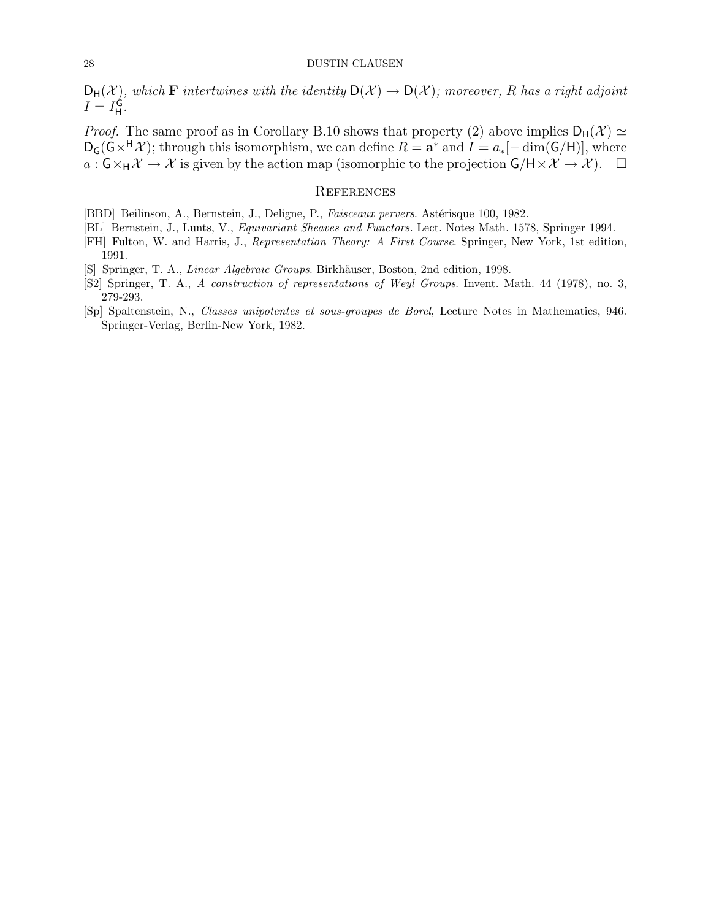*$\mathsf{D}_{\mathsf{H}}(\mathcal{X})$, which $\mathbf{F}$ intertwines with the identity $\mathsf{D}(\mathcal{X}) \to \mathsf{D}(\mathcal{X})$; moreover, $R$ has a right adjoint $I = I_{\mathsf{H}}^{\mathsf{G}}$.*

*Proof.* The same proof as in Corollary B.10 shows that property (2) above implies $\mathsf{D}_{\mathsf{H}}(\mathcal{X}) \simeq \mathsf{D}_{\mathsf{G}}(\mathsf{G} \times^{\mathsf{H}} \mathcal{X})$; through this isomorphism, we can define $R = \mathsf{a}^*$ and $I = a_*[-\dim(\mathsf{G}/\mathsf{H})]$, where $a : \mathsf{G} \times_{\mathsf{H}} \mathcal{X} \to \mathcal{X}$ is given by the action map (isomorphic to the projection $\mathsf{G}/\mathsf{H} \times \mathcal{X} \to \mathcal{X}$). $\square$

## References

[BBD] Beilinson, A., Bernstein, J., Deligne, P., *Faisceaux pervers*. Astérisque 100, 1982.

[BL] Bernstein, J., Lunts, V., *Equivariant Sheaves and Functors.* Lect. Notes Math. 1578, Springer 1994.

[FH] Fulton, W. and Harris, J., *Representation Theory: A First Course*. Springer, New York, 1st edition, 1991.

[S] Springer, T. A., *Linear Algebraic Groups*. Birkhäuser, Boston, 2nd edition, 1998.

[S2] Springer, T. A., *A construction of representations of Weyl Groups*. Invent. Math. 44 (1978), no. 3, 279-293.

[Sp] Spaltenstein, N., *Classes unipotentes et sous-groupes de Borel*, Lecture Notes in Mathematics, 946. Springer-Verlag, Berlin-New York, 1982.